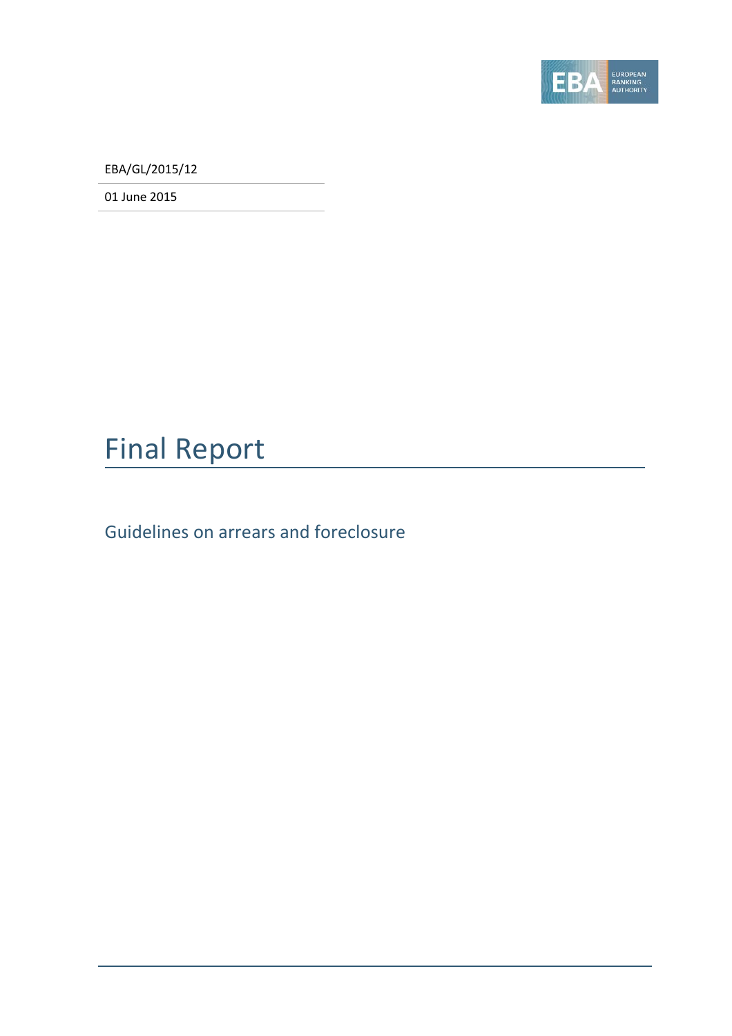EBA/GL/2015/12

01 June 2015

# Final Report

## Guidelines on arrears and foreclosure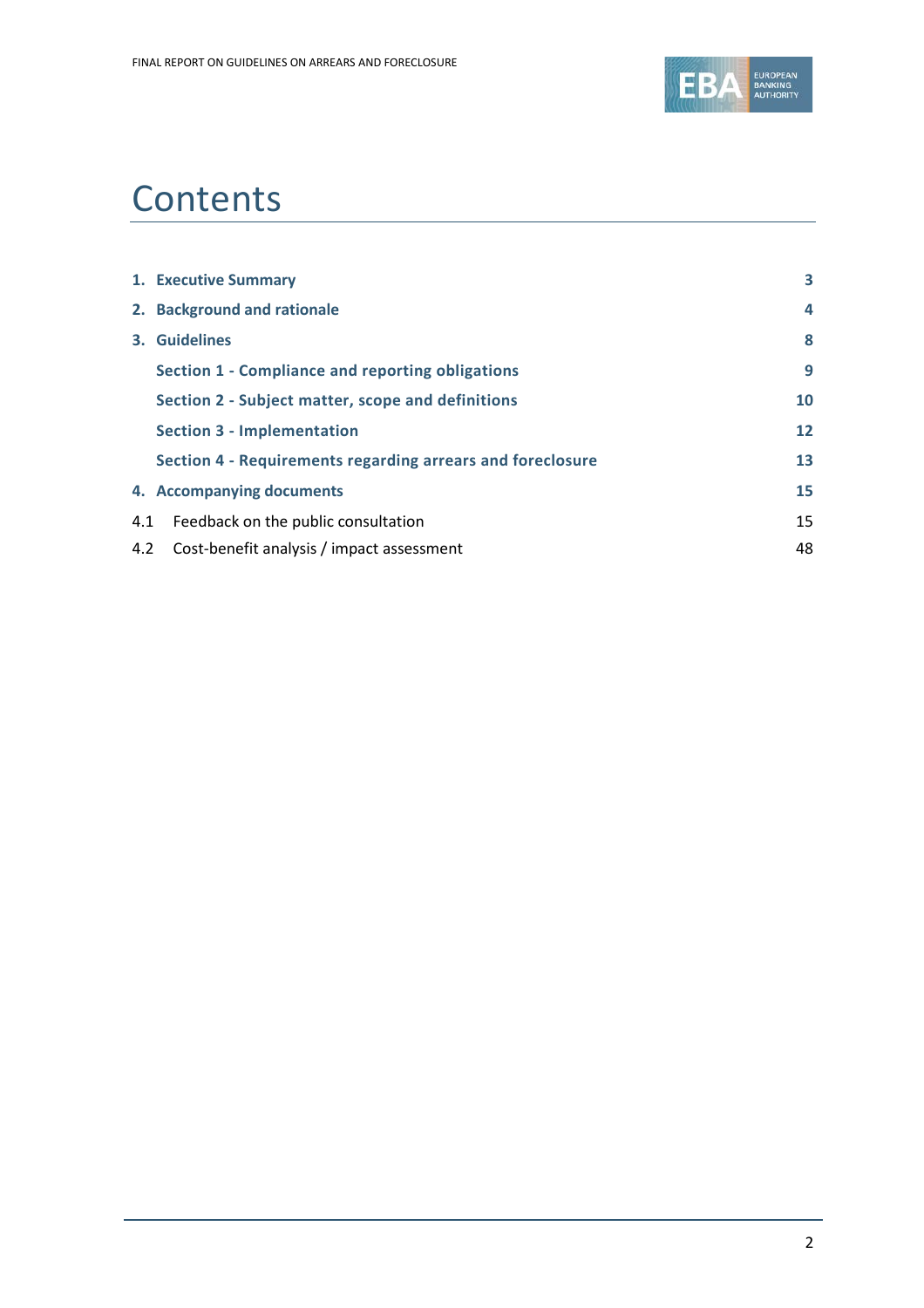# Contents

| | |
|---|---|
| **1. Executive Summary** | **3** |
| **2. Background and rationale** | **4** |
| **3. Guidelines** | **8** |
| **Section 1 - Compliance and reporting obligations** | **9** |
| **Section 2 - Subject matter, scope and definitions** | **10** |
| **Section 3 - Implementation** | **12** |
| **Section 4 - Requirements regarding arrears and foreclosure** | **13** |
| **4. Accompanying documents** | **15** |
| 4.1 Feedback on the public consultation | 15 |
| 4.2 Cost-benefit analysis / impact assessment | 48 |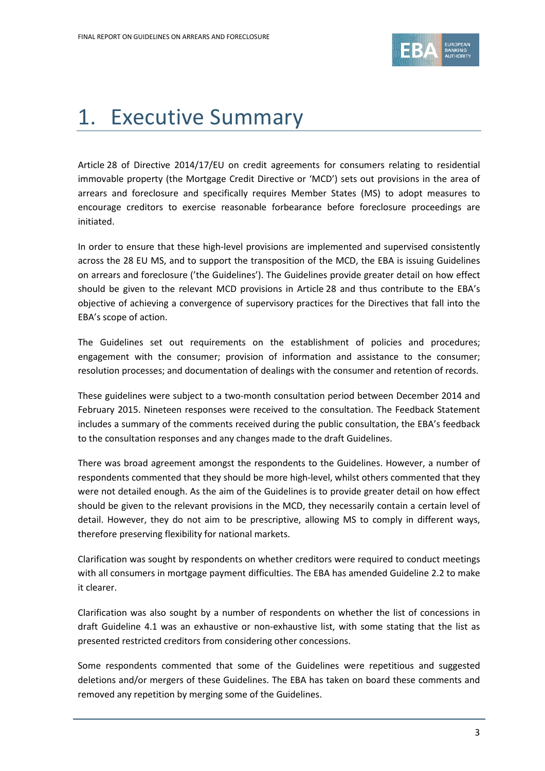# 1. Executive Summary

Article 28 of Directive 2014/17/EU on credit agreements for consumers relating to residential immovable property (the Mortgage Credit Directive or 'MCD') sets out provisions in the area of arrears and foreclosure and specifically requires Member States (MS) to adopt measures to encourage creditors to exercise reasonable forbearance before foreclosure proceedings are initiated.

In order to ensure that these high-level provisions are implemented and supervised consistently across the 28 EU MS, and to support the transposition of the MCD, the EBA is issuing Guidelines on arrears and foreclosure ('the Guidelines'). The Guidelines provide greater detail on how effect should be given to the relevant MCD provisions in Article 28 and thus contribute to the EBA's objective of achieving a convergence of supervisory practices for the Directives that fall into the EBA's scope of action.

The Guidelines set out requirements on the establishment of policies and procedures; engagement with the consumer; provision of information and assistance to the consumer; resolution processes; and documentation of dealings with the consumer and retention of records.

These guidelines were subject to a two-month consultation period between December 2014 and February 2015. Nineteen responses were received to the consultation. The Feedback Statement includes a summary of the comments received during the public consultation, the EBA's feedback to the consultation responses and any changes made to the draft Guidelines.

There was broad agreement amongst the respondents to the Guidelines. However, a number of respondents commented that they should be more high-level, whilst others commented that they were not detailed enough. As the aim of the Guidelines is to provide greater detail on how effect should be given to the relevant provisions in the MCD, they necessarily contain a certain level of detail. However, they do not aim to be prescriptive, allowing MS to comply in different ways, therefore preserving flexibility for national markets.

Clarification was sought by respondents on whether creditors were required to conduct meetings with all consumers in mortgage payment difficulties. The EBA has amended Guideline 2.2 to make it clearer.

Clarification was also sought by a number of respondents on whether the list of concessions in draft Guideline 4.1 was an exhaustive or non-exhaustive list, with some stating that the list as presented restricted creditors from considering other concessions.

Some respondents commented that some of the Guidelines were repetitious and suggested deletions and/or mergers of these Guidelines. The EBA has taken on board these comments and removed any repetition by merging some of the Guidelines.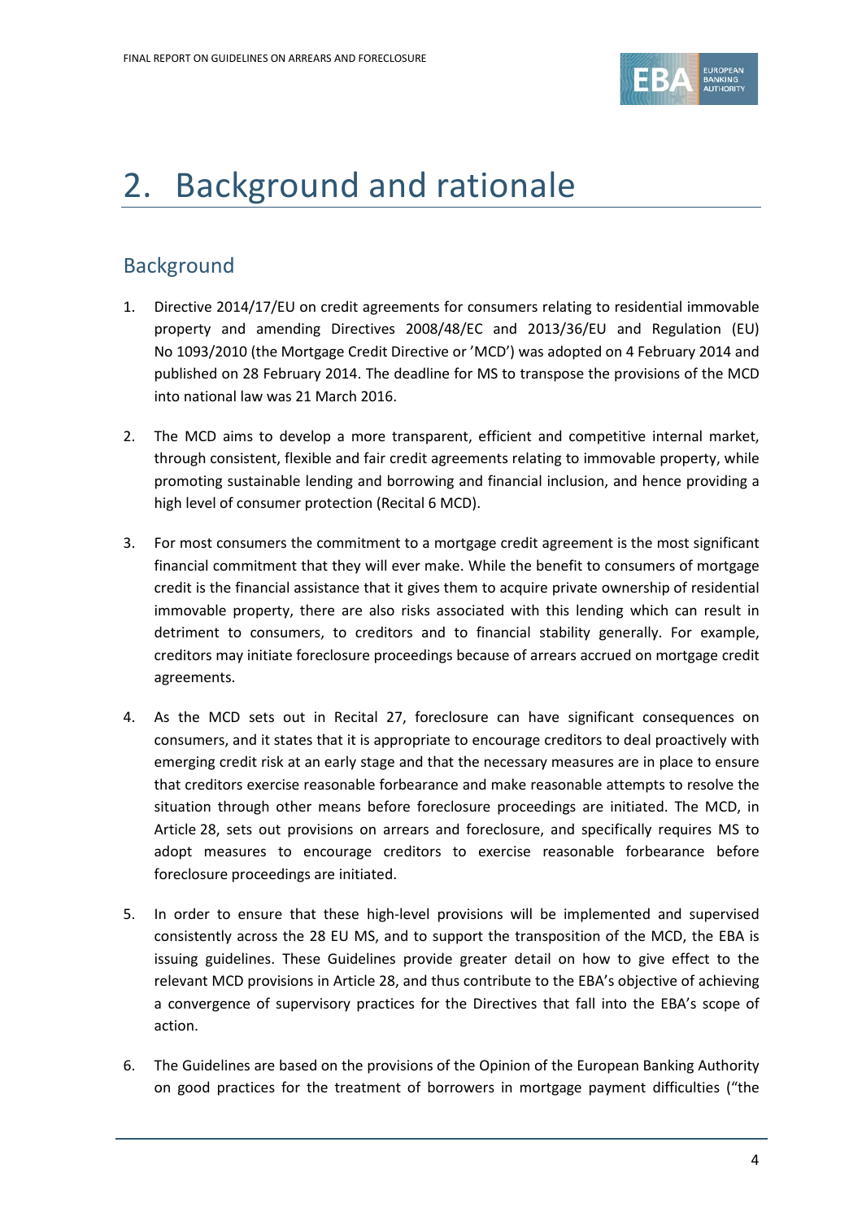# 2. Background and rationale

## Background

1. Directive 2014/17/EU on credit agreements for consumers relating to residential immovable property and amending Directives 2008/48/EC and 2013/36/EU and Regulation (EU) No 1093/2010 (the Mortgage Credit Directive or 'MCD') was adopted on 4 February 2014 and published on 28 February 2014. The deadline for MS to transpose the provisions of the MCD into national law was 21 March 2016.

2. The MCD aims to develop a more transparent, efficient and competitive internal market, through consistent, flexible and fair credit agreements relating to immovable property, while promoting sustainable lending and borrowing and financial inclusion, and hence providing a high level of consumer protection (Recital 6 MCD).

3. For most consumers the commitment to a mortgage credit agreement is the most significant financial commitment that they will ever make. While the benefit to consumers of mortgage credit is the financial assistance that it gives them to acquire private ownership of residential immovable property, there are also risks associated with this lending which can result in detriment to consumers, to creditors and to financial stability generally. For example, creditors may initiate foreclosure proceedings because of arrears accrued on mortgage credit agreements.

4. As the MCD sets out in Recital 27, foreclosure can have significant consequences on consumers, and it states that it is appropriate to encourage creditors to deal proactively with emerging credit risk at an early stage and that the necessary measures are in place to ensure that creditors exercise reasonable forbearance and make reasonable attempts to resolve the situation through other means before foreclosure proceedings are initiated. The MCD, in Article 28, sets out provisions on arrears and foreclosure, and specifically requires MS to adopt measures to encourage creditors to exercise reasonable forbearance before foreclosure proceedings are initiated.

5. In order to ensure that these high-level provisions will be implemented and supervised consistently across the 28 EU MS, and to support the transposition of the MCD, the EBA is issuing guidelines. These Guidelines provide greater detail on how to give effect to the relevant MCD provisions in Article 28, and thus contribute to the EBA's objective of achieving a convergence of supervisory practices for the Directives that fall into the EBA's scope of action.

6. The Guidelines are based on the provisions of the Opinion of the European Banking Authority on good practices for the treatment of borrowers in mortgage payment difficulties ("the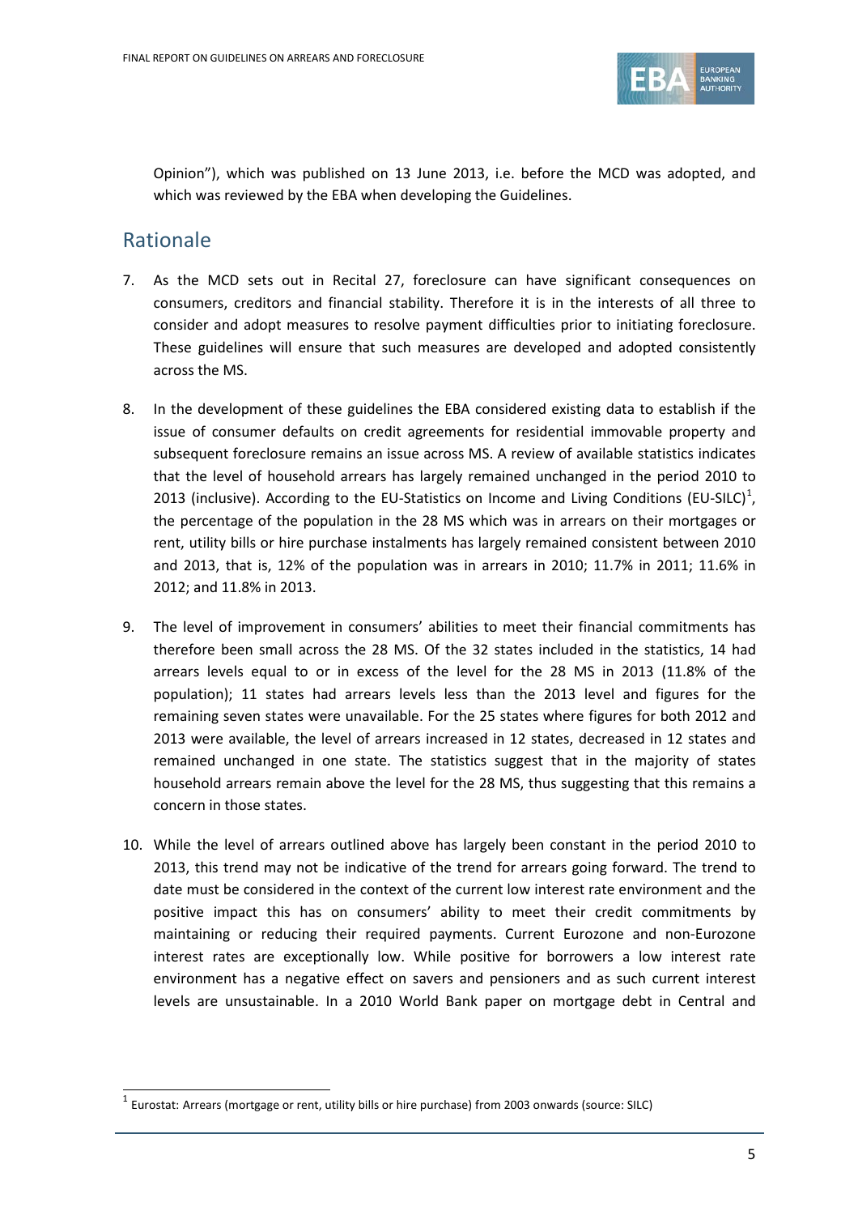Opinion"), which was published on 13 June 2013, i.e. before the MCD was adopted, and which was reviewed by the EBA when developing the Guidelines.

## Rationale

7. As the MCD sets out in Recital 27, foreclosure can have significant consequences on consumers, creditors and financial stability. Therefore it is in the interests of all three to consider and adopt measures to resolve payment difficulties prior to initiating foreclosure. These guidelines will ensure that such measures are developed and adopted consistently across the MS.

8. In the development of these guidelines the EBA considered existing data to establish if the issue of consumer defaults on credit agreements for residential immovable property and subsequent foreclosure remains an issue across MS. A review of available statistics indicates that the level of household arrears has largely remained unchanged in the period 2010 to 2013 (inclusive). According to the EU-Statistics on Income and Living Conditions (EU-SILC)[1], the percentage of the population in the 28 MS which was in arrears on their mortgages or rent, utility bills or hire purchase instalments has largely remained consistent between 2010 and 2013, that is, 12% of the population was in arrears in 2010; 11.7% in 2011; 11.6% in 2012; and 11.8% in 2013.

9. The level of improvement in consumers' abilities to meet their financial commitments has therefore been small across the 28 MS. Of the 32 states included in the statistics, 14 had arrears levels equal to or in excess of the level for the 28 MS in 2013 (11.8% of the population); 11 states had arrears levels less than the 2013 level and figures for the remaining seven states were unavailable. For the 25 states where figures for both 2012 and 2013 were available, the level of arrears increased in 12 states, decreased in 12 states and remained unchanged in one state. The statistics suggest that in the majority of states household arrears remain above the level for the 28 MS, thus suggesting that this remains a concern in those states.

10. While the level of arrears outlined above has largely been constant in the period 2010 to 2013, this trend may not be indicative of the trend for arrears going forward. The trend to date must be considered in the context of the current low interest rate environment and the positive impact this has on consumers' ability to meet their credit commitments by maintaining or reducing their required payments. Current Eurozone and non-Eurozone interest rates are exceptionally low. While positive for borrowers a low interest rate environment has a negative effect on savers and pensioners and as such current interest levels are unsustainable. In a 2010 World Bank paper on mortgage debt in Central and

[1] Eurostat: Arrears (mortgage or rent, utility bills or hire purchase) from 2003 onwards (source: SILC)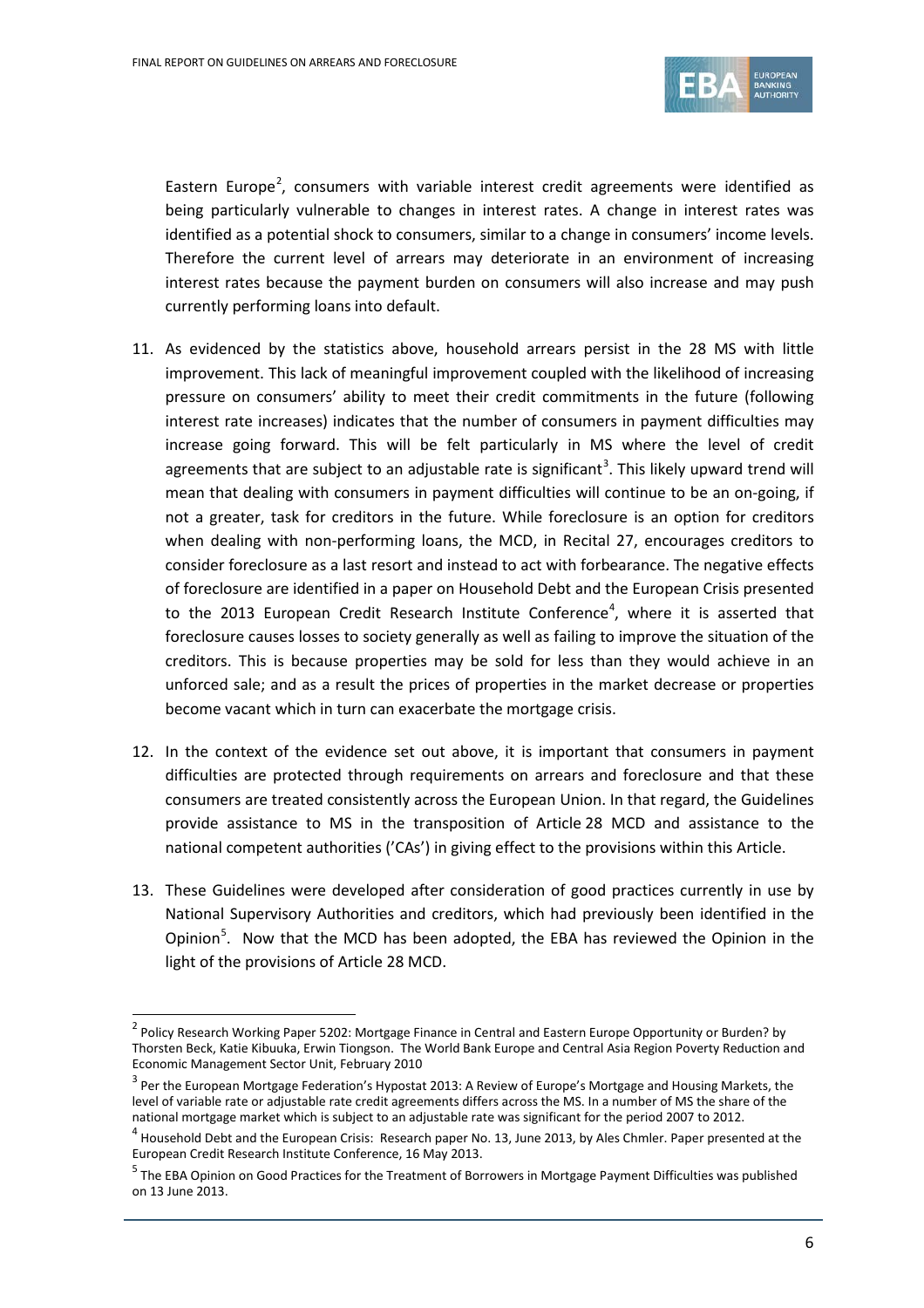Eastern Europe[2], consumers with variable interest credit agreements were identified as being particularly vulnerable to changes in interest rates. A change in interest rates was identified as a potential shock to consumers, similar to a change in consumers' income levels. Therefore the current level of arrears may deteriorate in an environment of increasing interest rates because the payment burden on consumers will also increase and may push currently performing loans into default.

11. As evidenced by the statistics above, household arrears persist in the 28 MS with little improvement. This lack of meaningful improvement coupled with the likelihood of increasing pressure on consumers' ability to meet their credit commitments in the future (following interest rate increases) indicates that the number of consumers in payment difficulties may increase going forward. This will be felt particularly in MS where the level of credit agreements that are subject to an adjustable rate is significant[3]. This likely upward trend will mean that dealing with consumers in payment difficulties will continue to be an on-going, if not a greater, task for creditors in the future. While foreclosure is an option for creditors when dealing with non-performing loans, the MCD, in Recital 27, encourages creditors to consider foreclosure as a last resort and instead to act with forbearance. The negative effects of foreclosure are identified in a paper on Household Debt and the European Crisis presented to the 2013 European Credit Research Institute Conference[4], where it is asserted that foreclosure causes losses to society generally as well as failing to improve the situation of the creditors. This is because properties may be sold for less than they would achieve in an unforced sale; and as a result the prices of properties in the market decrease or properties become vacant which in turn can exacerbate the mortgage crisis.

12. In the context of the evidence set out above, it is important that consumers in payment difficulties are protected through requirements on arrears and foreclosure and that these consumers are treated consistently across the European Union. In that regard, the Guidelines provide assistance to MS in the transposition of Article 28 MCD and assistance to the national competent authorities ('CAs') in giving effect to the provisions within this Article.

13. These Guidelines were developed after consideration of good practices currently in use by National Supervisory Authorities and creditors, which had previously been identified in the Opinion[5]. Now that the MCD has been adopted, the EBA has reviewed the Opinion in the light of the provisions of Article 28 MCD.

---

[2] Policy Research Working Paper 5202: Mortgage Finance in Central and Eastern Europe Opportunity or Burden? by Thorsten Beck, Katie Kibuuka, Erwin Tiongson. The World Bank Europe and Central Asia Region Poverty Reduction and Economic Management Sector Unit, February 2010

[3] Per the European Mortgage Federation's Hypostat 2013: A Review of Europe's Mortgage and Housing Markets, the level of variable rate or adjustable rate credit agreements differs across the MS. In a number of MS the share of the national mortgage market which is subject to an adjustable rate was significant for the period 2007 to 2012.

[4] Household Debt and the European Crisis: Research paper No. 13, June 2013, by Ales Chmler. Paper presented at the European Credit Research Institute Conference, 16 May 2013.

[5] The EBA Opinion on Good Practices for the Treatment of Borrowers in Mortgage Payment Difficulties was published on 13 June 2013.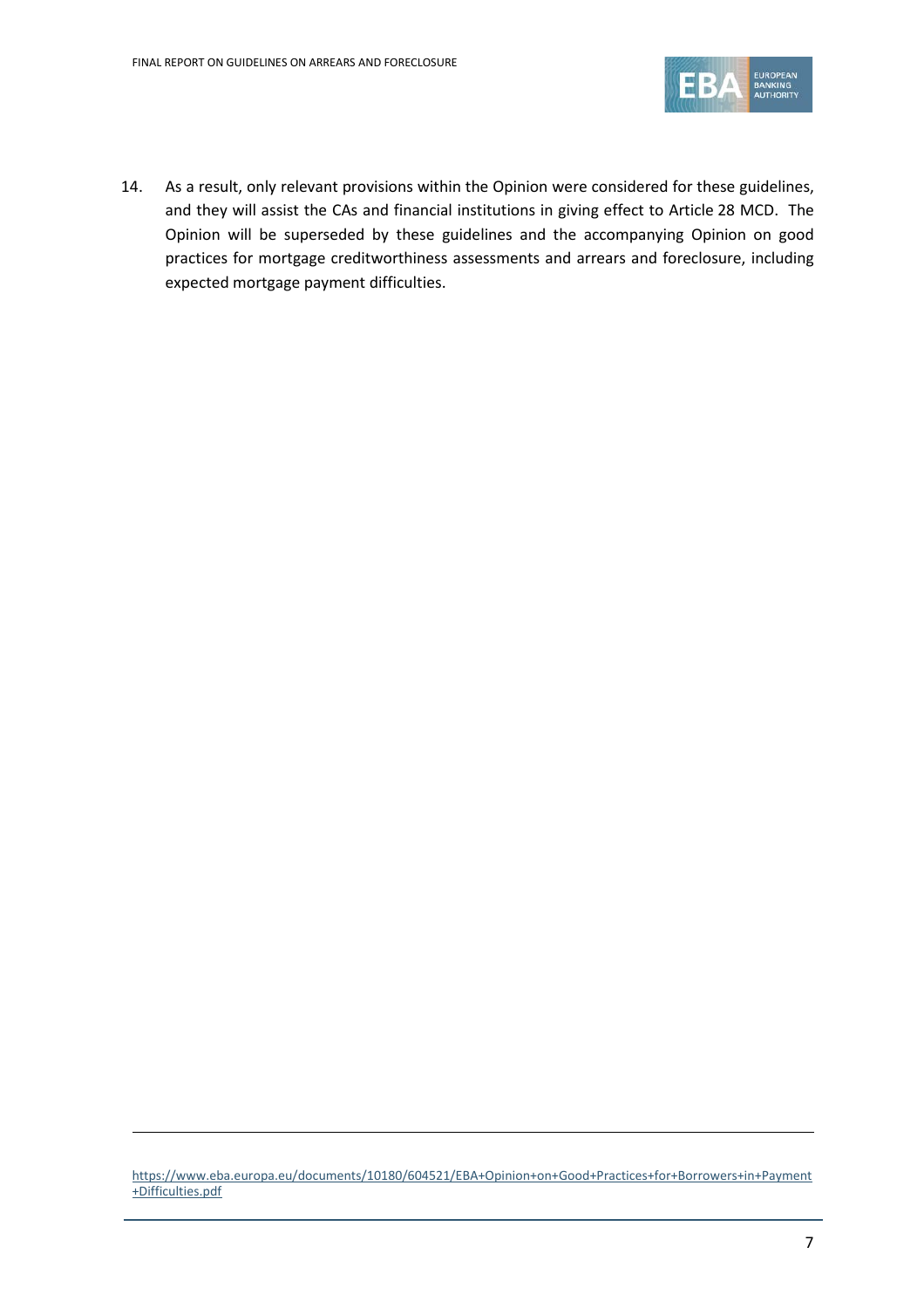14. As a result, only relevant provisions within the Opinion were considered for these guidelines, and they will assist the CAs and financial institutions in giving effect to Article 28 MCD. The Opinion will be superseded by these guidelines and the accompanying Opinion on good practices for mortgage creditworthiness assessments and arrears and foreclosure, including expected mortgage payment difficulties.

---

https://www.eba.europa.eu/documents/10180/604521/EBA+Opinion+on+Good+Practices+for+Borrowers+in+Payment+Difficulties.pdf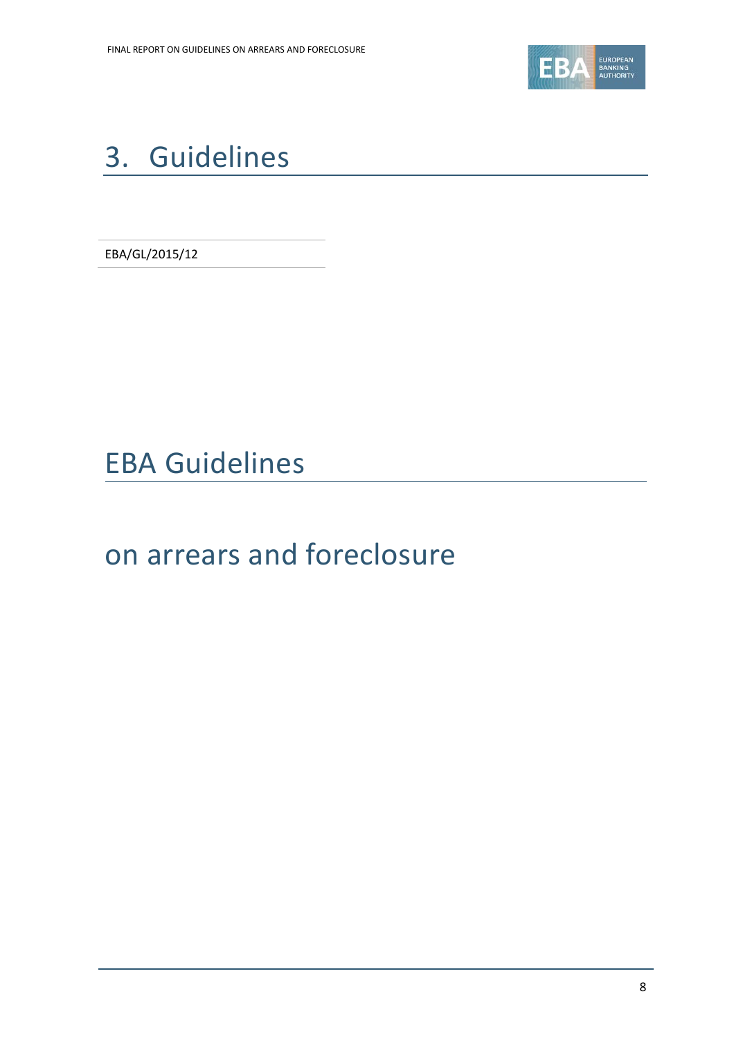# 3. Guidelines

EBA/GL/2015/12

# EBA Guidelines

## on arrears and foreclosure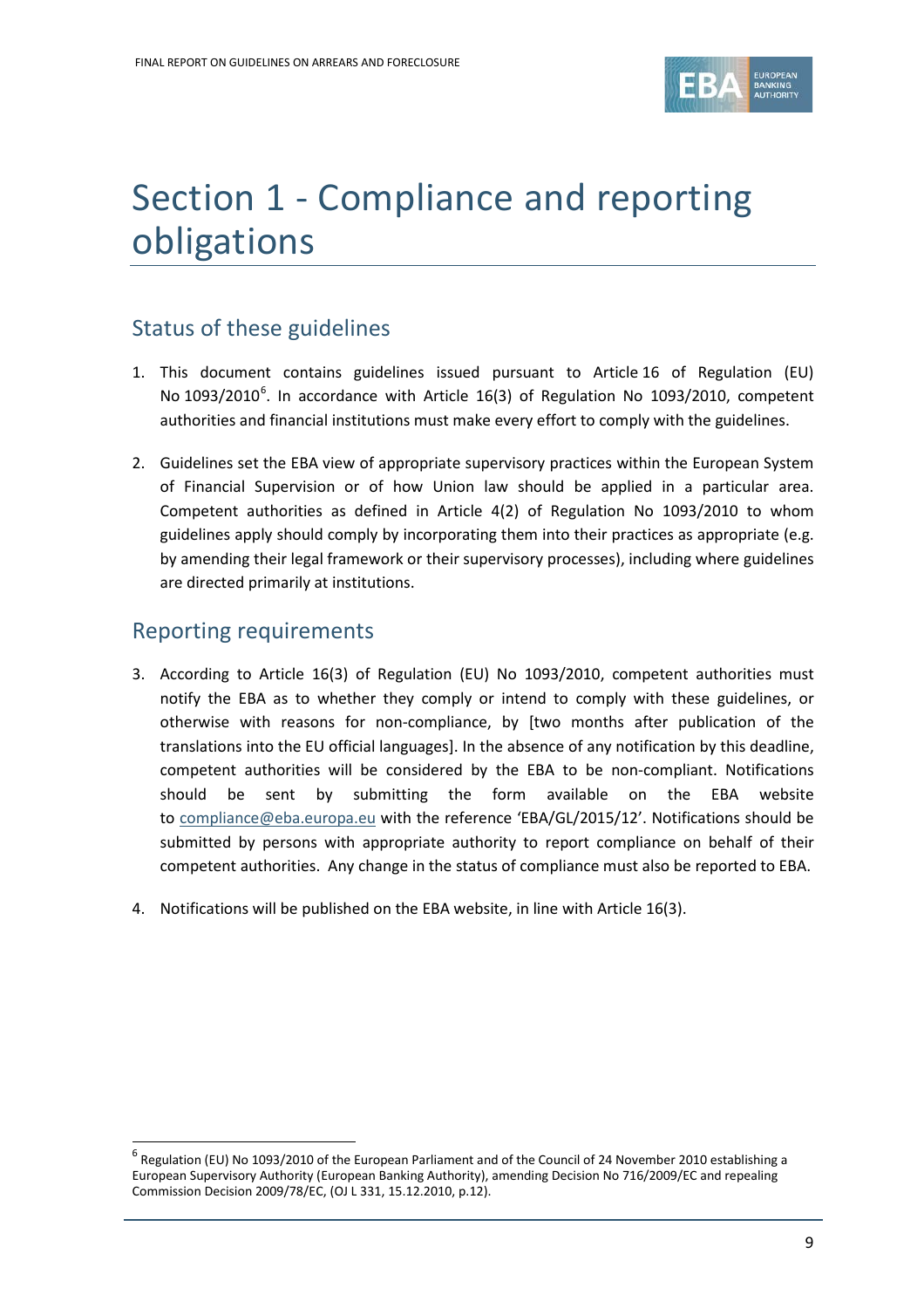# Section 1 - Compliance and reporting obligations

## Status of these guidelines

1. This document contains guidelines issued pursuant to Article 16 of Regulation (EU) No 1093/2010[6]. In accordance with Article 16(3) of Regulation No 1093/2010, competent authorities and financial institutions must make every effort to comply with the guidelines.

2. Guidelines set the EBA view of appropriate supervisory practices within the European System of Financial Supervision or of how Union law should be applied in a particular area. Competent authorities as defined in Article 4(2) of Regulation No 1093/2010 to whom guidelines apply should comply by incorporating them into their practices as appropriate (e.g. by amending their legal framework or their supervisory processes), including where guidelines are directed primarily at institutions.

## Reporting requirements

3. According to Article 16(3) of Regulation (EU) No 1093/2010, competent authorities must notify the EBA as to whether they comply or intend to comply with these guidelines, or otherwise with reasons for non-compliance, by [two months after publication of the translations into the EU official languages]. In the absence of any notification by this deadline, competent authorities will be considered by the EBA to be non-compliant. Notifications should be sent by submitting the form available on the EBA website to compliance@eba.europa.eu with the reference 'EBA/GL/2015/12'. Notifications should be submitted by persons with appropriate authority to report compliance on behalf of their competent authorities. Any change in the status of compliance must also be reported to EBA.

4. Notifications will be published on the EBA website, in line with Article 16(3).

---

[6] Regulation (EU) No 1093/2010 of the European Parliament and of the Council of 24 November 2010 establishing a European Supervisory Authority (European Banking Authority), amending Decision No 716/2009/EC and repealing Commission Decision 2009/78/EC, (OJ L 331, 15.12.2010, p.12).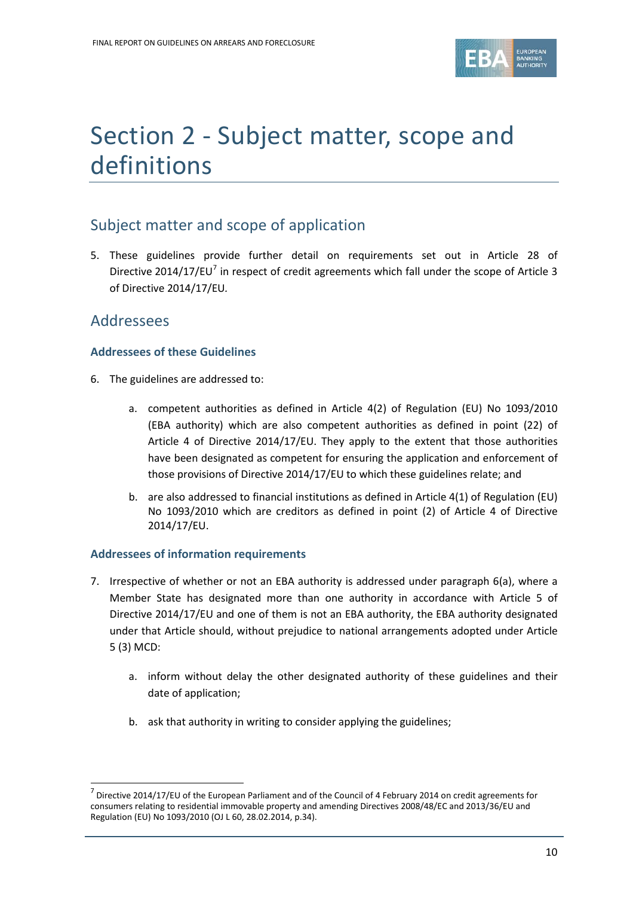# Section 2 - Subject matter, scope and definitions

## Subject matter and scope of application

5. These guidelines provide further detail on requirements set out in Article 28 of Directive 2014/17/EU[7] in respect of credit agreements which fall under the scope of Article 3 of Directive 2014/17/EU.

## Addressees

### Addressees of these Guidelines

6. The guidelines are addressed to:

   a. competent authorities as defined in Article 4(2) of Regulation (EU) No 1093/2010 (EBA authority) which are also competent authorities as defined in point (22) of Article 4 of Directive 2014/17/EU. They apply to the extent that those authorities have been designated as competent for ensuring the application and enforcement of those provisions of Directive 2014/17/EU to which these guidelines relate; and

   b. are also addressed to financial institutions as defined in Article 4(1) of Regulation (EU) No 1093/2010 which are creditors as defined in point (2) of Article 4 of Directive 2014/17/EU.

### Addressees of information requirements

7. Irrespective of whether or not an EBA authority is addressed under paragraph 6(a), where a Member State has designated more than one authority in accordance with Article 5 of Directive 2014/17/EU and one of them is not an EBA authority, the EBA authority designated under that Article should, without prejudice to national arrangements adopted under Article 5 (3) MCD:

   a. inform without delay the other designated authority of these guidelines and their date of application;

   b. ask that authority in writing to consider applying the guidelines;

---

[7] Directive 2014/17/EU of the European Parliament and of the Council of 4 February 2014 on credit agreements for consumers relating to residential immovable property and amending Directives 2008/48/EC and 2013/36/EU and Regulation (EU) No 1093/2010 (OJ L 60, 28.02.2014, p.34).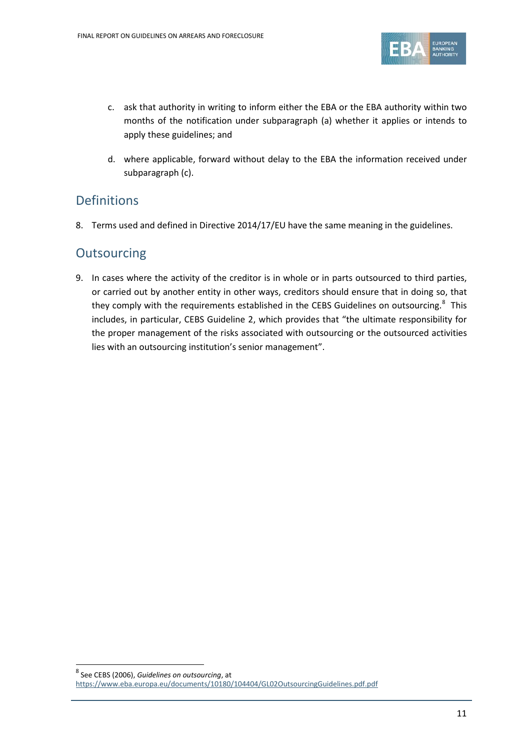c. ask that authority in writing to inform either the EBA or the EBA authority within two months of the notification under subparagraph (a) whether it applies or intends to apply these guidelines; and

d. where applicable, forward without delay to the EBA the information received under subparagraph (c).

## Definitions

8. Terms used and defined in Directive 2014/17/EU have the same meaning in the guidelines.

## Outsourcing

9. In cases where the activity of the creditor is in whole or in parts outsourced to third parties, or carried out by another entity in other ways, creditors should ensure that in doing so, that they comply with the requirements established in the CEBS Guidelines on outsourcing.[8] This includes, in particular, CEBS Guideline 2, which provides that "the ultimate responsibility for the proper management of the risks associated with outsourcing or the outsourced activities lies with an outsourcing institution's senior management".

---

[8] See CEBS (2006), *Guidelines on outsourcing*, at https://www.eba.europa.eu/documents/10180/104404/GL02OutsourcingGuidelines.pdf.pdf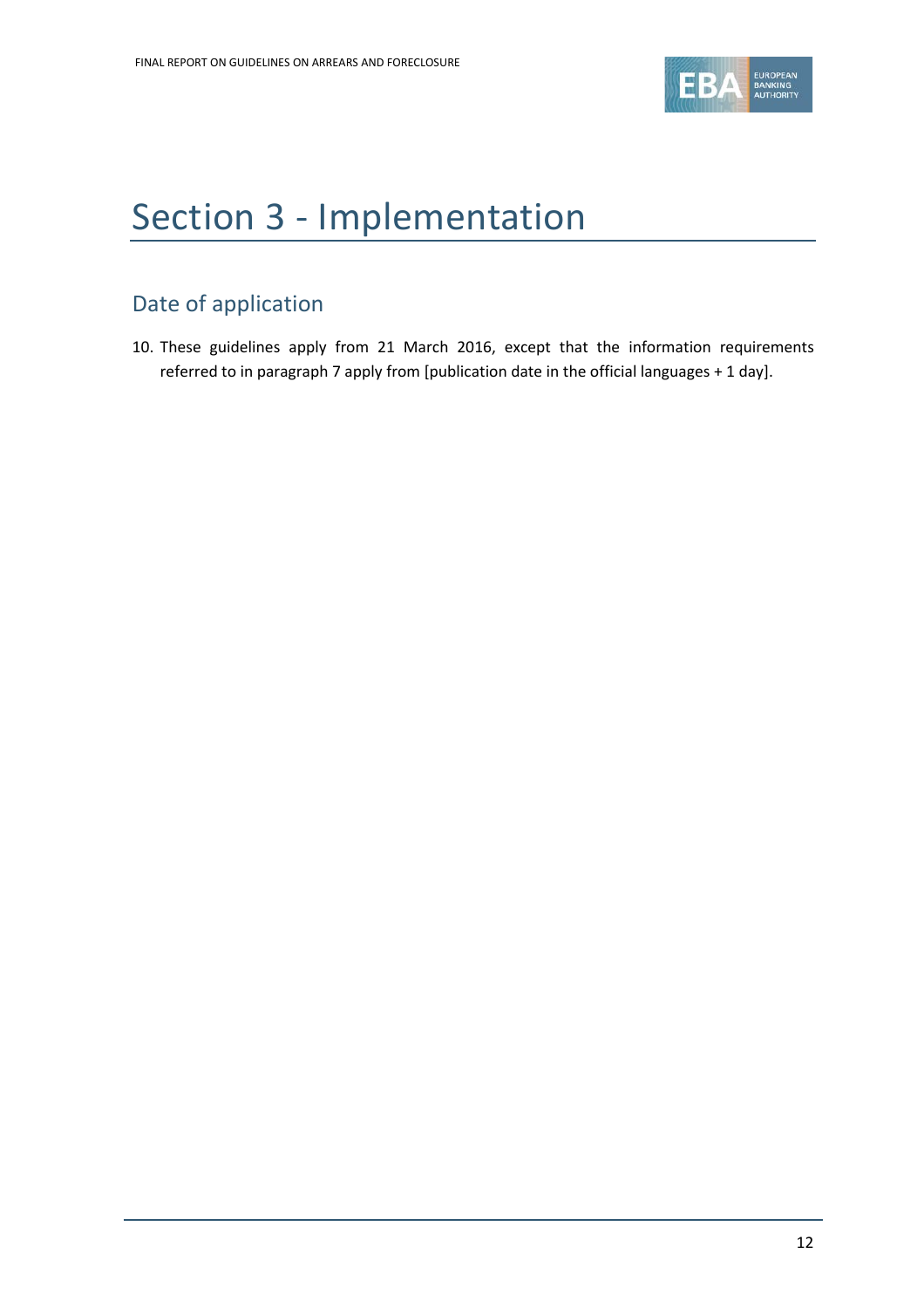# Section 3 - Implementation

## Date of application

10. These guidelines apply from 21 March 2016, except that the information requirements referred to in paragraph 7 apply from [publication date in the official languages + 1 day].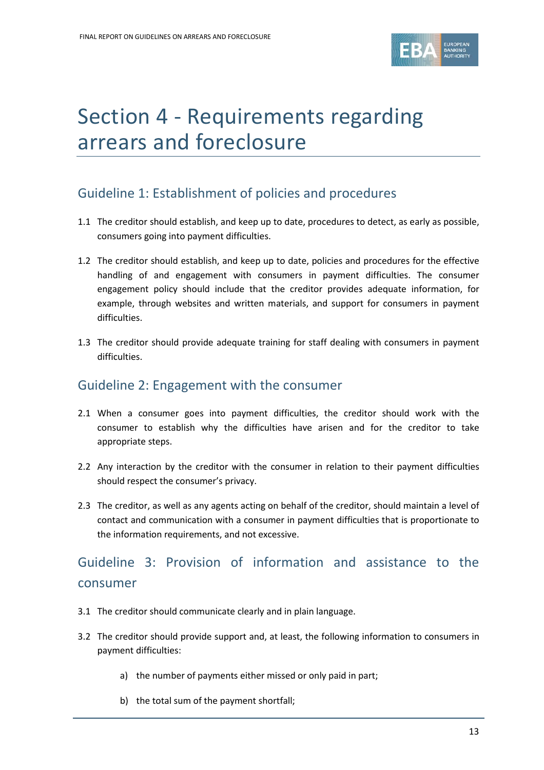# Section 4 - Requirements regarding arrears and foreclosure

## Guideline 1: Establishment of policies and procedures

1.1 The creditor should establish, and keep up to date, procedures to detect, as early as possible, consumers going into payment difficulties.

1.2 The creditor should establish, and keep up to date, policies and procedures for the effective handling of and engagement with consumers in payment difficulties. The consumer engagement policy should include that the creditor provides adequate information, for example, through websites and written materials, and support for consumers in payment difficulties.

1.3 The creditor should provide adequate training for staff dealing with consumers in payment difficulties.

## Guideline 2: Engagement with the consumer

2.1 When a consumer goes into payment difficulties, the creditor should work with the consumer to establish why the difficulties have arisen and for the creditor to take appropriate steps.

2.2 Any interaction by the creditor with the consumer in relation to their payment difficulties should respect the consumer's privacy.

2.3 The creditor, as well as any agents acting on behalf of the creditor, should maintain a level of contact and communication with a consumer in payment difficulties that is proportionate to the information requirements, and not excessive.

## Guideline 3: Provision of information and assistance to the consumer

3.1 The creditor should communicate clearly and in plain language.

3.2 The creditor should provide support and, at least, the following information to consumers in payment difficulties:

   a) the number of payments either missed or only paid in part;

   b) the total sum of the payment shortfall;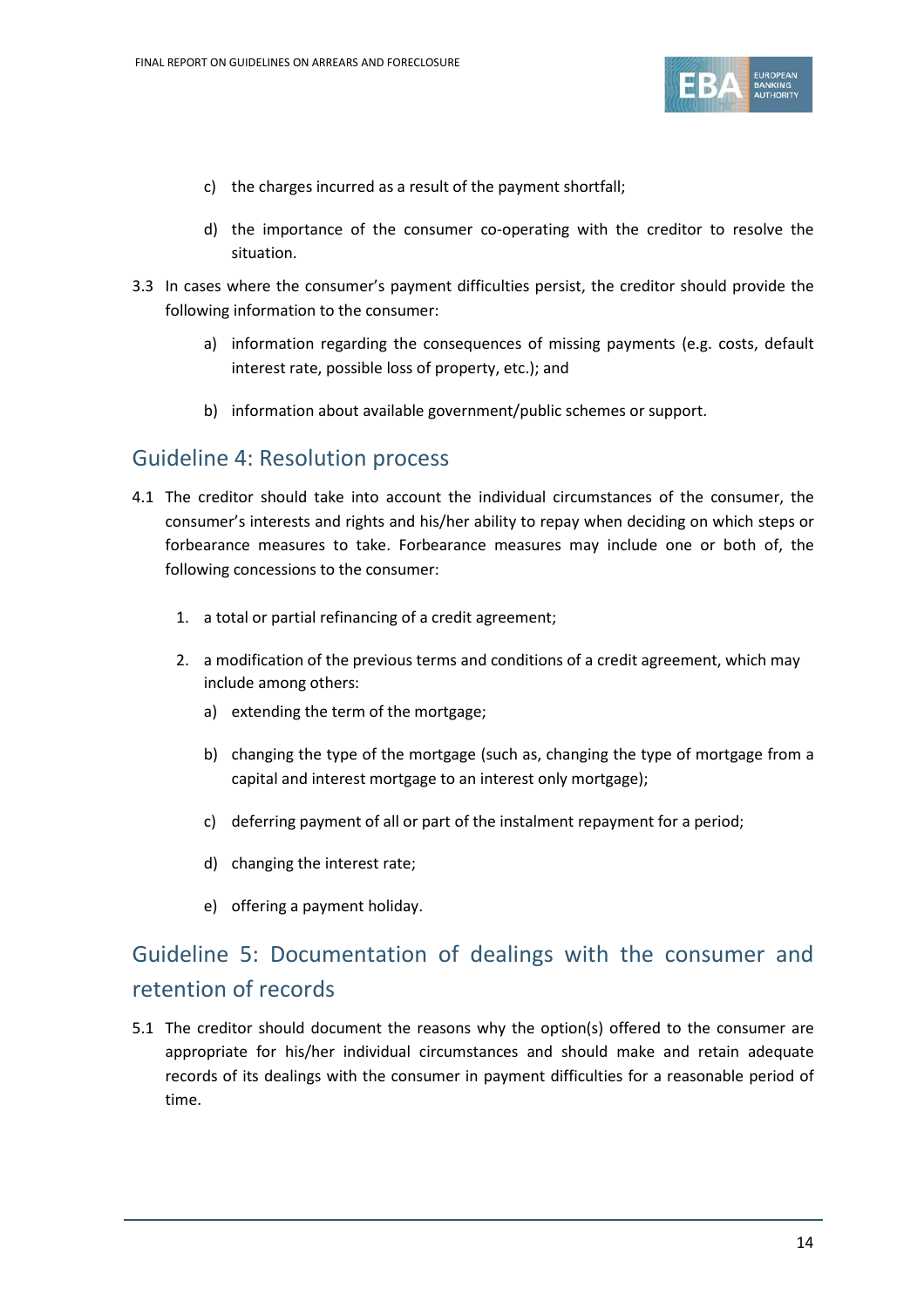c) the charges incurred as a result of the payment shortfall;

d) the importance of the consumer co-operating with the creditor to resolve the situation.

3.3 In cases where the consumer's payment difficulties persist, the creditor should provide the following information to the consumer:

a) information regarding the consequences of missing payments (e.g. costs, default interest rate, possible loss of property, etc.); and

b) information about available government/public schemes or support.

## Guideline 4: Resolution process

4.1 The creditor should take into account the individual circumstances of the consumer, the consumer's interests and rights and his/her ability to repay when deciding on which steps or forbearance measures to take. Forbearance measures may include one or both of, the following concessions to the consumer:

1. a total or partial refinancing of a credit agreement;

2. a modification of the previous terms and conditions of a credit agreement, which may include among others:

   a) extending the term of the mortgage;

   b) changing the type of the mortgage (such as, changing the type of mortgage from a capital and interest mortgage to an interest only mortgage);

   c) deferring payment of all or part of the instalment repayment for a period;

   d) changing the interest rate;

   e) offering a payment holiday.

## Guideline 5: Documentation of dealings with the consumer and retention of records

5.1 The creditor should document the reasons why the option(s) offered to the consumer are appropriate for his/her individual circumstances and should make and retain adequate records of its dealings with the consumer in payment difficulties for a reasonable period of time.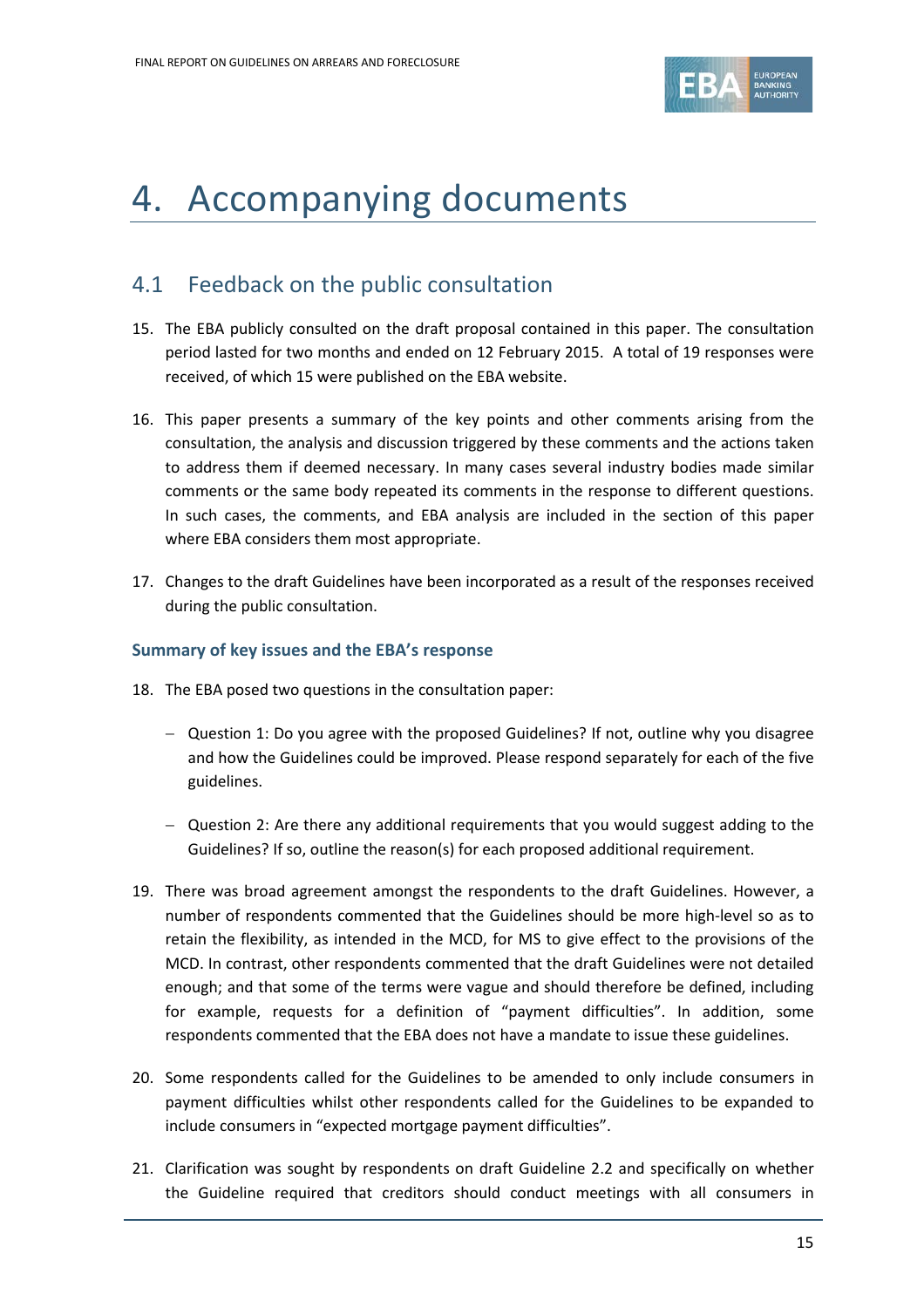# 4. Accompanying documents

## 4.1 Feedback on the public consultation

15. The EBA publicly consulted on the draft proposal contained in this paper. The consultation period lasted for two months and ended on 12 February 2015. A total of 19 responses were received, of which 15 were published on the EBA website.

16. This paper presents a summary of the key points and other comments arising from the consultation, the analysis and discussion triggered by these comments and the actions taken to address them if deemed necessary. In many cases several industry bodies made similar comments or the same body repeated its comments in the response to different questions. In such cases, the comments, and EBA analysis are included in the section of this paper where EBA considers them most appropriate.

17. Changes to the draft Guidelines have been incorporated as a result of the responses received during the public consultation.

### Summary of key issues and the EBA's response

18. The EBA posed two questions in the consultation paper:

    - Question 1: Do you agree with the proposed Guidelines? If not, outline why you disagree and how the Guidelines could be improved. Please respond separately for each of the five guidelines.

    - Question 2: Are there any additional requirements that you would suggest adding to the Guidelines? If so, outline the reason(s) for each proposed additional requirement.

19. There was broad agreement amongst the respondents to the draft Guidelines. However, a number of respondents commented that the Guidelines should be more high-level so as to retain the flexibility, as intended in the MCD, for MS to give effect to the provisions of the MCD. In contrast, other respondents commented that the draft Guidelines were not detailed enough; and that some of the terms were vague and should therefore be defined, including for example, requests for a definition of "payment difficulties". In addition, some respondents commented that the EBA does not have a mandate to issue these guidelines.

20. Some respondents called for the Guidelines to be amended to only include consumers in payment difficulties whilst other respondents called for the Guidelines to be expanded to include consumers in "expected mortgage payment difficulties".

21. Clarification was sought by respondents on draft Guideline 2.2 and specifically on whether the Guideline required that creditors should conduct meetings with all consumers in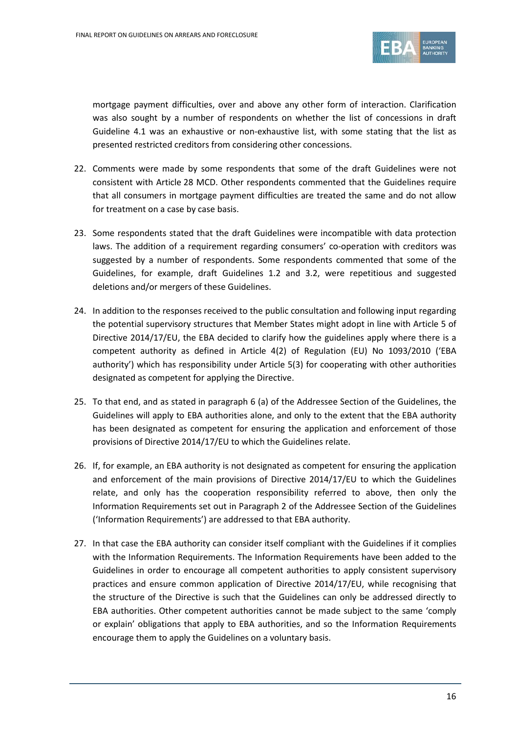mortgage payment difficulties, over and above any other form of interaction. Clarification was also sought by a number of respondents on whether the list of concessions in draft Guideline 4.1 was an exhaustive or non-exhaustive list, with some stating that the list as presented restricted creditors from considering other concessions.

22. Comments were made by some respondents that some of the draft Guidelines were not consistent with Article 28 MCD. Other respondents commented that the Guidelines require that all consumers in mortgage payment difficulties are treated the same and do not allow for treatment on a case by case basis.

23. Some respondents stated that the draft Guidelines were incompatible with data protection laws. The addition of a requirement regarding consumers' co-operation with creditors was suggested by a number of respondents. Some respondents commented that some of the Guidelines, for example, draft Guidelines 1.2 and 3.2, were repetitious and suggested deletions and/or mergers of these Guidelines.

24. In addition to the responses received to the public consultation and following input regarding the potential supervisory structures that Member States might adopt in line with Article 5 of Directive 2014/17/EU, the EBA decided to clarify how the guidelines apply where there is a competent authority as defined in Article 4(2) of Regulation (EU) No 1093/2010 ('EBA authority') which has responsibility under Article 5(3) for cooperating with other authorities designated as competent for applying the Directive.

25. To that end, and as stated in paragraph 6 (a) of the Addressee Section of the Guidelines, the Guidelines will apply to EBA authorities alone, and only to the extent that the EBA authority has been designated as competent for ensuring the application and enforcement of those provisions of Directive 2014/17/EU to which the Guidelines relate.

26. If, for example, an EBA authority is not designated as competent for ensuring the application and enforcement of the main provisions of Directive 2014/17/EU to which the Guidelines relate, and only has the cooperation responsibility referred to above, then only the Information Requirements set out in Paragraph 2 of the Addressee Section of the Guidelines ('Information Requirements') are addressed to that EBA authority.

27. In that case the EBA authority can consider itself compliant with the Guidelines if it complies with the Information Requirements. The Information Requirements have been added to the Guidelines in order to encourage all competent authorities to apply consistent supervisory practices and ensure common application of Directive 2014/17/EU, while recognising that the structure of the Directive is such that the Guidelines can only be addressed directly to EBA authorities. Other competent authorities cannot be made subject to the same 'comply or explain' obligations that apply to EBA authorities, and so the Information Requirements encourage them to apply the Guidelines on a voluntary basis.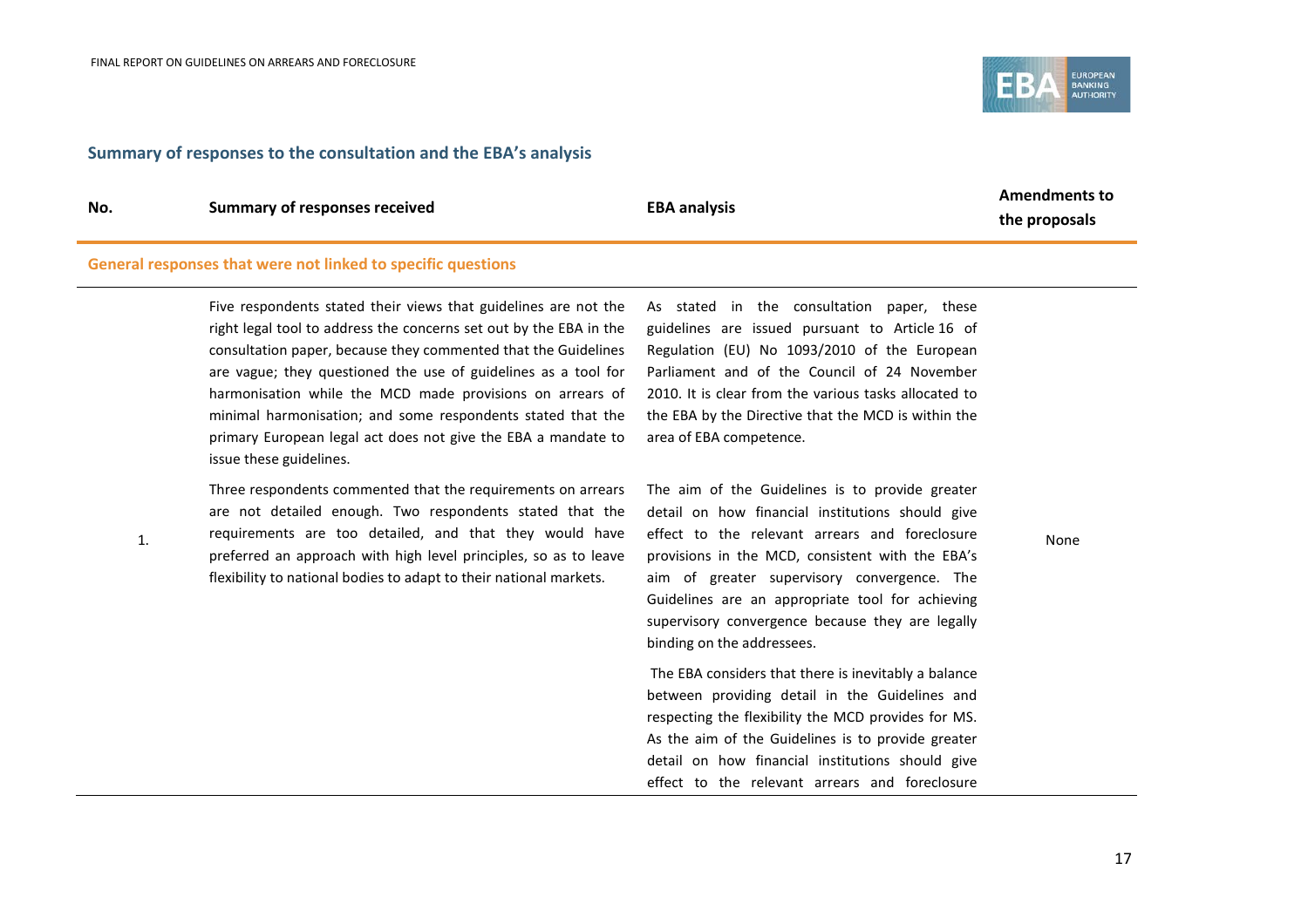## Summary of responses to the consultation and the EBA's analysis

| No. | Summary of responses received | EBA analysis | Amendments to the proposals |
|---|---|---|---|
| **General responses that were not linked to specific questions** | | | |
| 1. | Five respondents stated their views that guidelines are not the right legal tool to address the concerns set out by the EBA in the consultation paper, because they commented that the Guidelines are vague; they questioned the use of guidelines as a tool for harmonisation while the MCD made provisions on arrears of minimal harmonisation; and some respondents stated that the primary European legal act does not give the EBA a mandate to issue these guidelines.<br><br>Three respondents commented that the requirements on arrears are not detailed enough. Two respondents stated that the requirements are too detailed, and that they would have preferred an approach with high level principles, so as to leave flexibility to national bodies to adapt to their national markets. | As stated in the consultation paper, these guidelines are issued pursuant to Article 16 of Regulation (EU) No 1093/2010 of the European Parliament and of the Council of 24 November 2010. It is clear from the various tasks allocated to the EBA by the Directive that the MCD is within the area of EBA competence.<br><br>The aim of the Guidelines is to provide greater detail on how financial institutions should give effect to the relevant arrears and foreclosure provisions in the MCD, consistent with the EBA's aim of greater supervisory convergence. The Guidelines are an appropriate tool for achieving supervisory convergence because they are legally binding on the addressees.<br><br>The EBA considers that there is inevitably a balance between providing detail in the Guidelines and respecting the flexibility the MCD provides for MS. As the aim of the Guidelines is to provide greater detail on how financial institutions should give effect to the relevant arrears and foreclosure | None |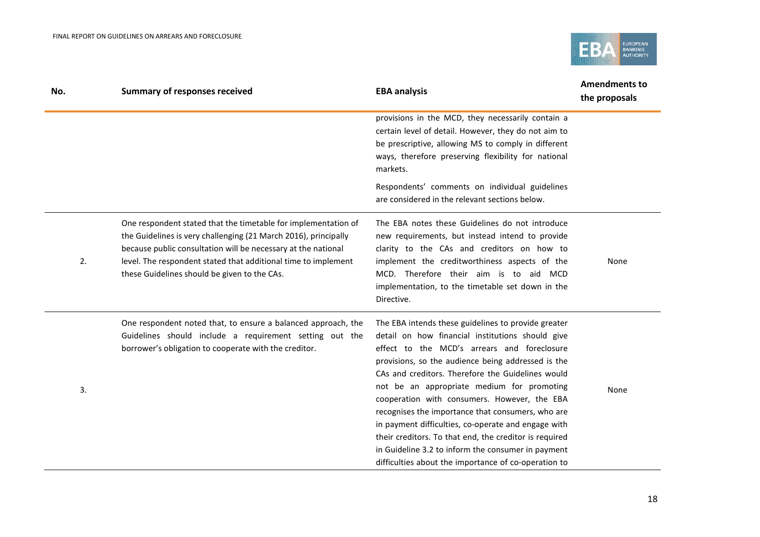| No. | Summary of responses received | EBA analysis | Amendments to the proposals |
|---|---|---|---|
| | | provisions in the MCD, they necessarily contain a certain level of detail. However, they do not aim to be prescriptive, allowing MS to comply in different ways, therefore preserving flexibility for national markets.<br><br>Respondents' comments on individual guidelines are considered in the relevant sections below. | |
| 2. | One respondent stated that the timetable for implementation of the Guidelines is very challenging (21 March 2016), principally because public consultation will be necessary at the national level. The respondent stated that additional time to implement these Guidelines should be given to the CAs. | The EBA notes these Guidelines do not introduce new requirements, but instead intend to provide clarity to the CAs and creditors on how to implement the creditworthiness aspects of the MCD. Therefore their aim is to aid MCD implementation, to the timetable set down in the Directive. | None |
| 3. | One respondent noted that, to ensure a balanced approach, the Guidelines should include a requirement setting out the borrower's obligation to cooperate with the creditor. | The EBA intends these guidelines to provide greater detail on how financial institutions should give effect to the MCD's arrears and foreclosure provisions, so the audience being addressed is the CAs and creditors. Therefore the Guidelines would not be an appropriate medium for promoting cooperation with consumers. However, the EBA recognises the importance that consumers, who are in payment difficulties, co-operate and engage with their creditors. To that end, the creditor is required in Guideline 3.2 to inform the consumer in payment difficulties about the importance of co-operation to | None |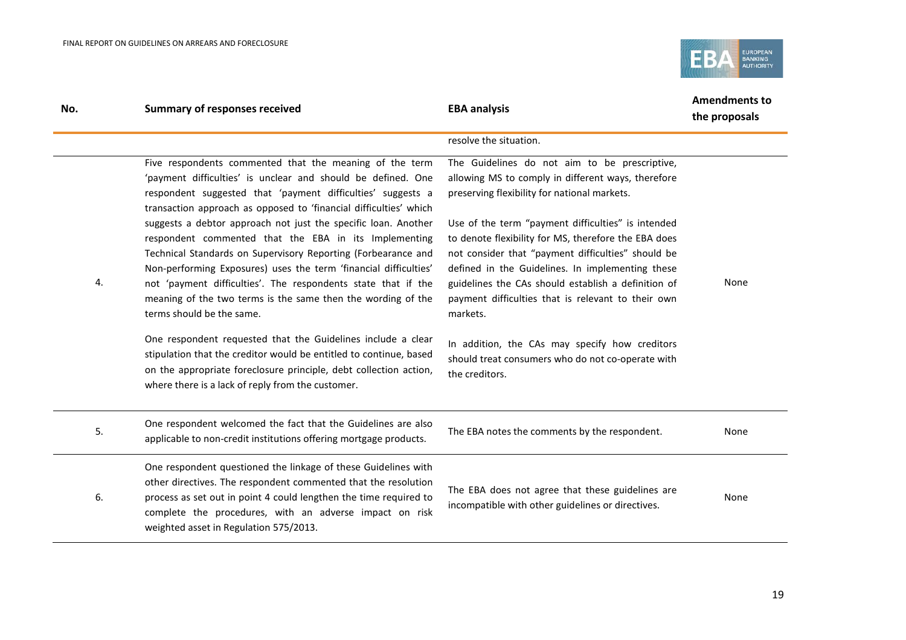| No. | Summary of responses received | EBA analysis | Amendments to the proposals |
|---|---|---|---|
| | | resolve the situation. | |
| 4. | Five respondents commented that the meaning of the term 'payment difficulties' is unclear and should be defined. One respondent suggested that 'payment difficulties' suggests a transaction approach as opposed to 'financial difficulties' which suggests a debtor approach not just the specific loan. Another respondent commented that the EBA in its Implementing Technical Standards on Supervisory Reporting (Forbearance and Non-performing Exposures) uses the term 'financial difficulties' not 'payment difficulties'. The respondents state that if the meaning of the two terms is the same then the wording of the terms should be the same.<br><br>One respondent requested that the Guidelines include a clear stipulation that the creditor would be entitled to continue, based on the appropriate foreclosure principle, debt collection action, where there is a lack of reply from the customer. | The Guidelines do not aim to be prescriptive, allowing MS to comply in different ways, therefore preserving flexibility for national markets.<br><br>Use of the term "payment difficulties" is intended to denote flexibility for MS, therefore the EBA does not consider that "payment difficulties" should be defined in the Guidelines. In implementing these guidelines the CAs should establish a definition of payment difficulties that is relevant to their own markets.<br><br>In addition, the CAs may specify how creditors should treat consumers who do not co-operate with the creditors. | None |
| 5. | One respondent welcomed the fact that the Guidelines are also applicable to non-credit institutions offering mortgage products. | The EBA notes the comments by the respondent. | None |
| 6. | One respondent questioned the linkage of these Guidelines with other directives. The respondent commented that the resolution process as set out in point 4 could lengthen the time required to complete the procedures, with an adverse impact on risk weighted asset in Regulation 575/2013. | The EBA does not agree that these guidelines are incompatible with other guidelines or directives. | None |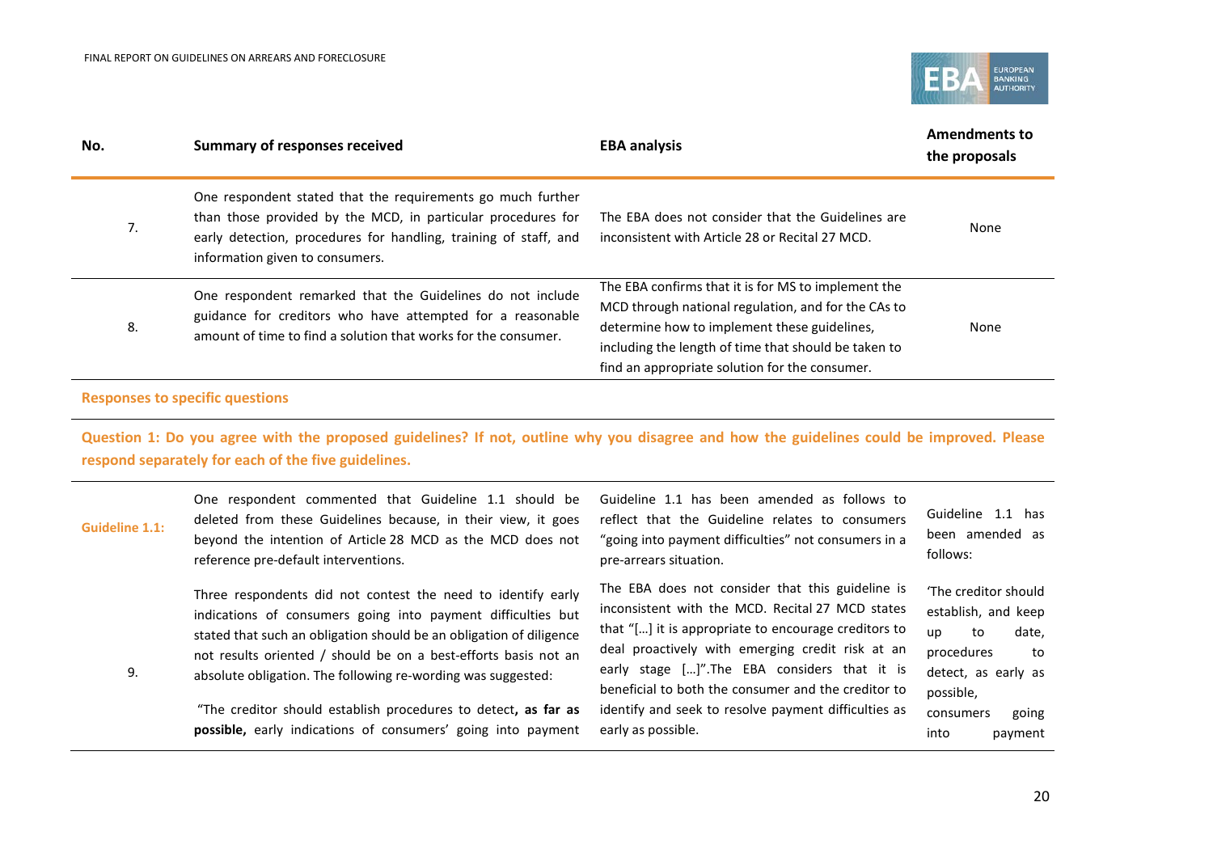| No. | Summary of responses received | EBA analysis | Amendments to the proposals |
|---|---|---|---|
| 7. | One respondent stated that the requirements go much further than those provided by the MCD, in particular procedures for early detection, procedures for handling, training of staff, and information given to consumers. | The EBA does not consider that the Guidelines are inconsistent with Article 28 or Recital 27 MCD. | None |
| 8. | One respondent remarked that the Guidelines do not include guidance for creditors who have attempted for a reasonable amount of time to find a solution that works for the consumer. | The EBA confirms that it is for MS to implement the MCD through national regulation, and for the CAs to determine how to implement these guidelines, including the length of time that should be taken to find an appropriate solution for the consumer. | None |

**Responses to specific questions**

**Question 1: Do you agree with the proposed guidelines? If not, outline why you disagree and how the guidelines could be improved. Please respond separately for each of the five guidelines.**

| No. | Summary of responses received | EBA analysis | Amendments to the proposals |
|---|---|---|---|
| **Guideline 1.1:** | One respondent commented that Guideline 1.1 should be deleted from these Guidelines because, in their view, it goes beyond the intention of Article 28 MCD as the MCD does not reference pre-default interventions. | Guideline 1.1 has been amended as follows to reflect that the Guideline relates to consumers "going into payment difficulties" not consumers in a pre-arrears situation. | Guideline 1.1 has been amended as follows: |
| 9. | Three respondents did not contest the need to identify early indications of consumers going into payment difficulties but stated that such an obligation should be an obligation of diligence not results oriented / should be on a best-efforts basis not an absolute obligation. The following re-wording was suggested: "The creditor should establish procedures to detect**, as far as possible,** early indications of consumers' going into payment | The EBA does not consider that this guideline is inconsistent with the MCD. Recital 27 MCD states that "[…] it is appropriate to encourage creditors to deal proactively with emerging credit risk at an early stage […]".The EBA considers that it is beneficial to both the consumer and the creditor to identify and seek to resolve payment difficulties as early as possible. | 'The creditor should establish, and keep up to date, procedures to detect, as early as possible, consumers going into payment |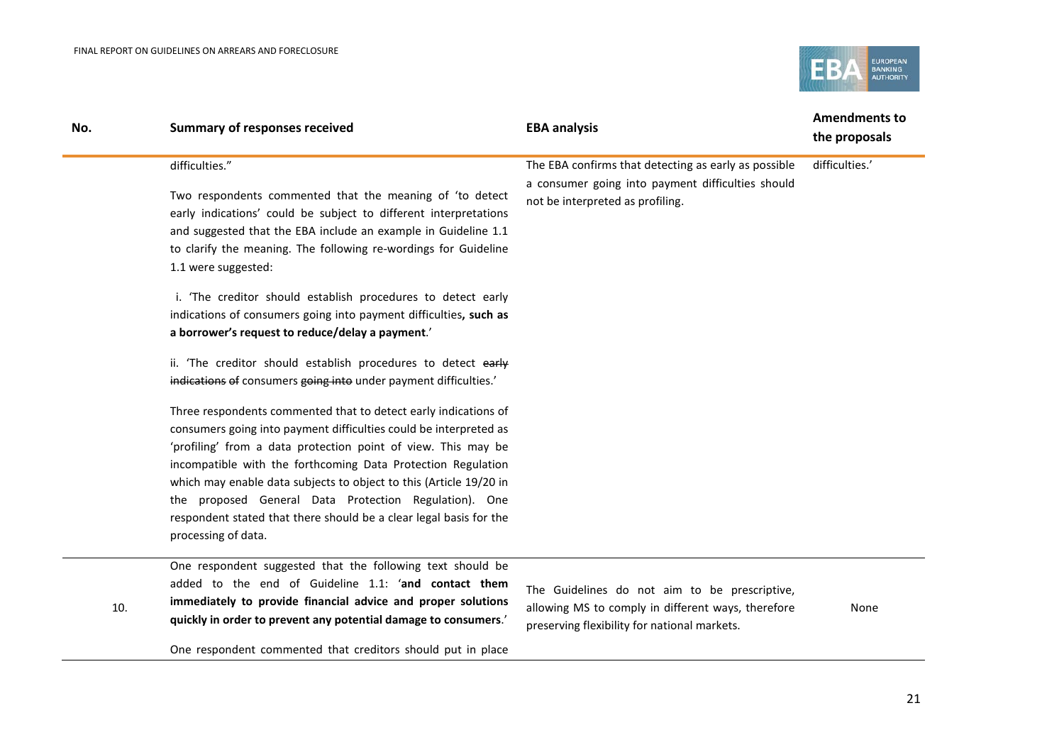| No. | Summary of responses received | EBA analysis | Amendments to the proposals |
|---|---|---|---|
| | difficulties."<br><br>Two respondents commented that the meaning of 'to detect early indications' could be subject to different interpretations and suggested that the EBA include an example in Guideline 1.1 to clarify the meaning. The following re-wordings for Guideline 1.1 were suggested:<br><br>i. 'The creditor should establish procedures to detect early indications of consumers going into payment difficulties**, such as a borrower's request to reduce/delay a payment**.'<br><br>ii. 'The creditor should establish procedures to detect ~~early indications of~~ consumers ~~going into~~ under payment difficulties.'<br><br>Three respondents commented that to detect early indications of consumers going into payment difficulties could be interpreted as 'profiling' from a data protection point of view. This may be incompatible with the forthcoming Data Protection Regulation which may enable data subjects to object to this (Article 19/20 in the proposed General Data Protection Regulation). One respondent stated that there should be a clear legal basis for the processing of data. | The EBA confirms that detecting as early as possible a consumer going into payment difficulties should not be interpreted as profiling. | difficulties.' |
| 10. | One respondent suggested that the following text should be added to the end of Guideline 1.1: '**and contact them immediately to provide financial advice and proper solutions quickly in order to prevent any potential damage to consumers**.'<br><br>One respondent commented that creditors should put in place | The Guidelines do not aim to be prescriptive, allowing MS to comply in different ways, therefore preserving flexibility for national markets. | None |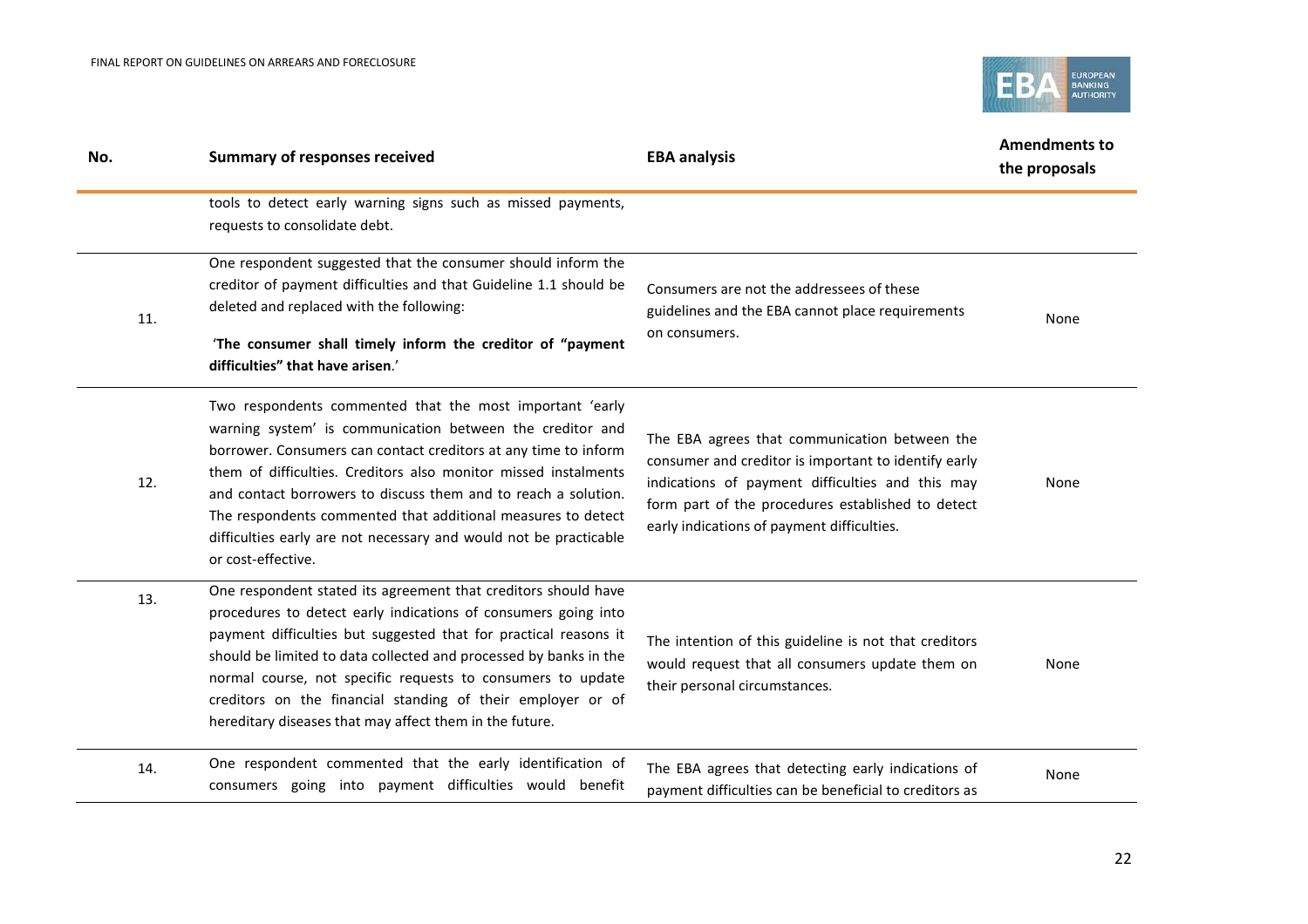| No. | Summary of responses received | EBA analysis | Amendments to the proposals |
| --- | --- | --- | --- |
| | tools to detect early warning signs such as missed payments, requests to consolidate debt. | | |
| 11. | One respondent suggested that the consumer should inform the creditor of payment difficulties and that Guideline 1.1 should be deleted and replaced with the following: '**The consumer shall timely inform the creditor of "payment difficulties" that have arisen**.' | Consumers are not the addressees of these guidelines and the EBA cannot place requirements on consumers. | None |
| 12. | Two respondents commented that the most important 'early warning system' is communication between the creditor and borrower. Consumers can contact creditors at any time to inform them of difficulties. Creditors also monitor missed instalments and contact borrowers to discuss them and to reach a solution. The respondents commented that additional measures to detect difficulties early are not necessary and would not be practicable or cost-effective. | The EBA agrees that communication between the consumer and creditor is important to identify early indications of payment difficulties and this may form part of the procedures established to detect early indications of payment difficulties. | None |
| 13. | One respondent stated its agreement that creditors should have procedures to detect early indications of consumers going into payment difficulties but suggested that for practical reasons it should be limited to data collected and processed by banks in the normal course, not specific requests to consumers to update creditors on the financial standing of their employer or of hereditary diseases that may affect them in the future. | The intention of this guideline is not that creditors would request that all consumers update them on their personal circumstances. | None |
| 14. | One respondent commented that the early identification of consumers going into payment difficulties would benefit | The EBA agrees that detecting early indications of payment difficulties can be beneficial to creditors as | None |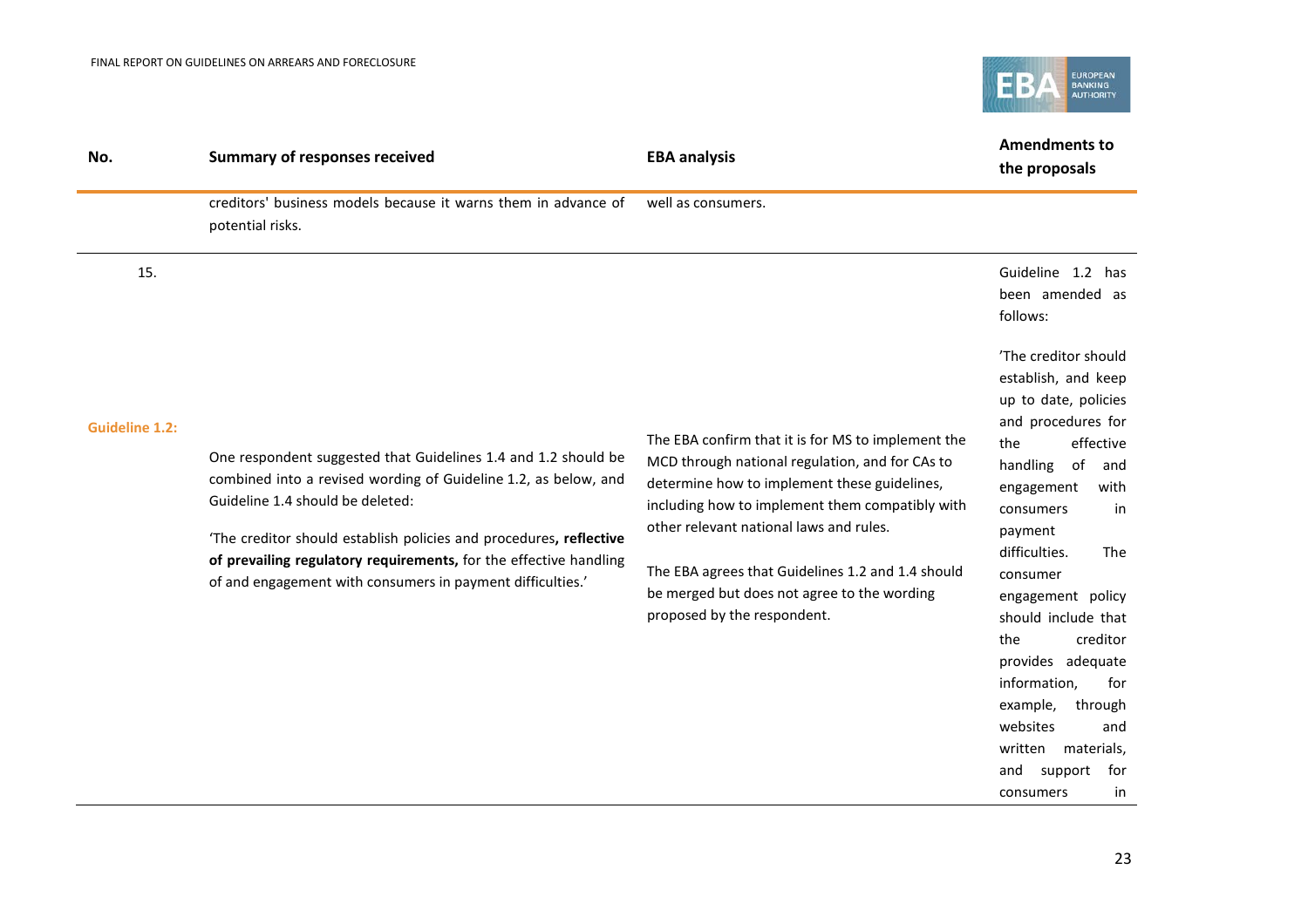| No. | Summary of responses received | EBA analysis | Amendments to the proposals |
|---|---|---|---|
| | creditors' business models because it warns them in advance of potential risks. | well as consumers. | |
| 15. **Guideline 1.2:** | One respondent suggested that Guidelines 1.4 and 1.2 should be combined into a revised wording of Guideline 1.2, as below, and Guideline 1.4 should be deleted:<br><br>'The creditor should establish policies and procedures**, reflective of prevailing regulatory requirements,** for the effective handling of and engagement with consumers in payment difficulties.' | The EBA confirm that it is for MS to implement the MCD through national regulation, and for CAs to determine how to implement these guidelines, including how to implement them compatibly with other relevant national laws and rules.<br><br>The EBA agrees that Guidelines 1.2 and 1.4 should be merged but does not agree to the wording proposed by the respondent. | Guideline 1.2 has been amended as follows:<br><br>'The creditor should establish, and keep up to date, policies and procedures for the effective handling of and engagement with consumers in payment difficulties. The consumer engagement policy should include that the creditor provides adequate information, for example, through websites and written materials, and support for consumers in |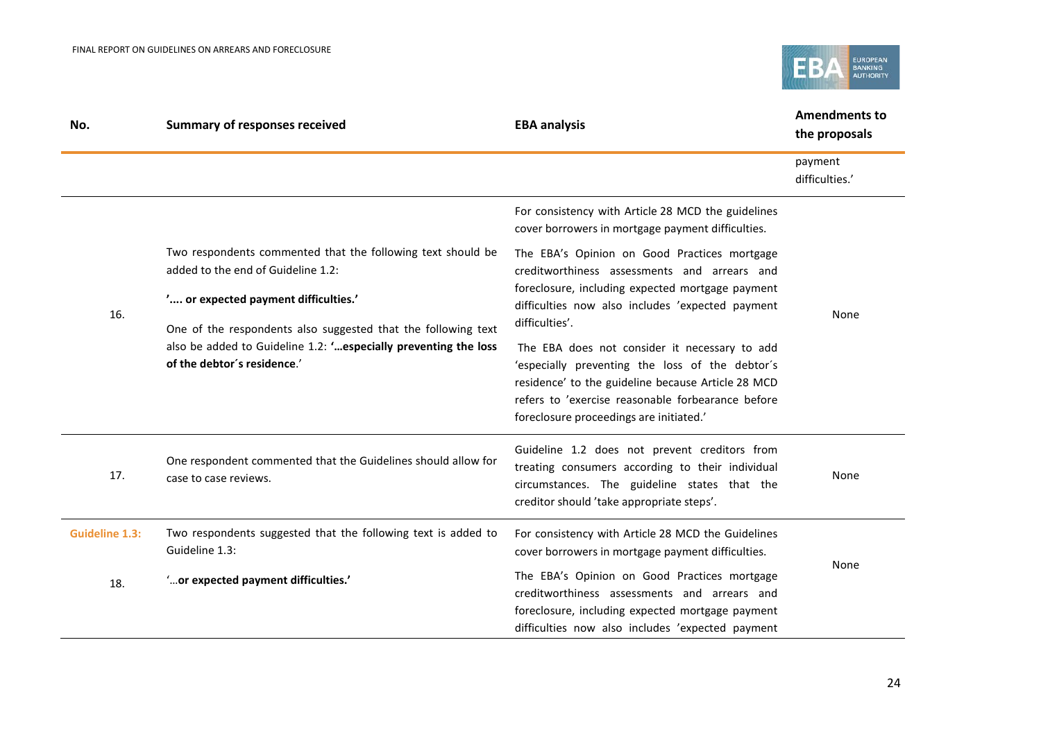| No. | Summary of responses received | EBA analysis | Amendments to the proposals |
|---|---|---|---|
| | | | payment difficulties.' |
| 16. | Two respondents commented that the following text should be added to the end of Guideline 1.2:<br><br>**'.... or expected payment difficulties.'**<br><br>One of the respondents also suggested that the following text also be added to Guideline 1.2: **'…especially preventing the loss of the debtor´s residence**.' | For consistency with Article 28 MCD the guidelines cover borrowers in mortgage payment difficulties.<br><br>The EBA's Opinion on Good Practices mortgage creditworthiness assessments and arrears and foreclosure, including expected mortgage payment difficulties now also includes 'expected payment difficulties'.<br><br>The EBA does not consider it necessary to add 'especially preventing the loss of the debtor´s residence' to the guideline because Article 28 MCD refers to 'exercise reasonable forbearance before foreclosure proceedings are initiated.' | None |
| 17. | One respondent commented that the Guidelines should allow for case to case reviews. | Guideline 1.2 does not prevent creditors from treating consumers according to their individual circumstances. The guideline states that the creditor should 'take appropriate steps'. | None |
| **Guideline 1.3:**<br><br>18. | Two respondents suggested that the following text is added to Guideline 1.3:<br><br>'**…or expected payment difficulties.'** | For consistency with Article 28 MCD the Guidelines cover borrowers in mortgage payment difficulties.<br><br>The EBA's Opinion on Good Practices mortgage creditworthiness assessments and arrears and foreclosure, including expected mortgage payment difficulties now also includes 'expected payment | None |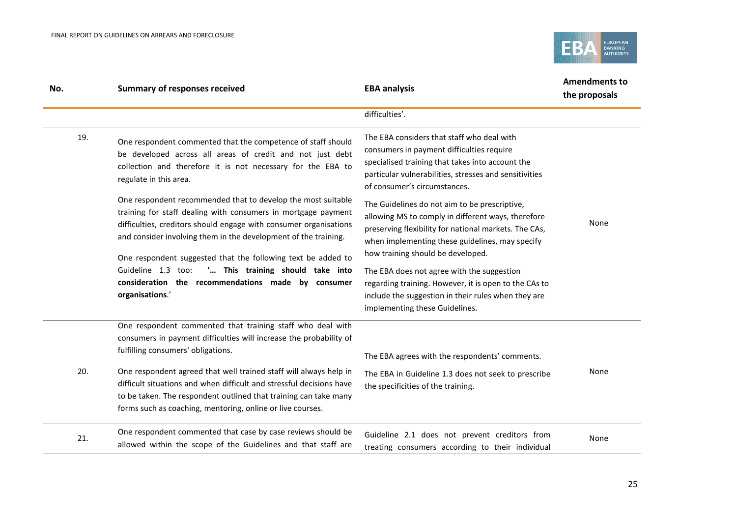| No. | Summary of responses received | EBA analysis | Amendments to the proposals |
|---|---|---|---|
| | | difficulties'. | |
| 19. | One respondent commented that the competence of staff should be developed across all areas of credit and not just debt collection and therefore it is not necessary for the EBA to regulate in this area.<br><br>One respondent recommended that to develop the most suitable training for staff dealing with consumers in mortgage payment difficulties, creditors should engage with consumer organisations and consider involving them in the development of the training.<br><br>One respondent suggested that the following text be added to Guideline 1.3 too: **'… This training should take into consideration the recommendations made by consumer organisations**.' | The EBA considers that staff who deal with consumers in payment difficulties require specialised training that takes into account the particular vulnerabilities, stresses and sensitivities of consumer's circumstances.<br><br>The Guidelines do not aim to be prescriptive, allowing MS to comply in different ways, therefore preserving flexibility for national markets. The CAs, when implementing these guidelines, may specify how training should be developed.<br><br>The EBA does not agree with the suggestion regarding training. However, it is open to the CAs to include the suggestion in their rules when they are implementing these Guidelines. | None |
| 20. | One respondent commented that training staff who deal with consumers in payment difficulties will increase the probability of fulfilling consumers' obligations.<br><br>One respondent agreed that well trained staff will always help in difficult situations and when difficult and stressful decisions have to be taken. The respondent outlined that training can take many forms such as coaching, mentoring, online or live courses. | The EBA agrees with the respondents' comments.<br><br>The EBA in Guideline 1.3 does not seek to prescribe the specificities of the training. | None |
| 21. | One respondent commented that case by case reviews should be allowed within the scope of the Guidelines and that staff are | Guideline 2.1 does not prevent creditors from treating consumers according to their individual | None |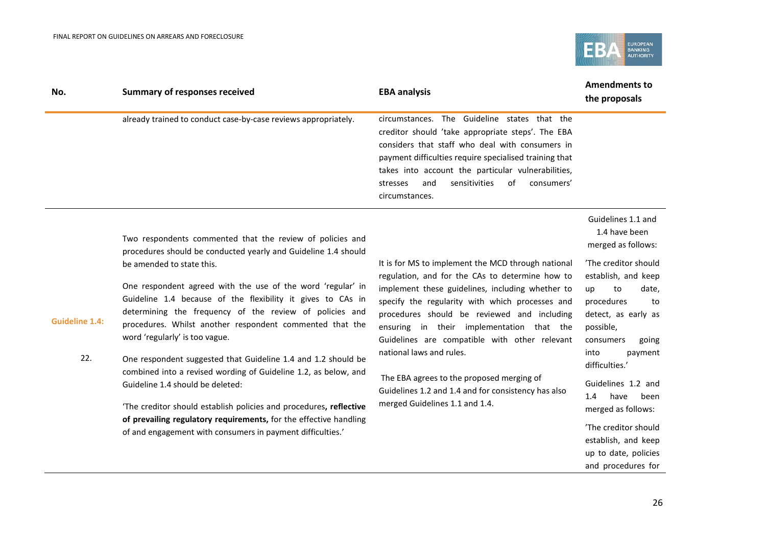| No. | Summary of responses received | EBA analysis | Amendments to the proposals |
|---|---|---|---|
| | already trained to conduct case-by-case reviews appropriately. | circumstances. The Guideline states that the creditor should 'take appropriate steps'. The EBA considers that staff who deal with consumers in payment difficulties require specialised training that takes into account the particular vulnerabilities, stresses and sensitivities of consumers' circumstances. | |
| **Guideline 1.4:** 22. | Two respondents commented that the review of policies and procedures should be conducted yearly and Guideline 1.4 should be amended to state this.<br><br>One respondent agreed with the use of the word 'regular' in Guideline 1.4 because of the flexibility it gives to CAs in determining the frequency of the review of policies and procedures. Whilst another respondent commented that the word 'regularly' is too vague.<br><br>One respondent suggested that Guideline 1.4 and 1.2 should be combined into a revised wording of Guideline 1.2, as below, and Guideline 1.4 should be deleted:<br><br>'The creditor should establish policies and procedures**, reflective of prevailing regulatory requirements,** for the effective handling of and engagement with consumers in payment difficulties.' | It is for MS to implement the MCD through national regulation, and for the CAs to determine how to implement these guidelines, including whether to specify the regularity with which processes and procedures should be reviewed and including ensuring in their implementation that the Guidelines are compatible with other relevant national laws and rules.<br><br>The EBA agrees to the proposed merging of Guidelines 1.2 and 1.4 and for consistency has also merged Guidelines 1.1 and 1.4. | Guidelines 1.1 and 1.4 have been merged as follows:<br><br>'The creditor should establish, and keep up to date, procedures to detect, as early as possible, consumers going into payment difficulties.'<br><br>Guidelines 1.2 and 1.4 have been merged as follows:<br><br>'The creditor should establish, and keep up to date, policies and procedures for |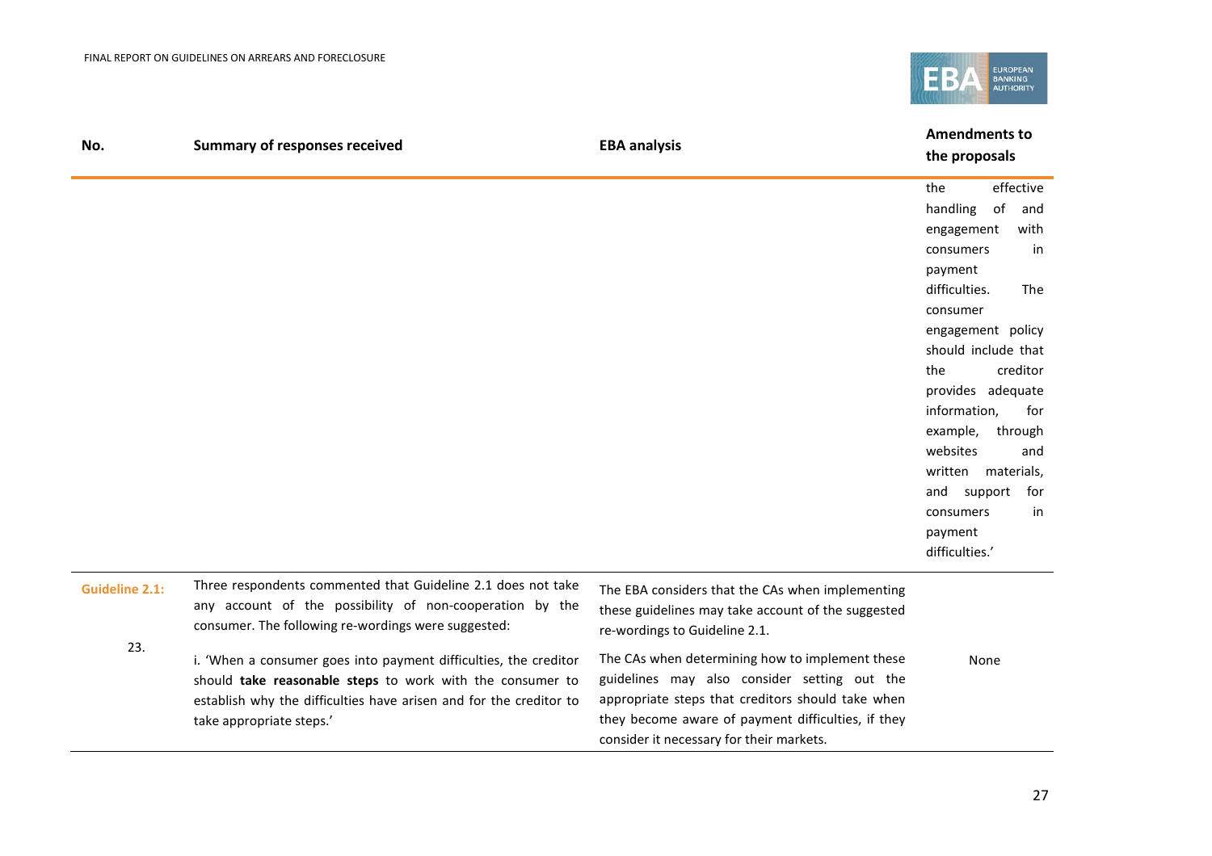| No. | Summary of responses received | EBA analysis | Amendments to the proposals |
|---|---|---|---|
| | | | the effective handling of and engagement with consumers in payment difficulties. The consumer engagement policy should include that the creditor provides adequate information, for example, through websites and written materials, and support for consumers in payment difficulties.' |
| **Guideline 2.1:** 23. | Three respondents commented that Guideline 2.1 does not take any account of the possibility of non-cooperation by the consumer. The following re-wordings were suggested: i. 'When a consumer goes into payment difficulties, the creditor should **take reasonable steps** to work with the consumer to establish why the difficulties have arisen and for the creditor to take appropriate steps.' | The EBA considers that the CAs when implementing these guidelines may take account of the suggested re-wordings to Guideline 2.1. The CAs when determining how to implement these guidelines may also consider setting out the appropriate steps that creditors should take when they become aware of payment difficulties, if they consider it necessary for their markets. | None |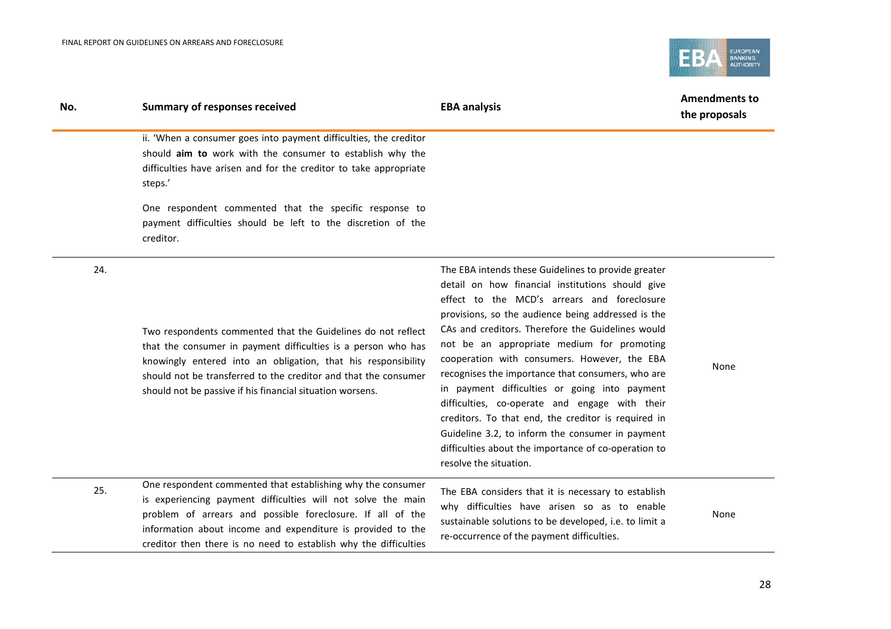| No. | Summary of responses received | EBA analysis | Amendments to the proposals |
|---|---|---|---|
| | ii. 'When a consumer goes into payment difficulties, the creditor should **aim to** work with the consumer to establish why the difficulties have arisen and for the creditor to take appropriate steps.'<br><br>One respondent commented that the specific response to payment difficulties should be left to the discretion of the creditor. | | |
| 24. | Two respondents commented that the Guidelines do not reflect that the consumer in payment difficulties is a person who has knowingly entered into an obligation, that his responsibility should not be transferred to the creditor and that the consumer should not be passive if his financial situation worsens. | The EBA intends these Guidelines to provide greater detail on how financial institutions should give effect to the MCD's arrears and foreclosure provisions, so the audience being addressed is the CAs and creditors. Therefore the Guidelines would not be an appropriate medium for promoting cooperation with consumers. However, the EBA recognises the importance that consumers, who are in payment difficulties or going into payment difficulties, co-operate and engage with their creditors. To that end, the creditor is required in Guideline 3.2, to inform the consumer in payment difficulties about the importance of co-operation to resolve the situation. | None |
| 25. | One respondent commented that establishing why the consumer is experiencing payment difficulties will not solve the main problem of arrears and possible foreclosure. If all of the information about income and expenditure is provided to the creditor then there is no need to establish why the difficulties | The EBA considers that it is necessary to establish why difficulties have arisen so as to enable sustainable solutions to be developed, i.e. to limit a re-occurrence of the payment difficulties. | None |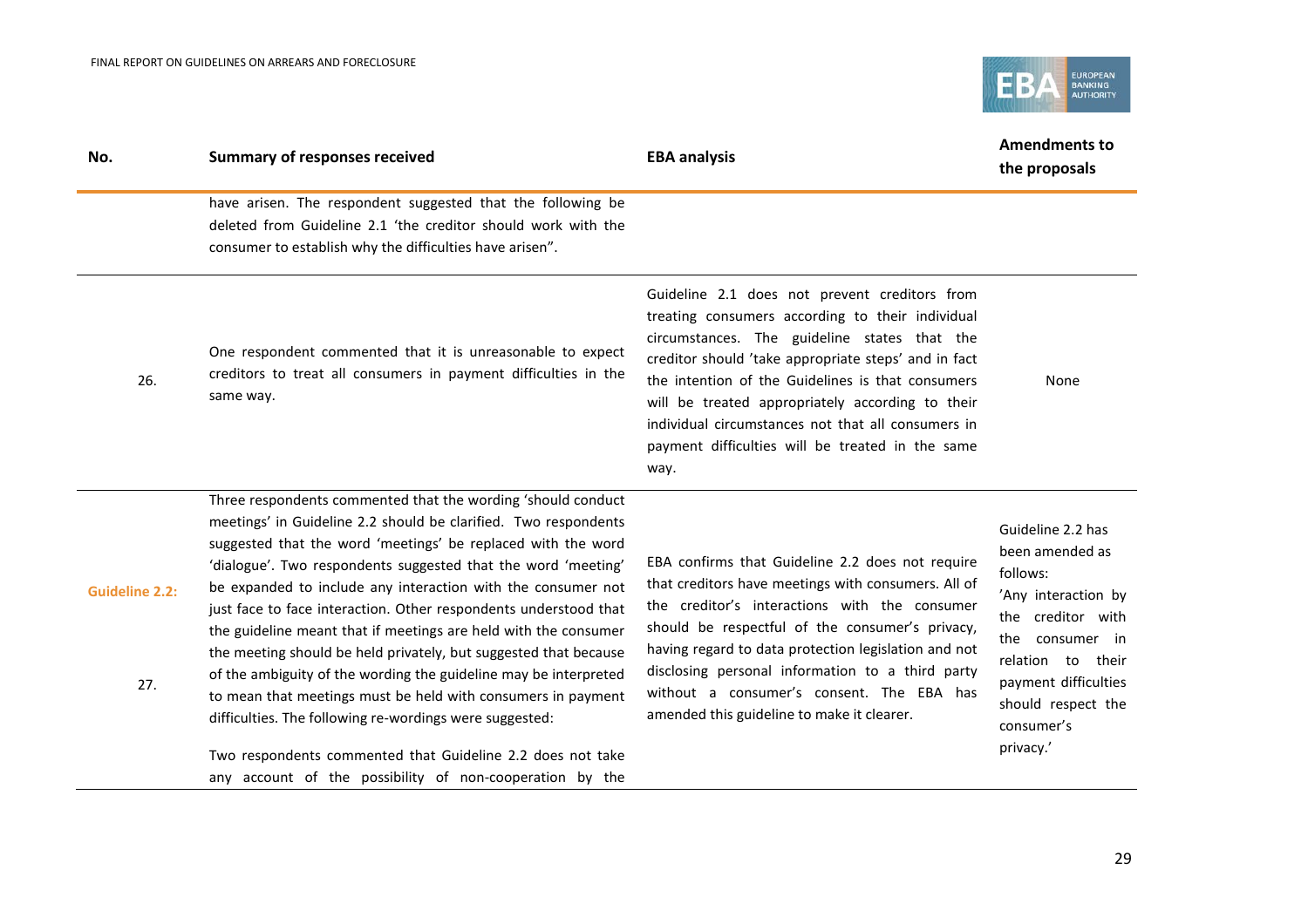| No. | Summary of responses received | EBA analysis | Amendments to the proposals |
|---|---|---|---|
| | have arisen. The respondent suggested that the following be deleted from Guideline 2.1 'the creditor should work with the consumer to establish why the difficulties have arisen". | | |
| 26. | One respondent commented that it is unreasonable to expect creditors to treat all consumers in payment difficulties in the same way. | Guideline 2.1 does not prevent creditors from treating consumers according to their individual circumstances. The guideline states that the creditor should 'take appropriate steps' and in fact the intention of the Guidelines is that consumers will be treated appropriately according to their individual circumstances not that all consumers in payment difficulties will be treated in the same way. | None |
| **Guideline 2.2:** 27. | Three respondents commented that the wording 'should conduct meetings' in Guideline 2.2 should be clarified. Two respondents suggested that the word 'meetings' be replaced with the word 'dialogue'. Two respondents suggested that the word 'meeting' be expanded to include any interaction with the consumer not just face to face interaction. Other respondents understood that the guideline meant that if meetings are held with the consumer the meeting should be held privately, but suggested that because of the ambiguity of the wording the guideline may be interpreted to mean that meetings must be held with consumers in payment difficulties. The following re-wordings were suggested: Two respondents commented that Guideline 2.2 does not take any account of the possibility of non-cooperation by the | EBA confirms that Guideline 2.2 does not require that creditors have meetings with consumers. All of the creditor's interactions with the consumer should be respectful of the consumer's privacy, having regard to data protection legislation and not disclosing personal information to a third party without a consumer's consent. The EBA has amended this guideline to make it clearer. | Guideline 2.2 has been amended as follows: 'Any interaction by the creditor with the consumer in relation to their payment difficulties should respect the consumer's privacy.' |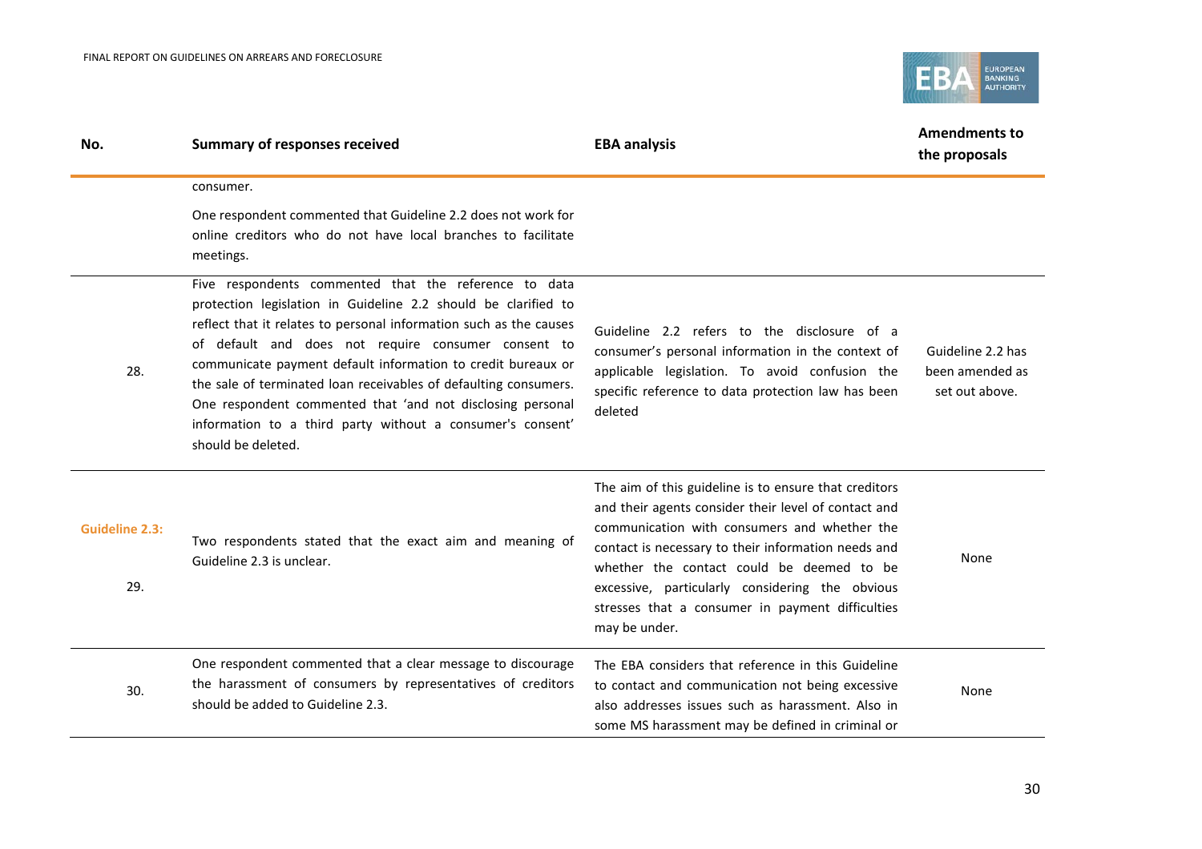| No. | Summary of responses received | EBA analysis | Amendments to the proposals |
|---|---|---|---|
| | consumer.<br><br>One respondent commented that Guideline 2.2 does not work for online creditors who do not have local branches to facilitate meetings. | | |
| 28. | Five respondents commented that the reference to data protection legislation in Guideline 2.2 should be clarified to reflect that it relates to personal information such as the causes of default and does not require consumer consent to communicate payment default information to credit bureaux or the sale of terminated loan receivables of defaulting consumers. One respondent commented that 'and not disclosing personal information to a third party without a consumer's consent' should be deleted. | Guideline 2.2 refers to the disclosure of a consumer's personal information in the context of applicable legislation. To avoid confusion the specific reference to data protection law has been deleted | Guideline 2.2 has been amended as set out above. |
| **Guideline 2.3:**<br><br>29. | Two respondents stated that the exact aim and meaning of Guideline 2.3 is unclear. | The aim of this guideline is to ensure that creditors and their agents consider their level of contact and communication with consumers and whether the contact is necessary to their information needs and whether the contact could be deemed to be excessive, particularly considering the obvious stresses that a consumer in payment difficulties may be under. | None |
| 30. | One respondent commented that a clear message to discourage the harassment of consumers by representatives of creditors should be added to Guideline 2.3. | The EBA considers that reference in this Guideline to contact and communication not being excessive also addresses issues such as harassment. Also in some MS harassment may be defined in criminal or | None |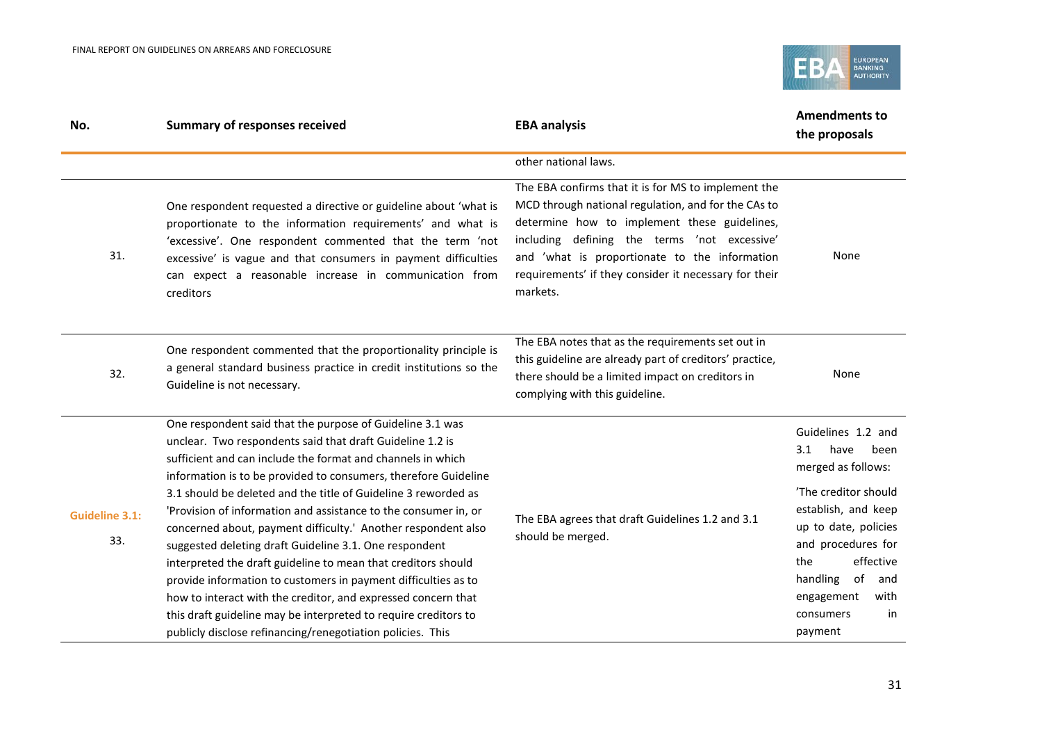| No. | Summary of responses received | EBA analysis | Amendments to the proposals |
|---|---|---|---|
| | | other national laws. | |
| 31. | One respondent requested a directive or guideline about 'what is proportionate to the information requirements' and what is 'excessive'. One respondent commented that the term 'not excessive' is vague and that consumers in payment difficulties can expect a reasonable increase in communication from creditors | The EBA confirms that it is for MS to implement the MCD through national regulation, and for the CAs to determine how to implement these guidelines, including defining the terms 'not excessive' and 'what is proportionate to the information requirements' if they consider it necessary for their markets. | None |
| 32. | One respondent commented that the proportionality principle is a general standard business practice in credit institutions so the Guideline is not necessary. | The EBA notes that as the requirements set out in this guideline are already part of creditors' practice, there should be a limited impact on creditors in complying with this guideline. | None |
| **Guideline 3.1:** 33. | One respondent said that the purpose of Guideline 3.1 was unclear. Two respondents said that draft Guideline 1.2 is sufficient and can include the format and channels in which information is to be provided to consumers, therefore Guideline 3.1 should be deleted and the title of Guideline 3 reworded as 'Provision of information and assistance to the consumer in, or concerned about, payment difficulty.' Another respondent also suggested deleting draft Guideline 3.1. One respondent interpreted the draft guideline to mean that creditors should provide information to customers in payment difficulties as to how to interact with the creditor, and expressed concern that this draft guideline may be interpreted to require creditors to publicly disclose refinancing/renegotiation policies. This | The EBA agrees that draft Guidelines 1.2 and 3.1 should be merged. | Guidelines 1.2 and 3.1 have been merged as follows: 'The creditor should establish, and keep up to date, policies and procedures for the effective handling of and engagement with consumers in payment |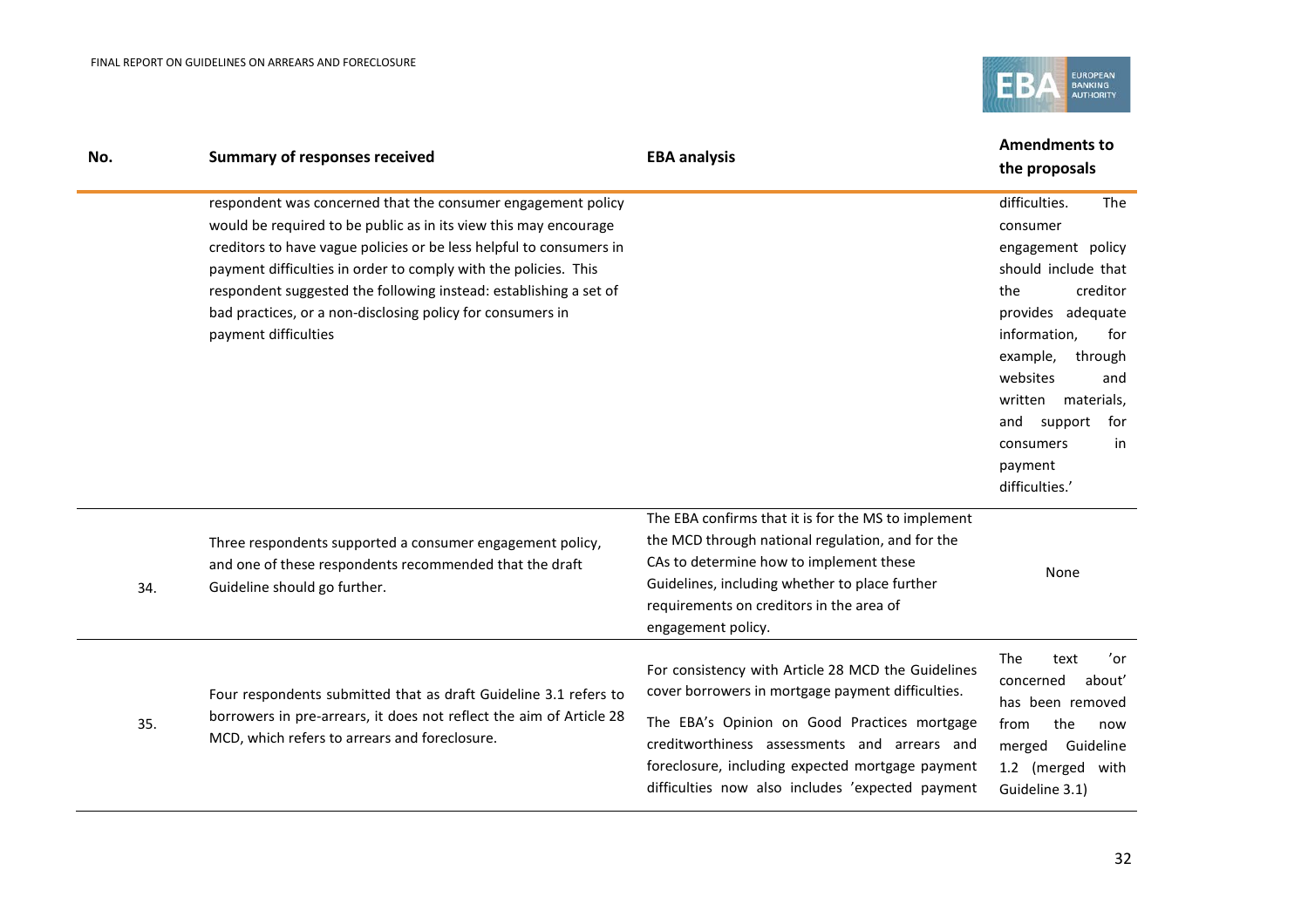| No. | Summary of responses received | EBA analysis | Amendments to the proposals |
|---|---|---|---|
| | respondent was concerned that the consumer engagement policy would be required to be public as in its view this may encourage creditors to have vague policies or be less helpful to consumers in payment difficulties in order to comply with the policies. This respondent suggested the following instead: establishing a set of bad practices, or a non-disclosing policy for consumers in payment difficulties | | difficulties. The consumer engagement policy should include that the creditor provides adequate information, for example, through websites and written materials, and support for consumers in payment difficulties.' |
| 34. | Three respondents supported a consumer engagement policy, and one of these respondents recommended that the draft Guideline should go further. | The EBA confirms that it is for the MS to implement the MCD through national regulation, and for the CAs to determine how to implement these Guidelines, including whether to place further requirements on creditors in the area of engagement policy. | None |
| 35. | Four respondents submitted that as draft Guideline 3.1 refers to borrowers in pre-arrears, it does not reflect the aim of Article 28 MCD, which refers to arrears and foreclosure. | For consistency with Article 28 MCD the Guidelines cover borrowers in mortgage payment difficulties.<br><br>The EBA's Opinion on Good Practices mortgage creditworthiness assessments and arrears and foreclosure, including expected mortgage payment difficulties now also includes 'expected payment | The text 'or concerned about' has been removed from the now merged Guideline 1.2 (merged with Guideline 3.1) |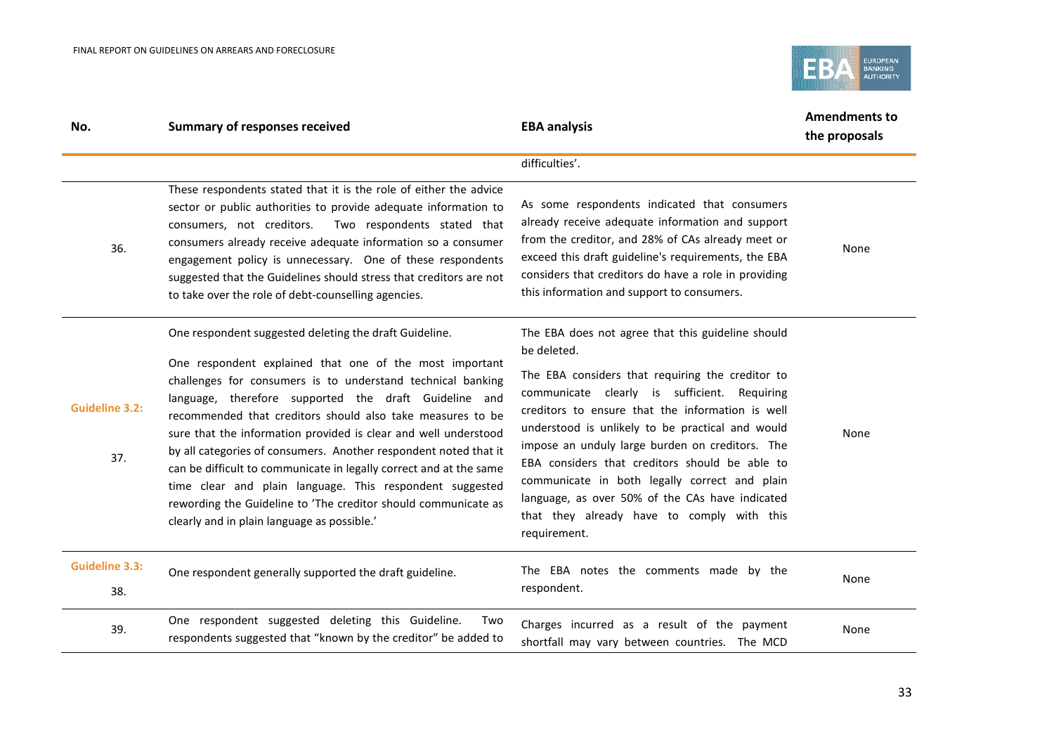| No. | Summary of responses received | EBA analysis | Amendments to the proposals |
|---|---|---|---|
| | | difficulties'. | |
| 36. | These respondents stated that it is the role of either the advice sector or public authorities to provide adequate information to consumers, not creditors. Two respondents stated that consumers already receive adequate information so a consumer engagement policy is unnecessary. One of these respondents suggested that the Guidelines should stress that creditors are not to take over the role of debt-counselling agencies. | As some respondents indicated that consumers already receive adequate information and support from the creditor, and 28% of CAs already meet or exceed this draft guideline's requirements, the EBA considers that creditors do have a role in providing this information and support to consumers. | None |
| **Guideline 3.2:** 37. | One respondent suggested deleting the draft Guideline. One respondent explained that one of the most important challenges for consumers is to understand technical banking language, therefore supported the draft Guideline and recommended that creditors should also take measures to be sure that the information provided is clear and well understood by all categories of consumers. Another respondent noted that it can be difficult to communicate in legally correct and at the same time clear and plain language. This respondent suggested rewording the Guideline to 'The creditor should communicate as clearly and in plain language as possible.' | The EBA does not agree that this guideline should be deleted. The EBA considers that requiring the creditor to communicate clearly is sufficient. Requiring creditors to ensure that the information is well understood is unlikely to be practical and would impose an unduly large burden on creditors. The EBA considers that creditors should be able to communicate in both legally correct and plain language, as over 50% of the CAs have indicated that they already have to comply with this requirement. | None |
| **Guideline 3.3:** 38. | One respondent generally supported the draft guideline. | The EBA notes the comments made by the respondent. | None |
| 39. | One respondent suggested deleting this Guideline. Two respondents suggested that "known by the creditor" be added to | Charges incurred as a result of the payment shortfall may vary between countries. The MCD | None |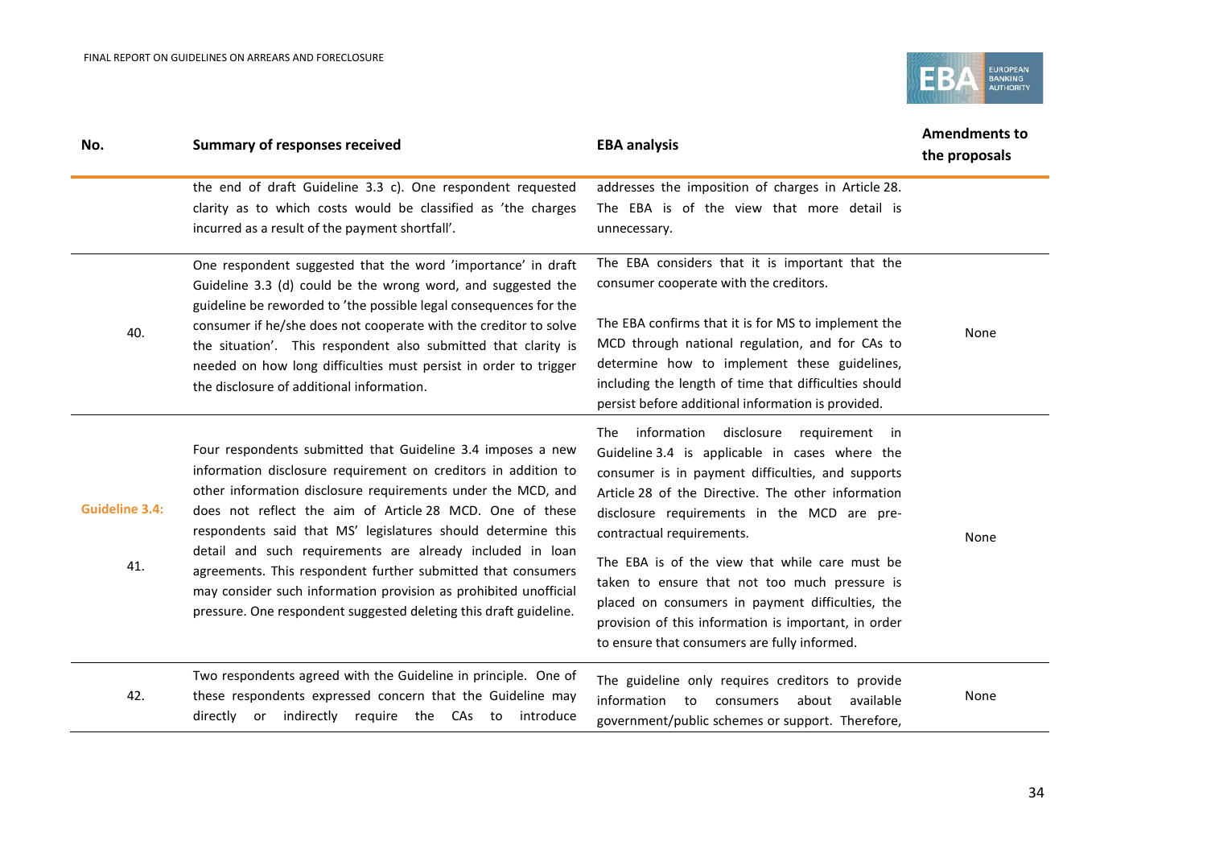| No. | Summary of responses received | EBA analysis | Amendments to the proposals |
|---|---|---|---|
| | the end of draft Guideline 3.3 c). One respondent requested clarity as to which costs would be classified as 'the charges incurred as a result of the payment shortfall'. | addresses the imposition of charges in Article 28. The EBA is of the view that more detail is unnecessary. | |
| 40. | One respondent suggested that the word 'importance' in draft Guideline 3.3 (d) could be the wrong word, and suggested the guideline be reworded to 'the possible legal consequences for the consumer if he/she does not cooperate with the creditor to solve the situation'. This respondent also submitted that clarity is needed on how long difficulties must persist in order to trigger the disclosure of additional information. | The EBA considers that it is important that the consumer cooperate with the creditors.<br><br>The EBA confirms that it is for MS to implement the MCD through national regulation, and for CAs to determine how to implement these guidelines, including the length of time that difficulties should persist before additional information is provided. | None |
| **Guideline 3.4:**<br><br>41. | Four respondents submitted that Guideline 3.4 imposes a new information disclosure requirement on creditors in addition to other information disclosure requirements under the MCD, and does not reflect the aim of Article 28 MCD. One of these respondents said that MS' legislatures should determine this detail and such requirements are already included in loan agreements. This respondent further submitted that consumers may consider such information provision as prohibited unofficial pressure. One respondent suggested deleting this draft guideline. | The information disclosure requirement in Guideline 3.4 is applicable in cases where the consumer is in payment difficulties, and supports Article 28 of the Directive. The other information disclosure requirements in the MCD are pre-contractual requirements.<br><br>The EBA is of the view that while care must be taken to ensure that not too much pressure is placed on consumers in payment difficulties, the provision of this information is important, in order to ensure that consumers are fully informed. | None |
| 42. | Two respondents agreed with the Guideline in principle. One of these respondents expressed concern that the Guideline may directly or indirectly require the CAs to introduce | The guideline only requires creditors to provide information to consumers about available government/public schemes or support. Therefore, | None |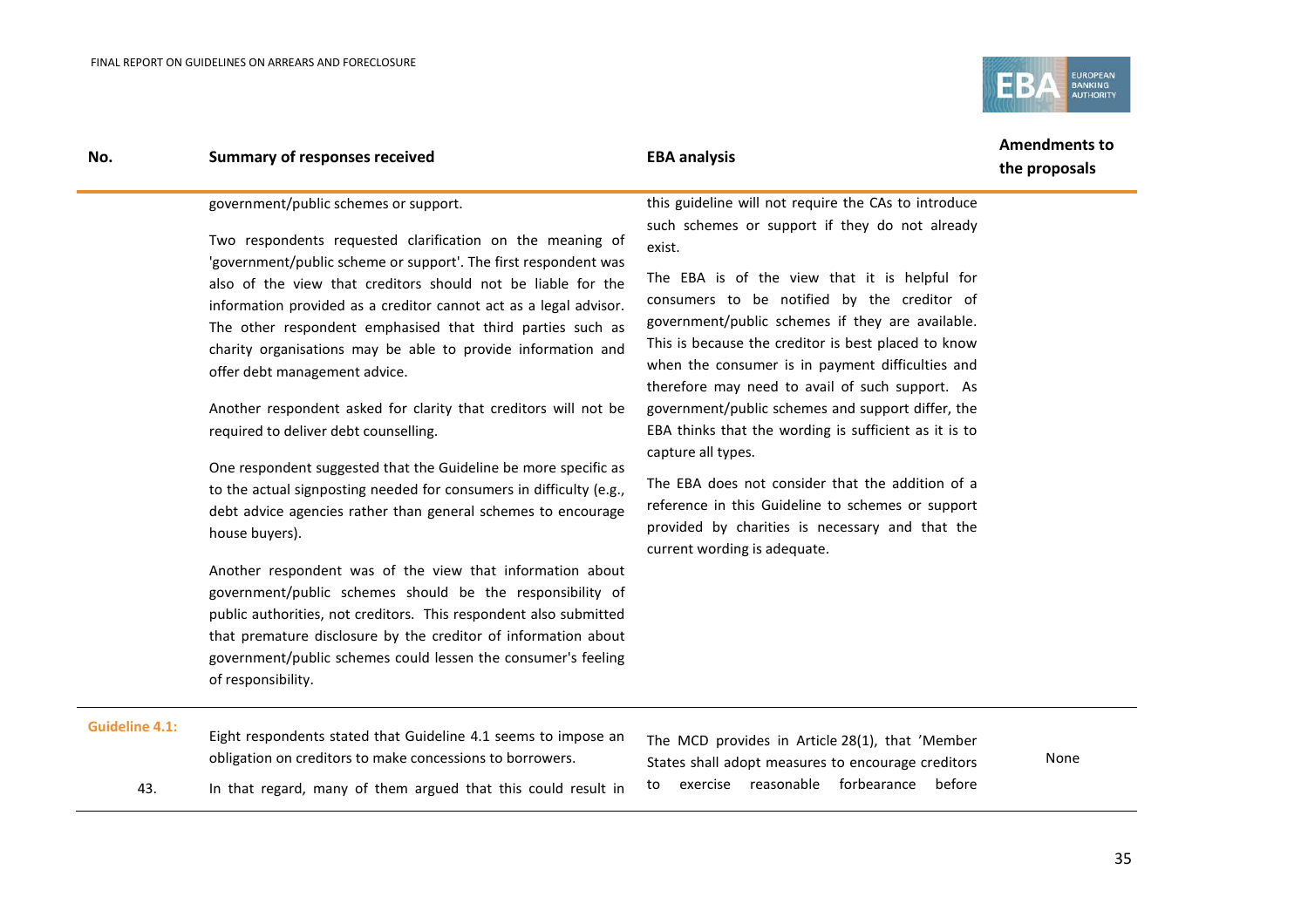| No. | Summary of responses received | EBA analysis | Amendments to the proposals |
|---|---|---|---|
| | government/public schemes or support.<br><br>Two respondents requested clarification on the meaning of 'government/public scheme or support'. The first respondent was also of the view that creditors should not be liable for the information provided as a creditor cannot act as a legal advisor. The other respondent emphasised that third parties such as charity organisations may be able to provide information and offer debt management advice.<br><br>Another respondent asked for clarity that creditors will not be required to deliver debt counselling.<br><br>One respondent suggested that the Guideline be more specific as to the actual signposting needed for consumers in difficulty (e.g., debt advice agencies rather than general schemes to encourage house buyers).<br><br>Another respondent was of the view that information about government/public schemes should be the responsibility of public authorities, not creditors. This respondent also submitted that premature disclosure by the creditor of information about government/public schemes could lessen the consumer's feeling of responsibility. | this guideline will not require the CAs to introduce such schemes or support if they do not already exist.<br><br>The EBA is of the view that it is helpful for consumers to be notified by the creditor of government/public schemes if they are available. This is because the creditor is best placed to know when the consumer is in payment difficulties and therefore may need to avail of such support. As government/public schemes and support differ, the EBA thinks that the wording is sufficient as it is to capture all types.<br><br>The EBA does not consider that the addition of a reference in this Guideline to schemes or support provided by charities is necessary and that the current wording is adequate. | |
| **Guideline 4.1:**<br><br>43. | Eight respondents stated that Guideline 4.1 seems to impose an obligation on creditors to make concessions to borrowers.<br><br>In that regard, many of them argued that this could result in | The MCD provides in Article 28(1), that 'Member States shall adopt measures to encourage creditors to exercise reasonable forbearance before | None |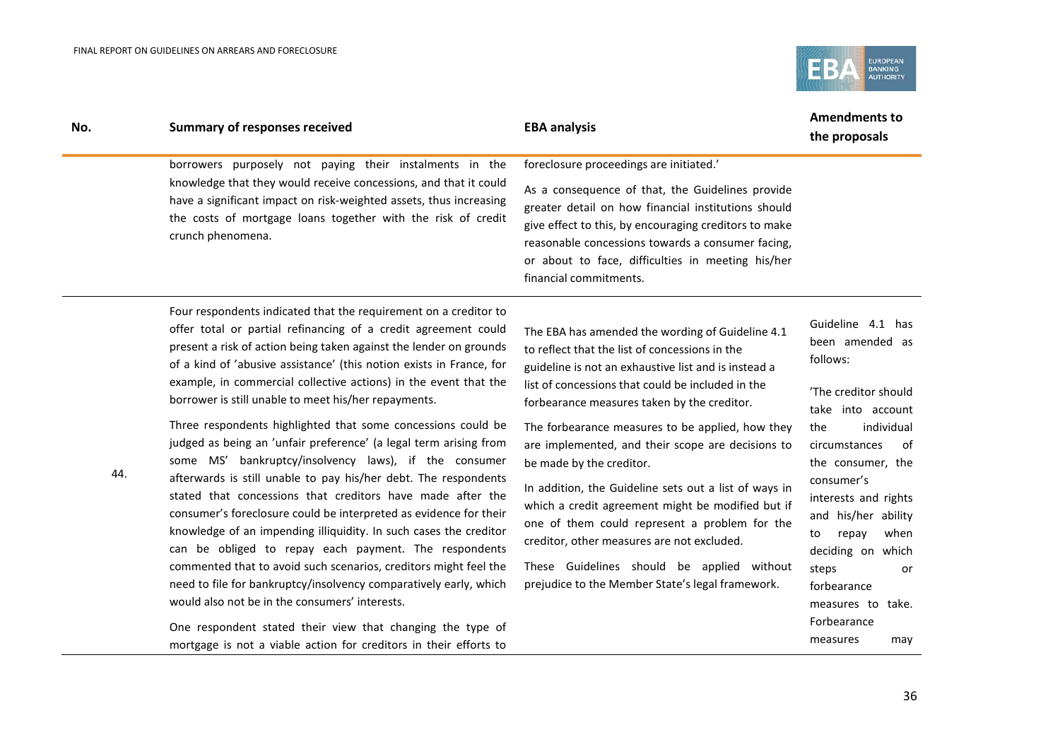| No. | Summary of responses received | EBA analysis | Amendments to the proposals |
|---|---|---|---|
| | borrowers purposely not paying their instalments in the knowledge that they would receive concessions, and that it could have a significant impact on risk-weighted assets, thus increasing the costs of mortgage loans together with the risk of credit crunch phenomena. | foreclosure proceedings are initiated.'<br><br>As a consequence of that, the Guidelines provide greater detail on how financial institutions should give effect to this, by encouraging creditors to make reasonable concessions towards a consumer facing, or about to face, difficulties in meeting his/her financial commitments. | |
| 44. | Four respondents indicated that the requirement on a creditor to offer total or partial refinancing of a credit agreement could present a risk of action being taken against the lender on grounds of a kind of 'abusive assistance' (this notion exists in France, for example, in commercial collective actions) in the event that the borrower is still unable to meet his/her repayments.<br><br>Three respondents highlighted that some concessions could be judged as being an 'unfair preference' (a legal term arising from some MS' bankruptcy/insolvency laws), if the consumer afterwards is still unable to pay his/her debt. The respondents stated that concessions that creditors have made after the consumer's foreclosure could be interpreted as evidence for their knowledge of an impending illiquidity. In such cases the creditor can be obliged to repay each payment. The respondents commented that to avoid such scenarios, creditors might feel the need to file for bankruptcy/insolvency comparatively early, which would also not be in the consumers' interests.<br><br>One respondent stated their view that changing the type of mortgage is not a viable action for creditors in their efforts to | The EBA has amended the wording of Guideline 4.1 to reflect that the list of concessions in the guideline is not an exhaustive list and is instead a list of concessions that could be included in the forbearance measures taken by the creditor.<br><br>The forbearance measures to be applied, how they are implemented, and their scope are decisions to be made by the creditor.<br><br>In addition, the Guideline sets out a list of ways in which a credit agreement might be modified but if one of them could represent a problem for the creditor, other measures are not excluded.<br><br>These Guidelines should be applied without prejudice to the Member State's legal framework. | Guideline 4.1 has been amended as follows:<br><br>'The creditor should take into account the individual circumstances of the consumer, the consumer's interests and rights and his/her ability to repay when deciding on which steps or forbearance measures to take. Forbearance measures may |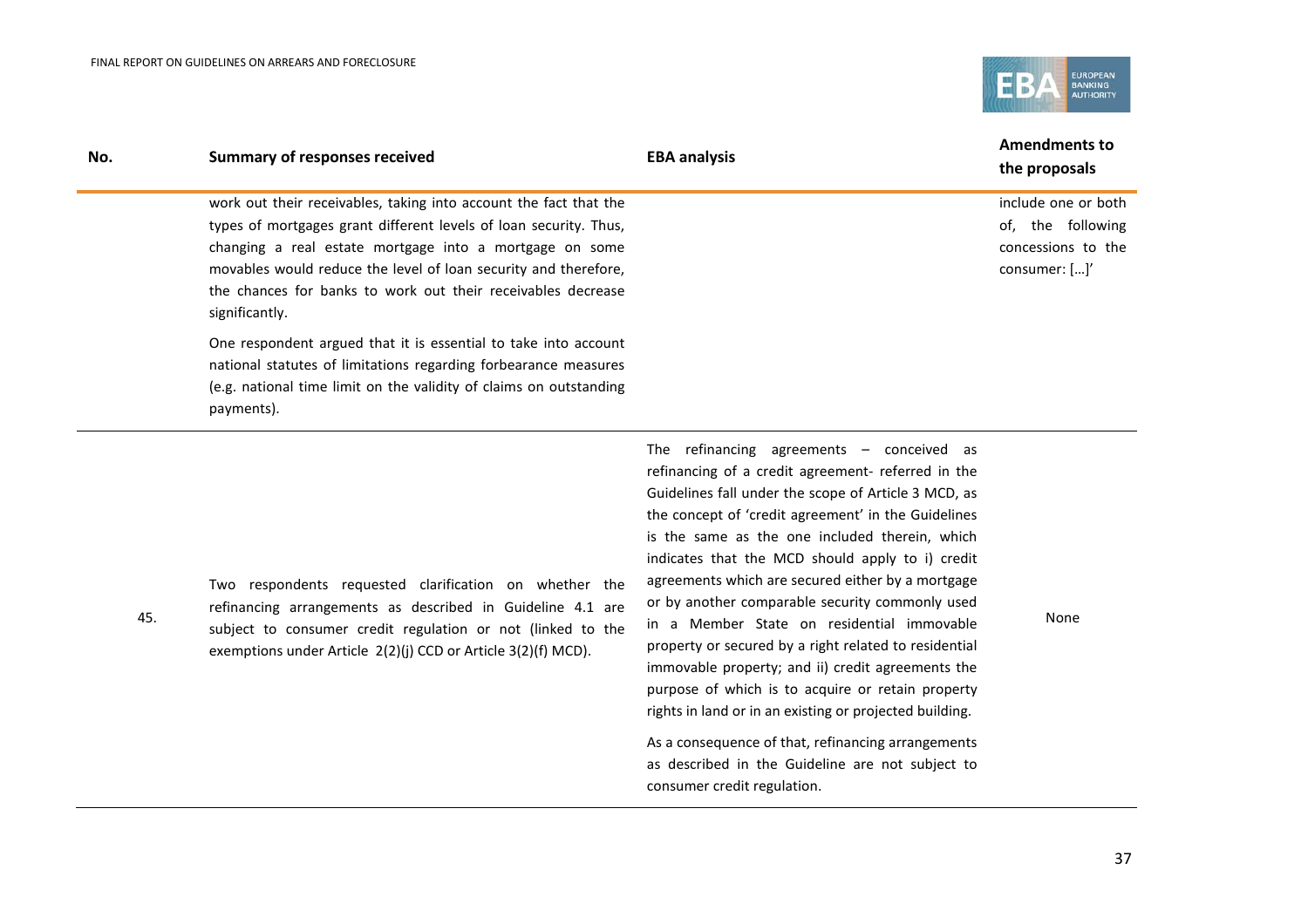| No. | Summary of responses received | EBA analysis | Amendments to the proposals |
|---|---|---|---|
| | work out their receivables, taking into account the fact that the types of mortgages grant different levels of loan security. Thus, changing a real estate mortgage into a mortgage on some movables would reduce the level of loan security and therefore, the chances for banks to work out their receivables decrease significantly.<br><br>One respondent argued that it is essential to take into account national statutes of limitations regarding forbearance measures (e.g. national time limit on the validity of claims on outstanding payments). | | include one or both of, the following concessions to the consumer: […]' |
| 45. | Two respondents requested clarification on whether the refinancing arrangements as described in Guideline 4.1 are subject to consumer credit regulation or not (linked to the exemptions under Article 2(2)(j) CCD or Article 3(2)(f) MCD). | The refinancing agreements – conceived as refinancing of a credit agreement- referred in the Guidelines fall under the scope of Article 3 MCD, as the concept of 'credit agreement' in the Guidelines is the same as the one included therein, which indicates that the MCD should apply to i) credit agreements which are secured either by a mortgage or by another comparable security commonly used in a Member State on residential immovable property or secured by a right related to residential immovable property; and ii) credit agreements the purpose of which is to acquire or retain property rights in land or in an existing or projected building.<br><br>As a consequence of that, refinancing arrangements as described in the Guideline are not subject to consumer credit regulation. | None |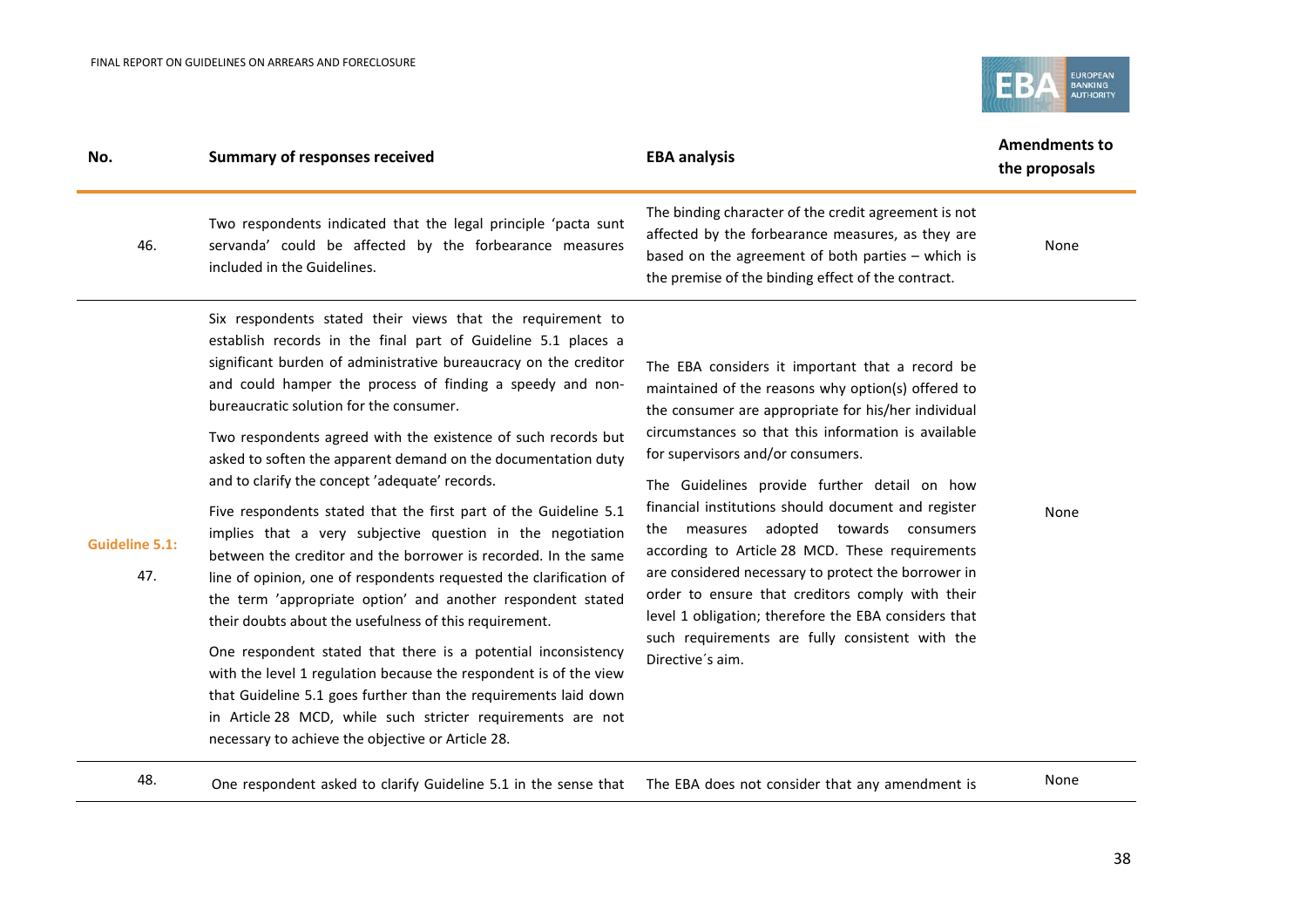| No. | Summary of responses received | EBA analysis | Amendments to the proposals |
|---|---|---|---|
| 46. | Two respondents indicated that the legal principle 'pacta sunt servanda' could be affected by the forbearance measures included in the Guidelines. | The binding character of the credit agreement is not affected by the forbearance measures, as they are based on the agreement of both parties – which is the premise of the binding effect of the contract. | None |
| **Guideline 5.1:** 47. | Six respondents stated their views that the requirement to establish records in the final part of Guideline 5.1 places a significant burden of administrative bureaucracy on the creditor and could hamper the process of finding a speedy and non-bureaucratic solution for the consumer. <br><br> Two respondents agreed with the existence of such records but asked to soften the apparent demand on the documentation duty and to clarify the concept 'adequate' records. <br><br> Five respondents stated that the first part of the Guideline 5.1 implies that a very subjective question in the negotiation between the creditor and the borrower is recorded. In the same line of opinion, one of respondents requested the clarification of the term 'appropriate option' and another respondent stated their doubts about the usefulness of this requirement. <br><br> One respondent stated that there is a potential inconsistency with the level 1 regulation because the respondent is of the view that Guideline 5.1 goes further than the requirements laid down in Article 28 MCD, while such stricter requirements are not necessary to achieve the objective or Article 28. | The EBA considers it important that a record be maintained of the reasons why option(s) offered to the consumer are appropriate for his/her individual circumstances so that this information is available for supervisors and/or consumers. <br><br> The Guidelines provide further detail on how financial institutions should document and register the measures adopted towards consumers according to Article 28 MCD. These requirements are considered necessary to protect the borrower in order to ensure that creditors comply with their level 1 obligation; therefore the EBA considers that such requirements are fully consistent with the Directive´s aim. | None |
| 48. | One respondent asked to clarify Guideline 5.1 in the sense that | The EBA does not consider that any amendment is | None |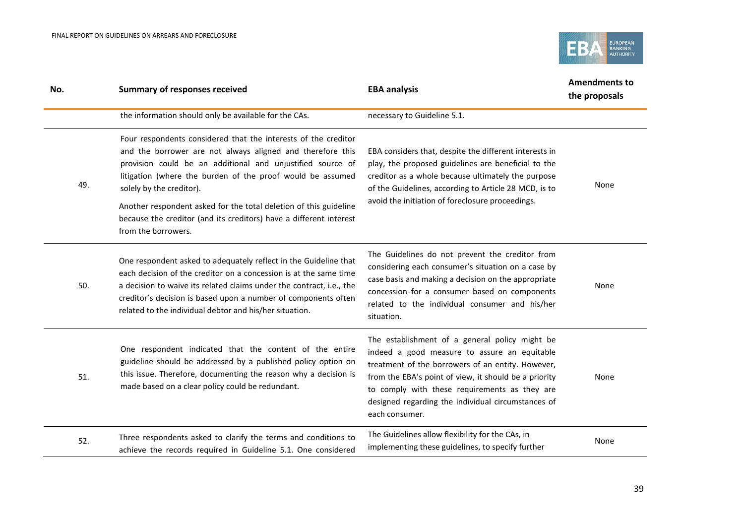| No. | Summary of responses received | EBA analysis | Amendments to the proposals |
|---|---|---|---|
| | the information should only be available for the CAs. | necessary to Guideline 5.1. | |
| 49. | Four respondents considered that the interests of the creditor and the borrower are not always aligned and therefore this provision could be an additional and unjustified source of litigation (where the burden of the proof would be assumed solely by the creditor). Another respondent asked for the total deletion of this guideline because the creditor (and its creditors) have a different interest from the borrowers. | EBA considers that, despite the different interests in play, the proposed guidelines are beneficial to the creditor as a whole because ultimately the purpose of the Guidelines, according to Article 28 MCD, is to avoid the initiation of foreclosure proceedings. | None |
| 50. | One respondent asked to adequately reflect in the Guideline that each decision of the creditor on a concession is at the same time a decision to waive its related claims under the contract, i.e., the creditor's decision is based upon a number of components often related to the individual debtor and his/her situation. | The Guidelines do not prevent the creditor from considering each consumer's situation on a case by case basis and making a decision on the appropriate concession for a consumer based on components related to the individual consumer and his/her situation. | None |
| 51. | One respondent indicated that the content of the entire guideline should be addressed by a published policy option on this issue. Therefore, documenting the reason why a decision is made based on a clear policy could be redundant. | The establishment of a general policy might be indeed a good measure to assure an equitable treatment of the borrowers of an entity. However, from the EBA's point of view, it should be a priority to comply with these requirements as they are designed regarding the individual circumstances of each consumer. | None |
| 52. | Three respondents asked to clarify the terms and conditions to achieve the records required in Guideline 5.1. One considered | The Guidelines allow flexibility for the CAs, in implementing these guidelines, to specify further | None |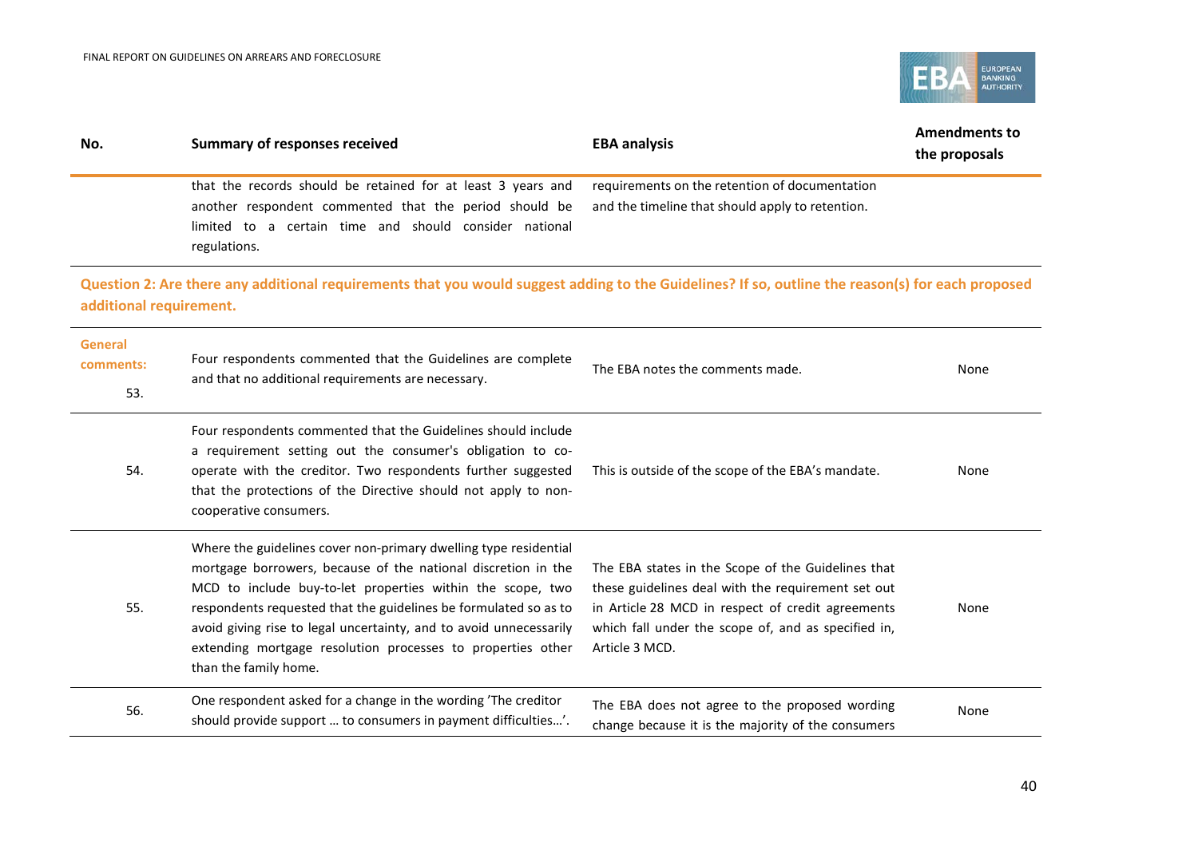| No. | Summary of responses received | EBA analysis | Amendments to the proposals |
|---|---|---|---|
| | that the records should be retained for at least 3 years and another respondent commented that the period should be limited to a certain time and should consider national regulations. | requirements on the retention of documentation and the timeline that should apply to retention. | |
| **Question 2: Are there any additional requirements that you would suggest adding to the Guidelines? If so, outline the reason(s) for each proposed additional requirement.** | | | |
| **General comments:** 53. | Four respondents commented that the Guidelines are complete and that no additional requirements are necessary. | The EBA notes the comments made. | None |
| 54. | Four respondents commented that the Guidelines should include a requirement setting out the consumer's obligation to co-operate with the creditor. Two respondents further suggested that the protections of the Directive should not apply to non-cooperative consumers. | This is outside of the scope of the EBA's mandate. | None |
| 55. | Where the guidelines cover non-primary dwelling type residential mortgage borrowers, because of the national discretion in the MCD to include buy-to-let properties within the scope, two respondents requested that the guidelines be formulated so as to avoid giving rise to legal uncertainty, and to avoid unnecessarily extending mortgage resolution processes to properties other than the family home. | The EBA states in the Scope of the Guidelines that these guidelines deal with the requirement set out in Article 28 MCD in respect of credit agreements which fall under the scope of, and as specified in, Article 3 MCD. | None |
| 56. | One respondent asked for a change in the wording 'The creditor should provide support … to consumers in payment difficulties…'. | The EBA does not agree to the proposed wording change because it is the majority of the consumers | None |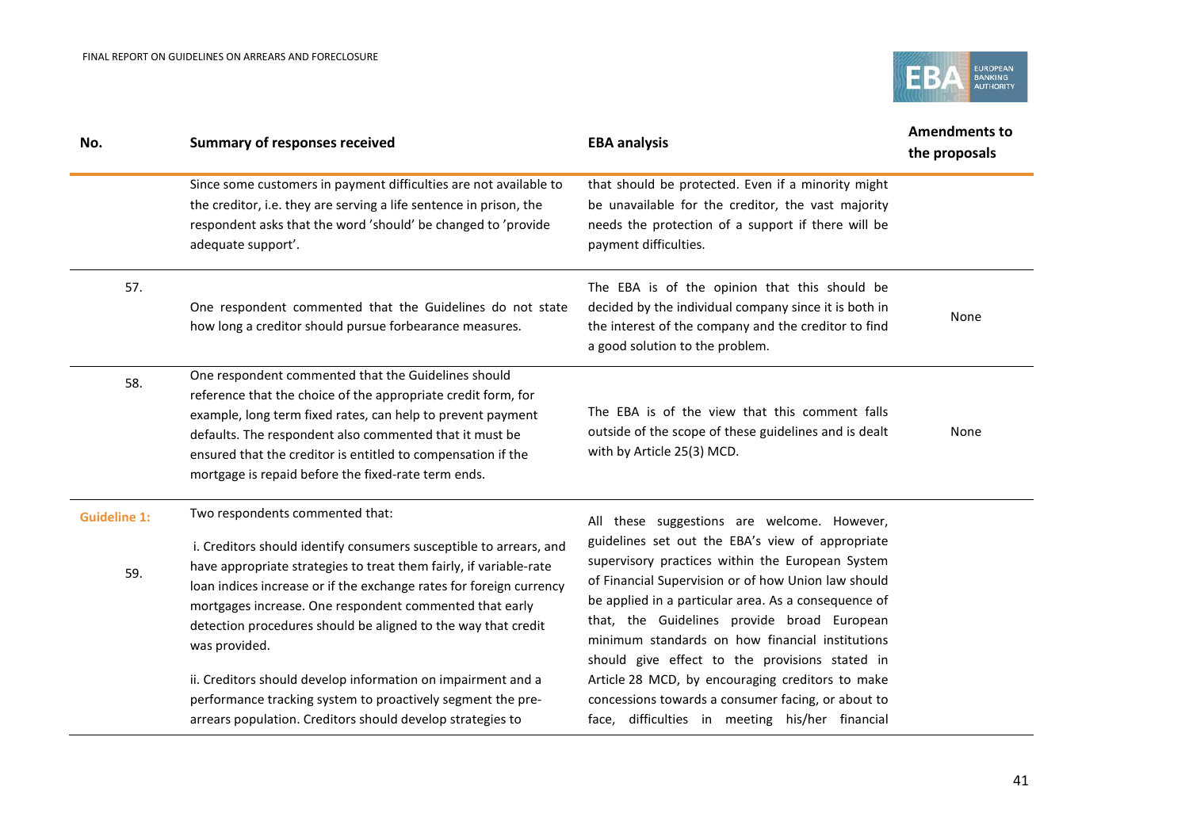| No. | Summary of responses received | EBA analysis | Amendments to the proposals |
|---|---|---|---|
| | Since some customers in payment difficulties are not available to the creditor, i.e. they are serving a life sentence in prison, the respondent asks that the word 'should' be changed to 'provide adequate support'. | that should be protected. Even if a minority might be unavailable for the creditor, the vast majority needs the protection of a support if there will be payment difficulties. | |
| 57. | One respondent commented that the Guidelines do not state how long a creditor should pursue forbearance measures. | The EBA is of the opinion that this should be decided by the individual company since it is both in the interest of the company and the creditor to find a good solution to the problem. | None |
| 58. | One respondent commented that the Guidelines should reference that the choice of the appropriate credit form, for example, long term fixed rates, can help to prevent payment defaults. The respondent also commented that it must be ensured that the creditor is entitled to compensation if the mortgage is repaid before the fixed-rate term ends. | The EBA is of the view that this comment falls outside of the scope of these guidelines and is dealt with by Article 25(3) MCD. | None |
| **Guideline 1:**<br><br>59. | Two respondents commented that:<br><br>i. Creditors should identify consumers susceptible to arrears, and have appropriate strategies to treat them fairly, if variable-rate loan indices increase or if the exchange rates for foreign currency mortgages increase. One respondent commented that early detection procedures should be aligned to the way that credit was provided.<br><br>ii. Creditors should develop information on impairment and a performance tracking system to proactively segment the pre-arrears population. Creditors should develop strategies to | All these suggestions are welcome. However, guidelines set out the EBA's view of appropriate supervisory practices within the European System of Financial Supervision or of how Union law should be applied in a particular area. As a consequence of that, the Guidelines provide broad European minimum standards on how financial institutions should give effect to the provisions stated in Article 28 MCD, by encouraging creditors to make concessions towards a consumer facing, or about to face, difficulties in meeting his/her financial | |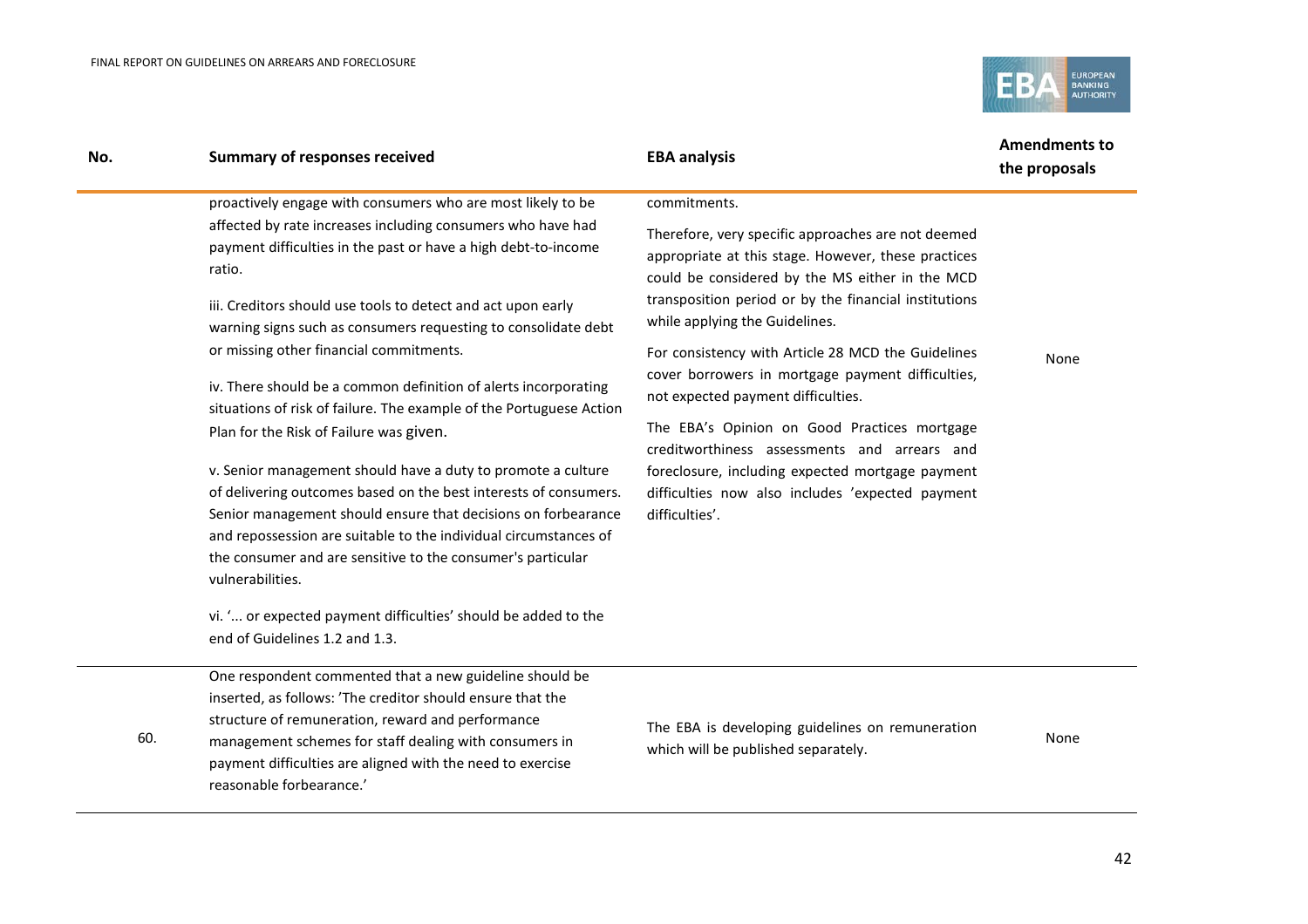| No. | Summary of responses received | EBA analysis | Amendments to the proposals |
|---|---|---|---|
| | proactively engage with consumers who are most likely to be affected by rate increases including consumers who have had payment difficulties in the past or have a high debt-to-income ratio.<br><br>iii. Creditors should use tools to detect and act upon early warning signs such as consumers requesting to consolidate debt or missing other financial commitments.<br><br>iv. There should be a common definition of alerts incorporating situations of risk of failure. The example of the Portuguese Action Plan for the Risk of Failure was given.<br><br>v. Senior management should have a duty to promote a culture of delivering outcomes based on the best interests of consumers. Senior management should ensure that decisions on forbearance and repossession are suitable to the individual circumstances of the consumer and are sensitive to the consumer's particular vulnerabilities.<br><br>vi. '... or expected payment difficulties' should be added to the end of Guidelines 1.2 and 1.3. | commitments.<br><br>Therefore, very specific approaches are not deemed appropriate at this stage. However, these practices could be considered by the MS either in the MCD transposition period or by the financial institutions while applying the Guidelines.<br><br>For consistency with Article 28 MCD the Guidelines cover borrowers in mortgage payment difficulties, not expected payment difficulties.<br><br>The EBA's Opinion on Good Practices mortgage creditworthiness assessments and arrears and foreclosure, including expected mortgage payment difficulties now also includes 'expected payment difficulties'. | None |
| 60. | One respondent commented that a new guideline should be inserted, as follows: 'The creditor should ensure that the structure of remuneration, reward and performance management schemes for staff dealing with consumers in payment difficulties are aligned with the need to exercise reasonable forbearance.' | The EBA is developing guidelines on remuneration which will be published separately. | None |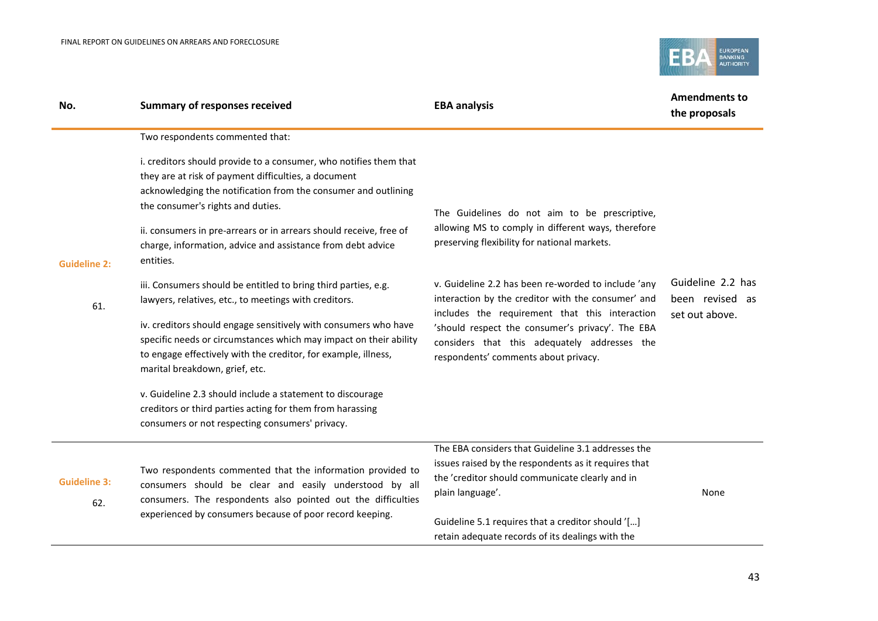| No. | Summary of responses received | EBA analysis | Amendments to the proposals |
|---|---|---|---|
| **Guideline 2:** 61. | Two respondents commented that:<br><br>i. creditors should provide to a consumer, who notifies them that they are at risk of payment difficulties, a document acknowledging the notification from the consumer and outlining the consumer's rights and duties.<br><br>ii. consumers in pre-arrears or in arrears should receive, free of charge, information, advice and assistance from debt advice entities.<br><br>iii. Consumers should be entitled to bring third parties, e.g. lawyers, relatives, etc., to meetings with creditors.<br><br>iv. creditors should engage sensitively with consumers who have specific needs or circumstances which may impact on their ability to engage effectively with the creditor, for example, illness, marital breakdown, grief, etc.<br><br>v. Guideline 2.3 should include a statement to discourage creditors or third parties acting for them from harassing consumers or not respecting consumers' privacy. | The Guidelines do not aim to be prescriptive, allowing MS to comply in different ways, therefore preserving flexibility for national markets.<br><br>v. Guideline 2.2 has been re-worded to include 'any interaction by the creditor with the consumer' and includes the requirement that this interaction 'should respect the consumer's privacy'. The EBA considers that this adequately addresses the respondents' comments about privacy. | Guideline 2.2 has been revised as set out above. |
| **Guideline 3:** 62. | Two respondents commented that the information provided to consumers should be clear and easily understood by all consumers. The respondents also pointed out the difficulties experienced by consumers because of poor record keeping. | The EBA considers that Guideline 3.1 addresses the issues raised by the respondents as it requires that the 'creditor should communicate clearly and in plain language'.<br><br>Guideline 5.1 requires that a creditor should '[…] retain adequate records of its dealings with the | None |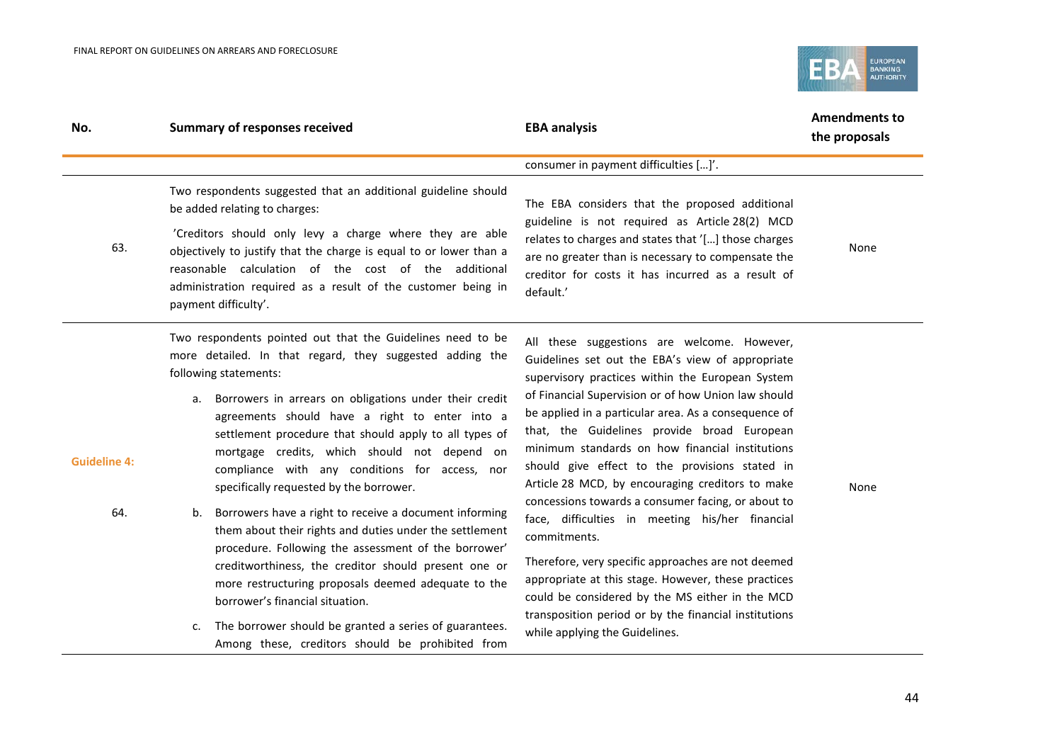| No. | Summary of responses received | EBA analysis | Amendments to the proposals |
|---|---|---|---|
| | | consumer in payment difficulties […]'. | |
| 63. | Two respondents suggested that an additional guideline should be added relating to charges:<br><br>'Creditors should only levy a charge where they are able objectively to justify that the charge is equal to or lower than a reasonable calculation of the cost of the additional administration required as a result of the customer being in payment difficulty'. | The EBA considers that the proposed additional guideline is not required as Article 28(2) MCD relates to charges and states that '[…] those charges are no greater than is necessary to compensate the creditor for costs it has incurred as a result of default.' | None |
| **Guideline 4:**<br><br>64. | Two respondents pointed out that the Guidelines need to be more detailed. In that regard, they suggested adding the following statements:<br><br>a. Borrowers in arrears on obligations under their credit agreements should have a right to enter into a settlement procedure that should apply to all types of mortgage credits, which should not depend on compliance with any conditions for access, nor specifically requested by the borrower.<br><br>b. Borrowers have a right to receive a document informing them about their rights and duties under the settlement procedure. Following the assessment of the borrower' creditworthiness, the creditor should present one or more restructuring proposals deemed adequate to the borrower's financial situation.<br><br>c. The borrower should be granted a series of guarantees. Among these, creditors should be prohibited from | All these suggestions are welcome. However, Guidelines set out the EBA's view of appropriate supervisory practices within the European System of Financial Supervision or of how Union law should be applied in a particular area. As a consequence of that, the Guidelines provide broad European minimum standards on how financial institutions should give effect to the provisions stated in Article 28 MCD, by encouraging creditors to make concessions towards a consumer facing, or about to face, difficulties in meeting his/her financial commitments.<br><br>Therefore, very specific approaches are not deemed appropriate at this stage. However, these practices could be considered by the MS either in the MCD transposition period or by the financial institutions while applying the Guidelines. | None |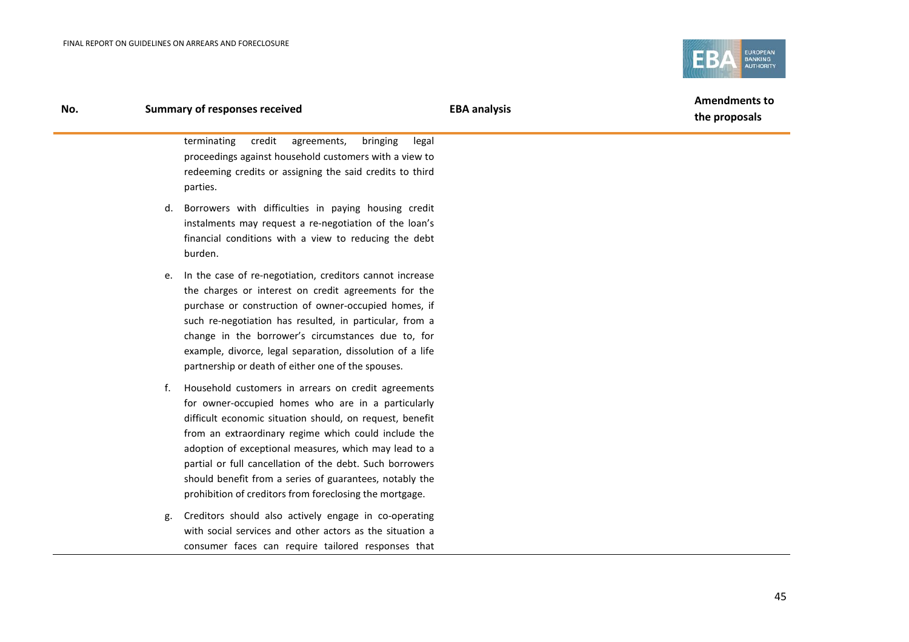| No. | Summary of responses received | EBA analysis | Amendments to the proposals |
|---|---|---|---|
| | terminating credit agreements, bringing legal proceedings against household customers with a view to redeeming credits or assigning the said credits to third parties.<br><br>d. Borrowers with difficulties in paying housing credit instalments may request a re-negotiation of the loan's financial conditions with a view to reducing the debt burden.<br><br>e. In the case of re-negotiation, creditors cannot increase the charges or interest on credit agreements for the purchase or construction of owner-occupied homes, if such re-negotiation has resulted, in particular, from a change in the borrower's circumstances due to, for example, divorce, legal separation, dissolution of a life partnership or death of either one of the spouses.<br><br>f. Household customers in arrears on credit agreements for owner-occupied homes who are in a particularly difficult economic situation should, on request, benefit from an extraordinary regime which could include the adoption of exceptional measures, which may lead to a partial or full cancellation of the debt. Such borrowers should benefit from a series of guarantees, notably the prohibition of creditors from foreclosing the mortgage.<br><br>g. Creditors should also actively engage in co-operating with social services and other actors as the situation a consumer faces can require tailored responses that | | |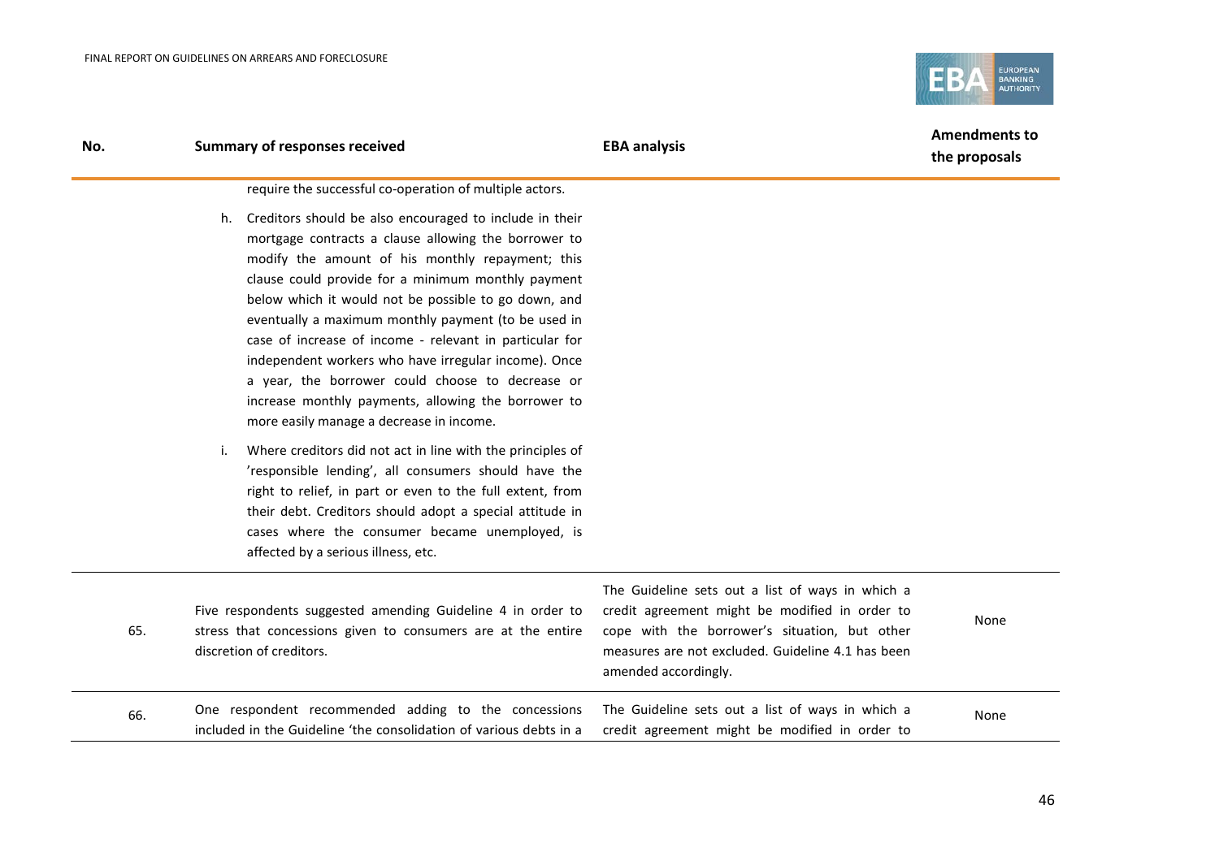| No. | Summary of responses received | EBA analysis | Amendments to the proposals |
|---|---|---|---|
| | require the successful co-operation of multiple actors.<br><br>h. Creditors should be also encouraged to include in their mortgage contracts a clause allowing the borrower to modify the amount of his monthly repayment; this clause could provide for a minimum monthly payment below which it would not be possible to go down, and eventually a maximum monthly payment (to be used in case of increase of income - relevant in particular for independent workers who have irregular income). Once a year, the borrower could choose to decrease or increase monthly payments, allowing the borrower to more easily manage a decrease in income.<br><br>i. Where creditors did not act in line with the principles of 'responsible lending', all consumers should have the right to relief, in part or even to the full extent, from their debt. Creditors should adopt a special attitude in cases where the consumer became unemployed, is affected by a serious illness, etc. | | |
| 65. | Five respondents suggested amending Guideline 4 in order to stress that concessions given to consumers are at the entire discretion of creditors. | The Guideline sets out a list of ways in which a credit agreement might be modified in order to cope with the borrower's situation, but other measures are not excluded. Guideline 4.1 has been amended accordingly. | None |
| 66. | One respondent recommended adding to the concessions included in the Guideline 'the consolidation of various debts in a | The Guideline sets out a list of ways in which a credit agreement might be modified in order to | None |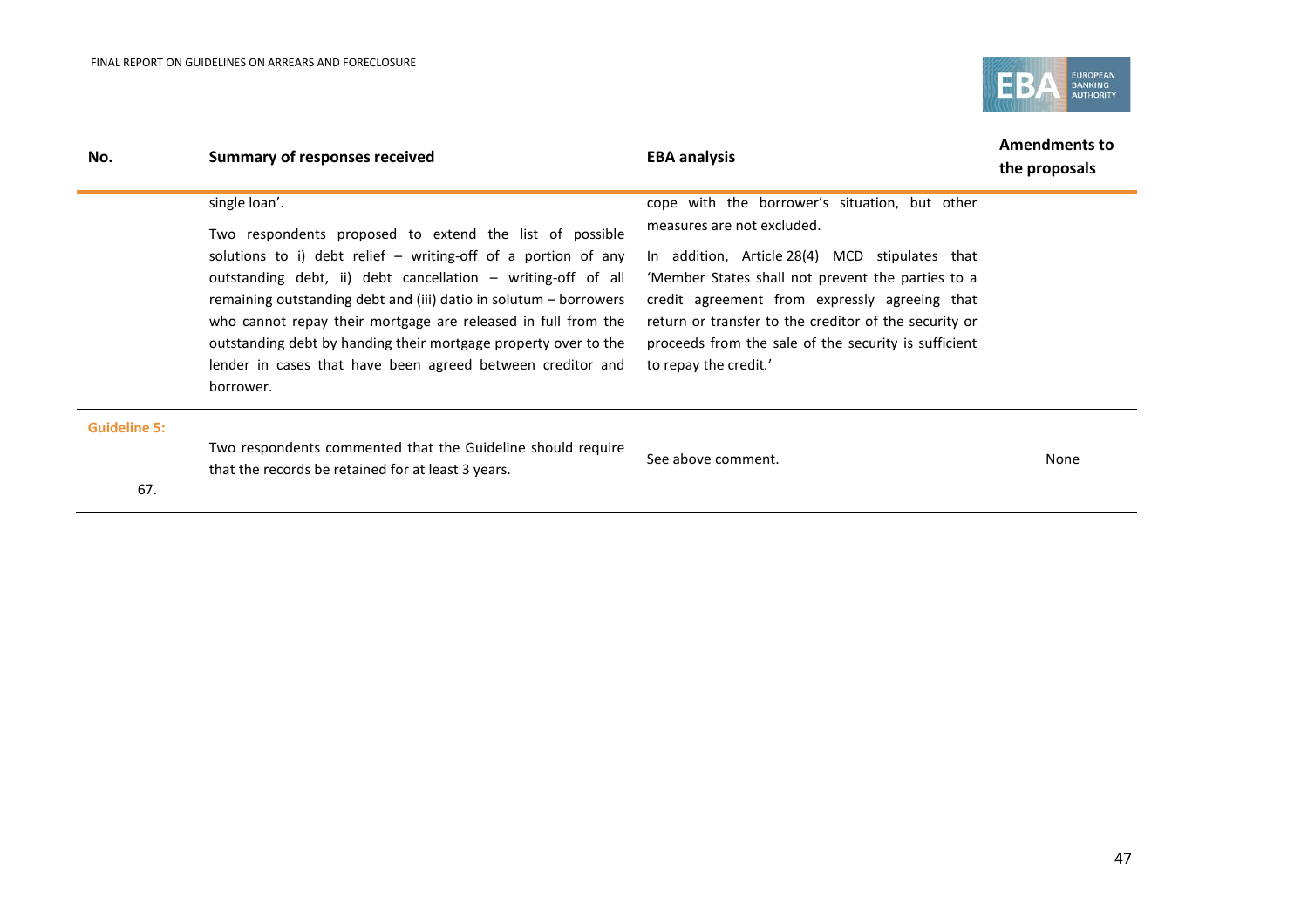| No. | Summary of responses received | EBA analysis | Amendments to the proposals |
|---|---|---|---|
| | single loan'. Two respondents proposed to extend the list of possible solutions to i) debt relief – writing-off of a portion of any outstanding debt, ii) debt cancellation – writing-off of all remaining outstanding debt and (iii) datio in solutum – borrowers who cannot repay their mortgage are released in full from the outstanding debt by handing their mortgage property over to the lender in cases that have been agreed between creditor and borrower. | cope with the borrower's situation, but other measures are not excluded. In addition, Article 28(4) MCD stipulates that 'Member States shall not prevent the parties to a credit agreement from expressly agreeing that return or transfer to the creditor of the security or proceeds from the sale of the security is sufficient to repay the credit.' | |
| **Guideline 5:** | | | |
| 67. | Two respondents commented that the Guideline should require that the records be retained for at least 3 years. | See above comment. | None |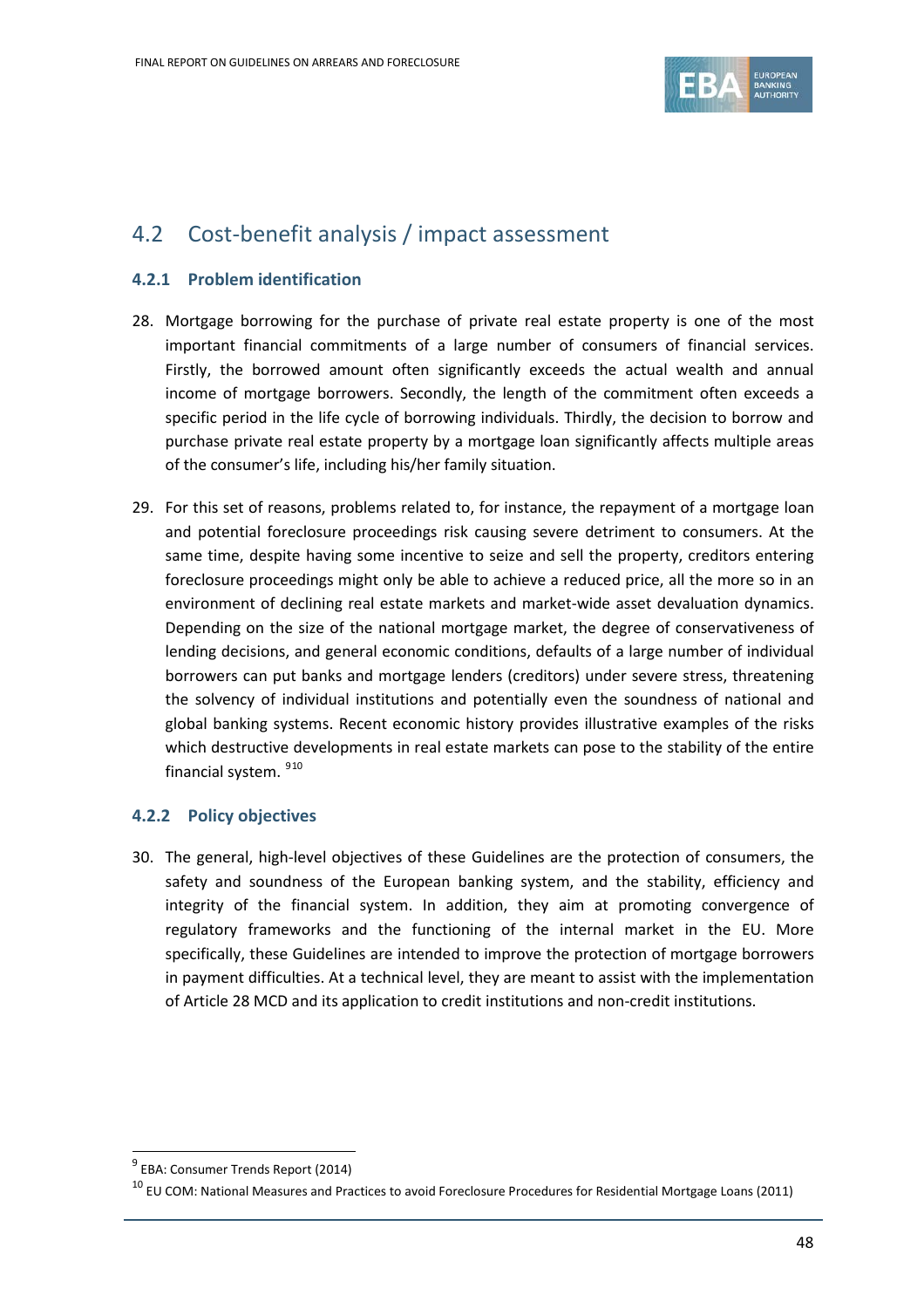## 4.2 Cost-benefit analysis / impact assessment

### 4.2.1 Problem identification

28. Mortgage borrowing for the purchase of private real estate property is one of the most important financial commitments of a large number of consumers of financial services. Firstly, the borrowed amount often significantly exceeds the actual wealth and annual income of mortgage borrowers. Secondly, the length of the commitment often exceeds a specific period in the life cycle of borrowing individuals. Thirdly, the decision to borrow and purchase private real estate property by a mortgage loan significantly affects multiple areas of the consumer's life, including his/her family situation.

29. For this set of reasons, problems related to, for instance, the repayment of a mortgage loan and potential foreclosure proceedings risk causing severe detriment to consumers. At the same time, despite having some incentive to seize and sell the property, creditors entering foreclosure proceedings might only be able to achieve a reduced price, all the more so in an environment of declining real estate markets and market-wide asset devaluation dynamics. Depending on the size of the national mortgage market, the degree of conservativeness of lending decisions, and general economic conditions, defaults of a large number of individual borrowers can put banks and mortgage lenders (creditors) under severe stress, threatening the solvency of individual institutions and potentially even the soundness of national and global banking systems. Recent economic history provides illustrative examples of the risks which destructive developments in real estate markets can pose to the stability of the entire financial system. [9] [10]

### 4.2.2 Policy objectives

30. The general, high-level objectives of these Guidelines are the protection of consumers, the safety and soundness of the European banking system, and the stability, efficiency and integrity of the financial system. In addition, they aim at promoting convergence of regulatory frameworks and the functioning of the internal market in the EU. More specifically, these Guidelines are intended to improve the protection of mortgage borrowers in payment difficulties. At a technical level, they are meant to assist with the implementation of Article 28 MCD and its application to credit institutions and non-credit institutions.

---

[9] EBA: Consumer Trends Report (2014)

[10] EU COM: National Measures and Practices to avoid Foreclosure Procedures for Residential Mortgage Loans (2011)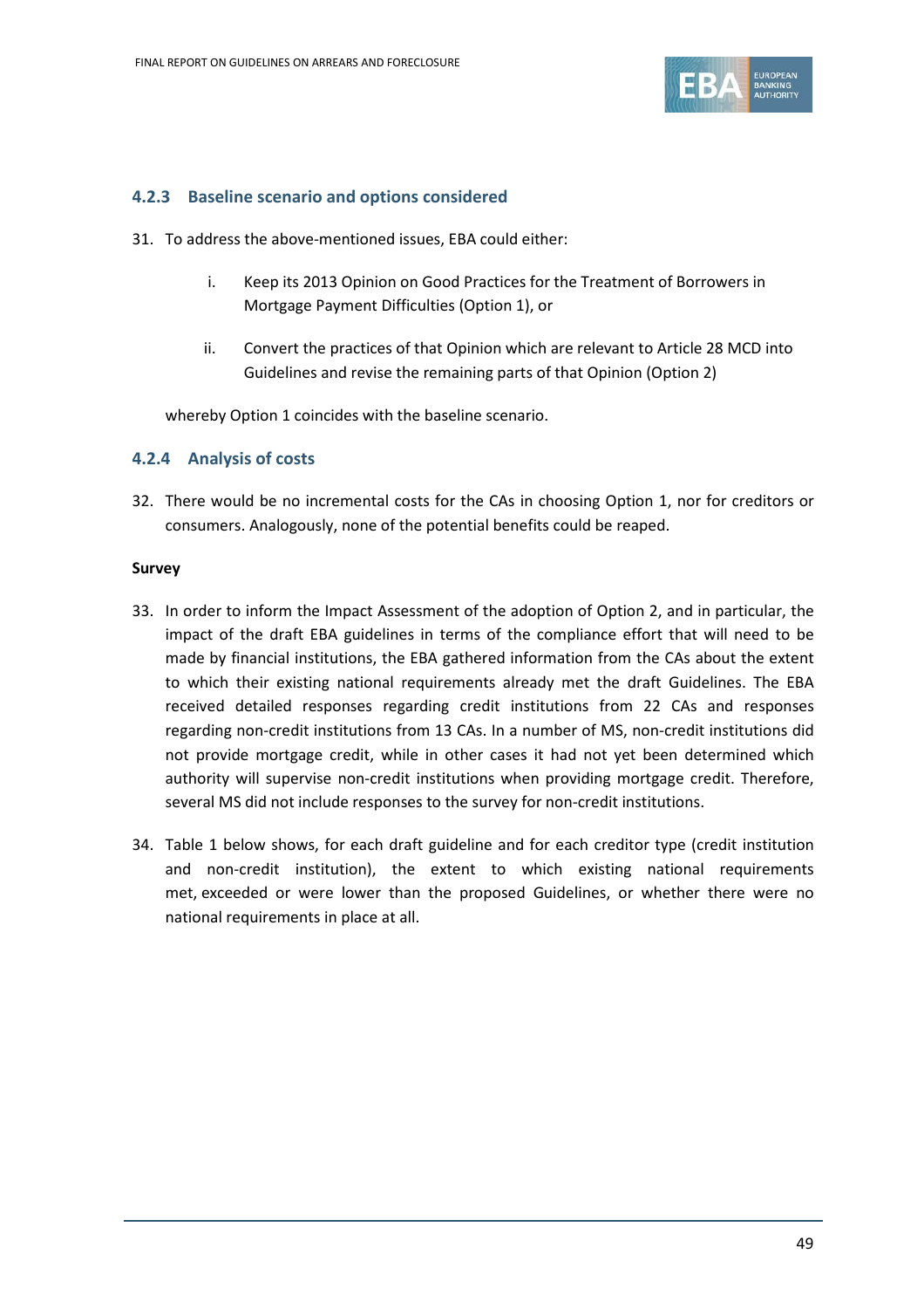### 4.2.3 Baseline scenario and options considered

31. To address the above-mentioned issues, EBA could either:

    i. Keep its 2013 Opinion on Good Practices for the Treatment of Borrowers in Mortgage Payment Difficulties (Option 1), or

    ii. Convert the practices of that Opinion which are relevant to Article 28 MCD into Guidelines and revise the remaining parts of that Opinion (Option 2)

    whereby Option 1 coincides with the baseline scenario.

### 4.2.4 Analysis of costs

32. There would be no incremental costs for the CAs in choosing Option 1, nor for creditors or consumers. Analogously, none of the potential benefits could be reaped.

**Survey**

33. In order to inform the Impact Assessment of the adoption of Option 2, and in particular, the impact of the draft EBA guidelines in terms of the compliance effort that will need to be made by financial institutions, the EBA gathered information from the CAs about the extent to which their existing national requirements already met the draft Guidelines. The EBA received detailed responses regarding credit institutions from 22 CAs and responses regarding non-credit institutions from 13 CAs. In a number of MS, non-credit institutions did not provide mortgage credit, while in other cases it had not yet been determined which authority will supervise non-credit institutions when providing mortgage credit. Therefore, several MS did not include responses to the survey for non-credit institutions.

34. Table 1 below shows, for each draft guideline and for each creditor type (credit institution and non-credit institution), the extent to which existing national requirements met, exceeded or were lower than the proposed Guidelines, or whether there were no national requirements in place at all.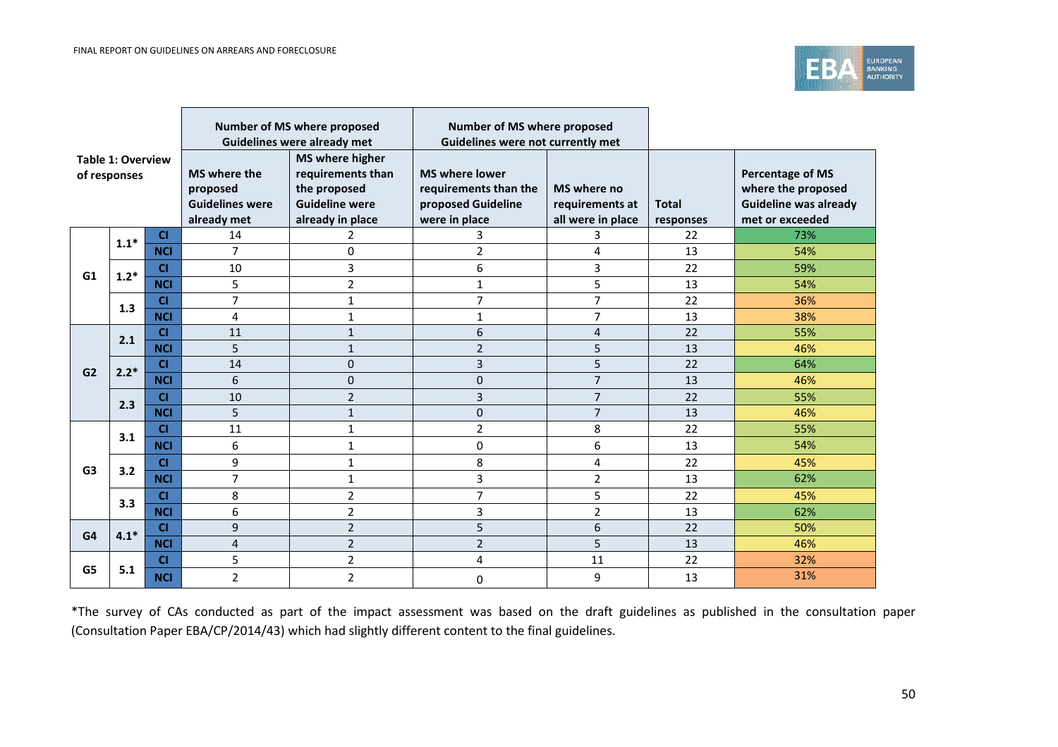| Table 1: Overview of responses | | | Number of MS where proposed Guidelines were already met | | Number of MS where proposed Guidelines were not currently met | | | |
|---|---|---|---|---|---|---|---|---|
| | | | MS where the proposed Guidelines were already met | MS where higher requirements than the proposed Guideline were already in place | MS where lower requirements than the proposed Guideline were in place | MS where no requirements at all were in place | Total responses | Percentage of MS where the proposed Guideline was already met or exceeded |
| G1 | 1.1* | CI | 14 | 2 | 3 | 3 | 22 | 73% |
| | | NCI | 7 | 0 | 2 | 4 | 13 | 54% |
| | 1.2* | CI | 10 | 3 | 6 | 3 | 22 | 59% |
| | | NCI | 5 | 2 | 1 | 5 | 13 | 54% |
| | 1.3 | CI | 7 | 1 | 7 | 7 | 22 | 36% |
| | | NCI | 4 | 1 | 1 | 7 | 13 | 38% |
| G2 | 2.1 | CI | 11 | 1 | 6 | 4 | 22 | 55% |
| | | NCI | 5 | 1 | 2 | 5 | 13 | 46% |
| | 2.2* | CI | 14 | 0 | 3 | 5 | 22 | 64% |
| | | NCI | 6 | 0 | 0 | 7 | 13 | 46% |
| | 2.3 | CI | 10 | 2 | 3 | 7 | 22 | 55% |
| | | NCI | 5 | 1 | 0 | 7 | 13 | 46% |
| G3 | 3.1 | CI | 11 | 1 | 2 | 8 | 22 | 55% |
| | | NCI | 6 | 1 | 0 | 6 | 13 | 54% |
| | 3.2 | CI | 9 | 1 | 8 | 4 | 22 | 45% |
| | | NCI | 7 | 1 | 3 | 2 | 13 | 62% |
| | 3.3 | CI | 8 | 2 | 7 | 5 | 22 | 45% |
| | | NCI | 6 | 2 | 3 | 2 | 13 | 62% |
| G4 | 4.1* | CI | 9 | 2 | 5 | 6 | 22 | 50% |
| | | NCI | 4 | 2 | 2 | 5 | 13 | 46% |
| G5 | 5.1 | CI | 5 | 2 | 4 | 11 | 22 | 32% |
| | | NCI | 2 | 2 | 0 | 9 | 13 | 31% |

*The survey of CAs conducted as part of the impact assessment was based on the draft guidelines as published in the consultation paper (Consultation Paper EBA/CP/2014/43) which had slightly different content to the final guidelines.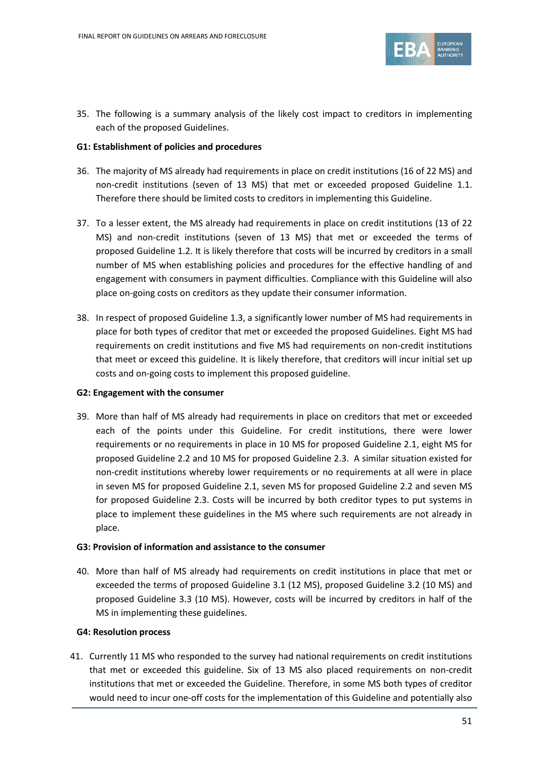35. The following is a summary analysis of the likely cost impact to creditors in implementing each of the proposed Guidelines.

**G1: Establishment of policies and procedures**

36. The majority of MS already had requirements in place on credit institutions (16 of 22 MS) and non-credit institutions (seven of 13 MS) that met or exceeded proposed Guideline 1.1. Therefore there should be limited costs to creditors in implementing this Guideline.

37. To a lesser extent, the MS already had requirements in place on credit institutions (13 of 22 MS) and non-credit institutions (seven of 13 MS) that met or exceeded the terms of proposed Guideline 1.2. It is likely therefore that costs will be incurred by creditors in a small number of MS when establishing policies and procedures for the effective handling of and engagement with consumers in payment difficulties. Compliance with this Guideline will also place on-going costs on creditors as they update their consumer information.

38. In respect of proposed Guideline 1.3, a significantly lower number of MS had requirements in place for both types of creditor that met or exceeded the proposed Guidelines. Eight MS had requirements on credit institutions and five MS had requirements on non-credit institutions that meet or exceed this guideline. It is likely therefore, that creditors will incur initial set up costs and on-going costs to implement this proposed guideline.

**G2: Engagement with the consumer**

39. More than half of MS already had requirements in place on creditors that met or exceeded each of the points under this Guideline. For credit institutions, there were lower requirements or no requirements in place in 10 MS for proposed Guideline 2.1, eight MS for proposed Guideline 2.2 and 10 MS for proposed Guideline 2.3. A similar situation existed for non-credit institutions whereby lower requirements or no requirements at all were in place in seven MS for proposed Guideline 2.1, seven MS for proposed Guideline 2.2 and seven MS for proposed Guideline 2.3. Costs will be incurred by both creditor types to put systems in place to implement these guidelines in the MS where such requirements are not already in place.

**G3: Provision of information and assistance to the consumer**

40. More than half of MS already had requirements on credit institutions in place that met or exceeded the terms of proposed Guideline 3.1 (12 MS), proposed Guideline 3.2 (10 MS) and proposed Guideline 3.3 (10 MS). However, costs will be incurred by creditors in half of the MS in implementing these guidelines.

**G4: Resolution process**

41. Currently 11 MS who responded to the survey had national requirements on credit institutions that met or exceeded this guideline. Six of 13 MS also placed requirements on non-credit institutions that met or exceeded the Guideline. Therefore, in some MS both types of creditor would need to incur one-off costs for the implementation of this Guideline and potentially also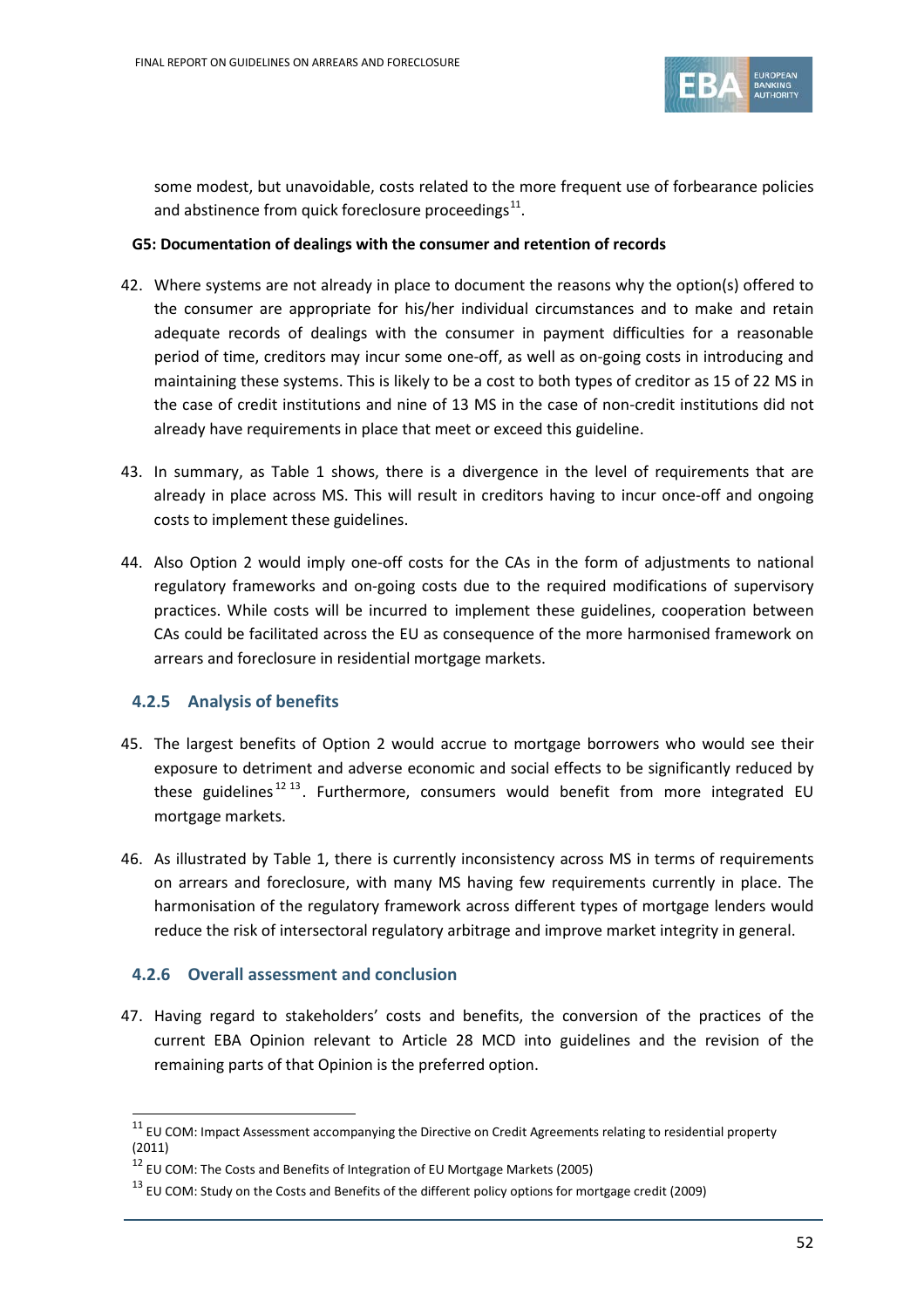some modest, but unavoidable, costs related to the more frequent use of forbearance policies and abstinence from quick foreclosure proceedings[11].

**G5: Documentation of dealings with the consumer and retention of records**

42. Where systems are not already in place to document the reasons why the option(s) offered to the consumer are appropriate for his/her individual circumstances and to make and retain adequate records of dealings with the consumer in payment difficulties for a reasonable period of time, creditors may incur some one-off, as well as on-going costs in introducing and maintaining these systems. This is likely to be a cost to both types of creditor as 15 of 22 MS in the case of credit institutions and nine of 13 MS in the case of non-credit institutions did not already have requirements in place that meet or exceed this guideline.

43. In summary, as Table 1 shows, there is a divergence in the level of requirements that are already in place across MS. This will result in creditors having to incur once-off and ongoing costs to implement these guidelines.

44. Also Option 2 would imply one-off costs for the CAs in the form of adjustments to national regulatory frameworks and on-going costs due to the required modifications of supervisory practices. While costs will be incurred to implement these guidelines, cooperation between CAs could be facilitated across the EU as consequence of the more harmonised framework on arrears and foreclosure in residential mortgage markets.

### 4.2.5 Analysis of benefits

45. The largest benefits of Option 2 would accrue to mortgage borrowers who would see their exposure to detriment and adverse economic and social effects to be significantly reduced by these guidelines[12][13]. Furthermore, consumers would benefit from more integrated EU mortgage markets.

46. As illustrated by Table 1, there is currently inconsistency across MS in terms of requirements on arrears and foreclosure, with many MS having few requirements currently in place. The harmonisation of the regulatory framework across different types of mortgage lenders would reduce the risk of intersectoral regulatory arbitrage and improve market integrity in general.

### 4.2.6 Overall assessment and conclusion

47. Having regard to stakeholders' costs and benefits, the conversion of the practices of the current EBA Opinion relevant to Article 28 MCD into guidelines and the revision of the remaining parts of that Opinion is the preferred option.

---

[11] EU COM: Impact Assessment accompanying the Directive on Credit Agreements relating to residential property (2011)

[12] EU COM: The Costs and Benefits of Integration of EU Mortgage Markets (2005)

[13] EU COM: Study on the Costs and Benefits of the different policy options for mortgage credit (2009)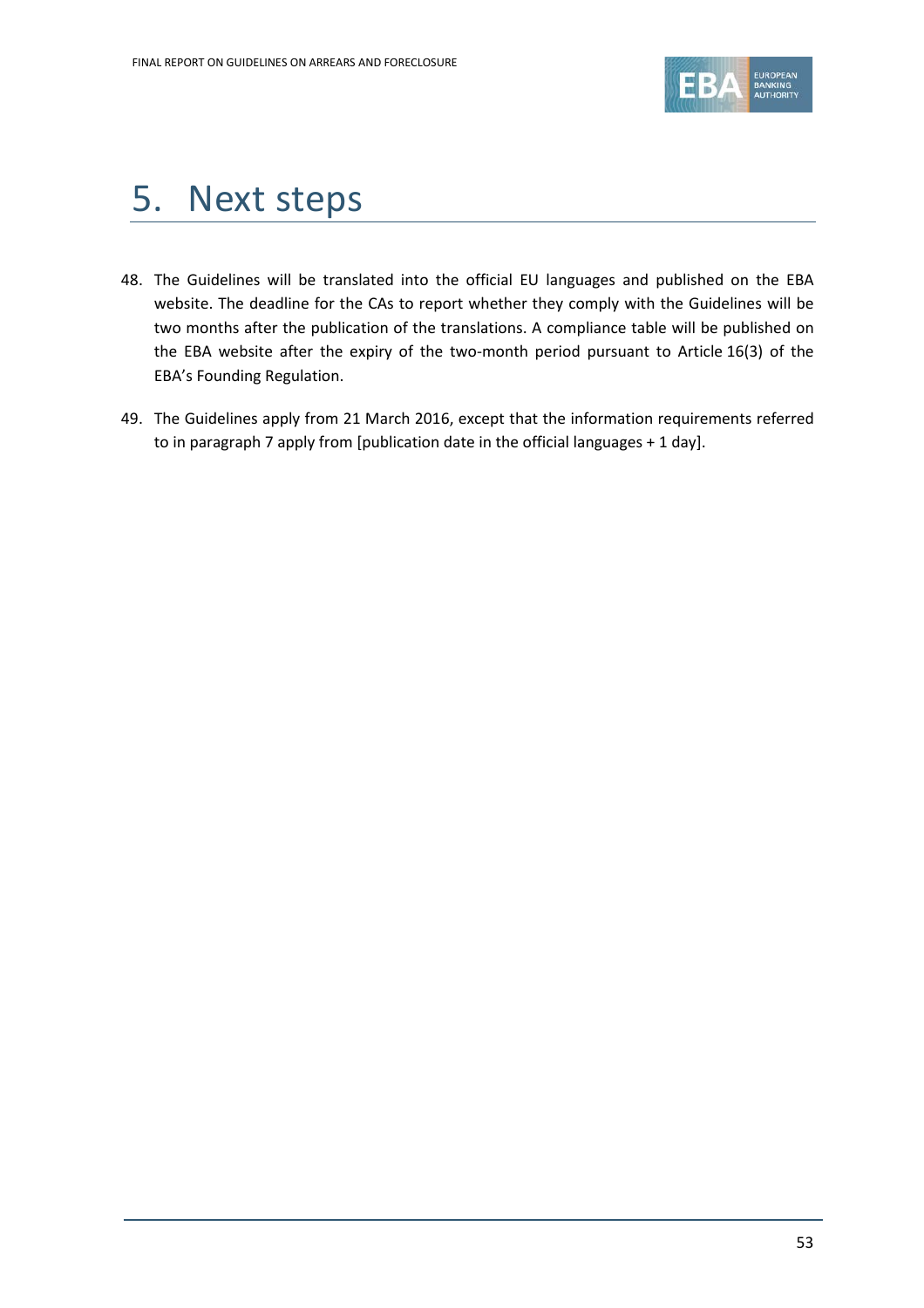# 5. Next steps

48. The Guidelines will be translated into the official EU languages and published on the EBA website. The deadline for the CAs to report whether they comply with the Guidelines will be two months after the publication of the translations. A compliance table will be published on the EBA website after the expiry of the two-month period pursuant to Article 16(3) of the EBA's Founding Regulation.

49. The Guidelines apply from 21 March 2016, except that the information requirements referred to in paragraph 7 apply from [publication date in the official languages + 1 day].